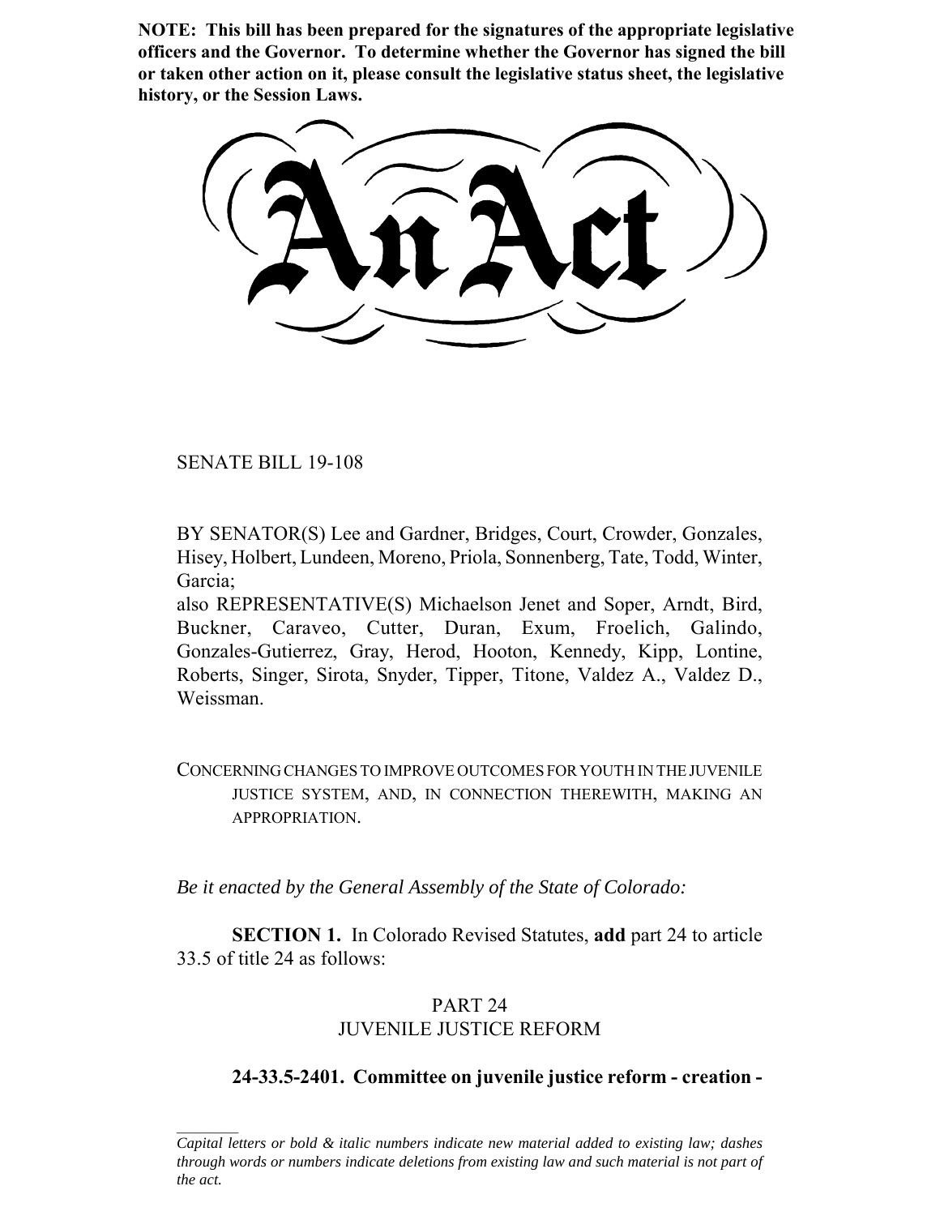**NOTE: This bill has been prepared for the signatures of the appropriate legislative officers and the Governor. To determine whether the Governor has signed the bill or taken other action on it, please consult the legislative status sheet, the legislative history, or the Session Laws.**

# An Act

SENATE BILL 19-108

BY SENATOR(S) Lee and Gardner, Bridges, Court, Crowder, Gonzales, Hisey, Holbert, Lundeen, Moreno, Priola, Sonnenberg, Tate, Todd, Winter, Garcia;

also REPRESENTATIVE(S) Michaelson Jenet and Soper, Arndt, Bird, Buckner, Caraveo, Cutter, Duran, Exum, Froelich, Galindo, Gonzales-Gutierrez, Gray, Herod, Hooton, Kennedy, Kipp, Lontine, Roberts, Singer, Sirota, Snyder, Tipper, Titone, Valdez A., Valdez D., Weissman.

CONCERNING CHANGES TO IMPROVE OUTCOMES FOR YOUTH IN THE JUVENILE JUSTICE SYSTEM, AND, IN CONNECTION THEREWITH, MAKING AN APPROPRIATION.

*Be it enacted by the General Assembly of the State of Colorado:*

**SECTION 1.** In Colorado Revised Statutes, **add** part 24 to article 33.5 of title 24 as follows:

PART 24
JUVENILE JUSTICE REFORM

**24-33.5-2401. Committee on juvenile justice reform - creation -**

---

*Capital letters or bold & italic numbers indicate new material added to existing law; dashes through words or numbers indicate deletions from existing law and such material is not part of the act.*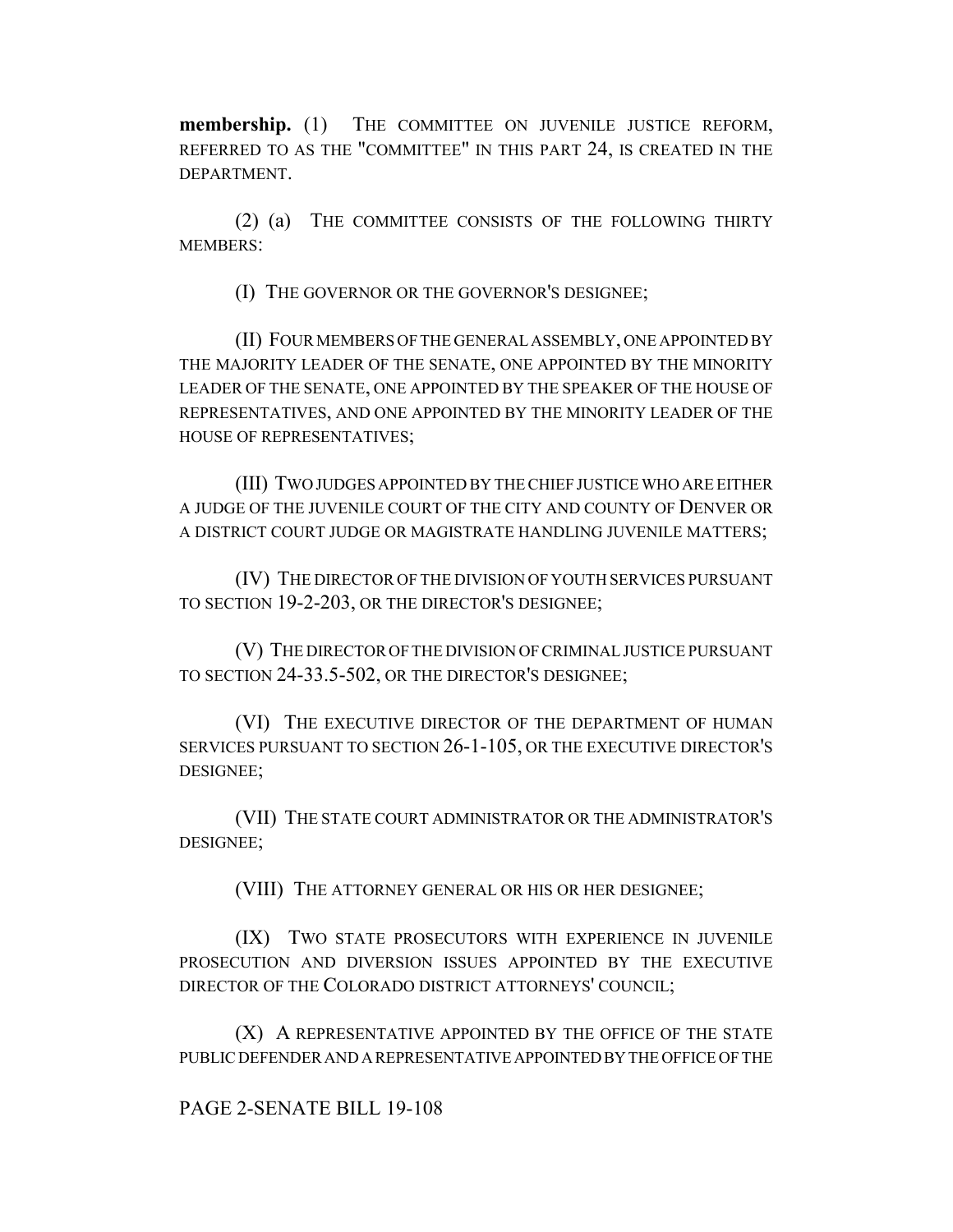**membership.** (1) THE COMMITTEE ON JUVENILE JUSTICE REFORM, REFERRED TO AS THE "COMMITTEE" IN THIS PART 24, IS CREATED IN THE DEPARTMENT.

(2) (a) THE COMMITTEE CONSISTS OF THE FOLLOWING THIRTY MEMBERS:

(I) THE GOVERNOR OR THE GOVERNOR'S DESIGNEE;

(II) FOUR MEMBERS OF THE GENERAL ASSEMBLY, ONE APPOINTED BY THE MAJORITY LEADER OF THE SENATE, ONE APPOINTED BY THE MINORITY LEADER OF THE SENATE, ONE APPOINTED BY THE SPEAKER OF THE HOUSE OF REPRESENTATIVES, AND ONE APPOINTED BY THE MINORITY LEADER OF THE HOUSE OF REPRESENTATIVES;

(III) TWO JUDGES APPOINTED BY THE CHIEF JUSTICE WHO ARE EITHER A JUDGE OF THE JUVENILE COURT OF THE CITY AND COUNTY OF DENVER OR A DISTRICT COURT JUDGE OR MAGISTRATE HANDLING JUVENILE MATTERS;

(IV) THE DIRECTOR OF THE DIVISION OF YOUTH SERVICES PURSUANT TO SECTION 19-2-203, OR THE DIRECTOR'S DESIGNEE;

(V) THE DIRECTOR OF THE DIVISION OF CRIMINAL JUSTICE PURSUANT TO SECTION 24-33.5-502, OR THE DIRECTOR'S DESIGNEE;

(VI) THE EXECUTIVE DIRECTOR OF THE DEPARTMENT OF HUMAN SERVICES PURSUANT TO SECTION 26-1-105, OR THE EXECUTIVE DIRECTOR'S DESIGNEE;

(VII) THE STATE COURT ADMINISTRATOR OR THE ADMINISTRATOR'S DESIGNEE;

(VIII) THE ATTORNEY GENERAL OR HIS OR HER DESIGNEE;

(IX) TWO STATE PROSECUTORS WITH EXPERIENCE IN JUVENILE PROSECUTION AND DIVERSION ISSUES APPOINTED BY THE EXECUTIVE DIRECTOR OF THE COLORADO DISTRICT ATTORNEYS' COUNCIL;

(X) A REPRESENTATIVE APPOINTED BY THE OFFICE OF THE STATE PUBLIC DEFENDER AND A REPRESENTATIVE APPOINTED BY THE OFFICE OF THE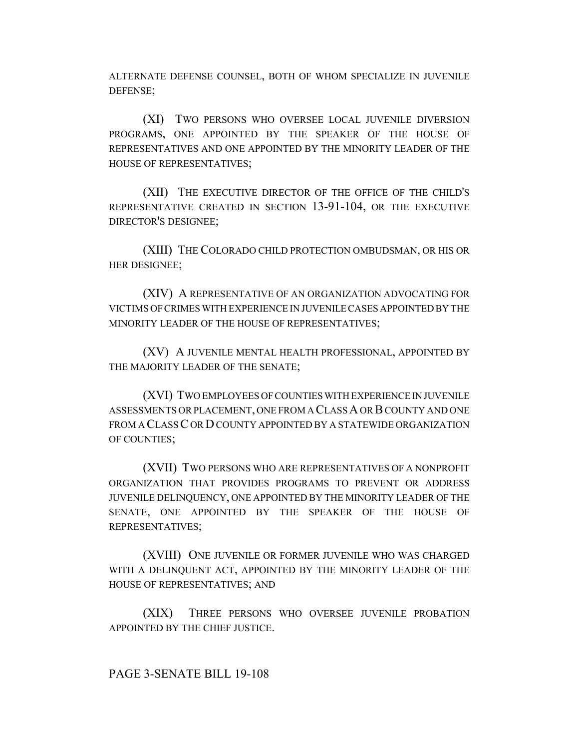ALTERNATE DEFENSE COUNSEL, BOTH OF WHOM SPECIALIZE IN JUVENILE DEFENSE;

(XI) TWO PERSONS WHO OVERSEE LOCAL JUVENILE DIVERSION PROGRAMS, ONE APPOINTED BY THE SPEAKER OF THE HOUSE OF REPRESENTATIVES AND ONE APPOINTED BY THE MINORITY LEADER OF THE HOUSE OF REPRESENTATIVES;

(XII) THE EXECUTIVE DIRECTOR OF THE OFFICE OF THE CHILD'S REPRESENTATIVE CREATED IN SECTION 13-91-104, OR THE EXECUTIVE DIRECTOR'S DESIGNEE;

(XIII) THE COLORADO CHILD PROTECTION OMBUDSMAN, OR HIS OR HER DESIGNEE;

(XIV) A REPRESENTATIVE OF AN ORGANIZATION ADVOCATING FOR VICTIMS OF CRIMES WITH EXPERIENCE IN JUVENILE CASES APPOINTED BY THE MINORITY LEADER OF THE HOUSE OF REPRESENTATIVES;

(XV) A JUVENILE MENTAL HEALTH PROFESSIONAL, APPOINTED BY THE MAJORITY LEADER OF THE SENATE;

(XVI) TWO EMPLOYEES OF COUNTIES WITH EXPERIENCE IN JUVENILE ASSESSMENTS OR PLACEMENT, ONE FROM A CLASS A OR B COUNTY AND ONE FROM A CLASS C OR D COUNTY APPOINTED BY A STATEWIDE ORGANIZATION OF COUNTIES;

(XVII) TWO PERSONS WHO ARE REPRESENTATIVES OF A NONPROFIT ORGANIZATION THAT PROVIDES PROGRAMS TO PREVENT OR ADDRESS JUVENILE DELINQUENCY, ONE APPOINTED BY THE MINORITY LEADER OF THE SENATE, ONE APPOINTED BY THE SPEAKER OF THE HOUSE OF REPRESENTATIVES;

(XVIII) ONE JUVENILE OR FORMER JUVENILE WHO WAS CHARGED WITH A DELINQUENT ACT, APPOINTED BY THE MINORITY LEADER OF THE HOUSE OF REPRESENTATIVES; AND

(XIX) THREE PERSONS WHO OVERSEE JUVENILE PROBATION APPOINTED BY THE CHIEF JUSTICE.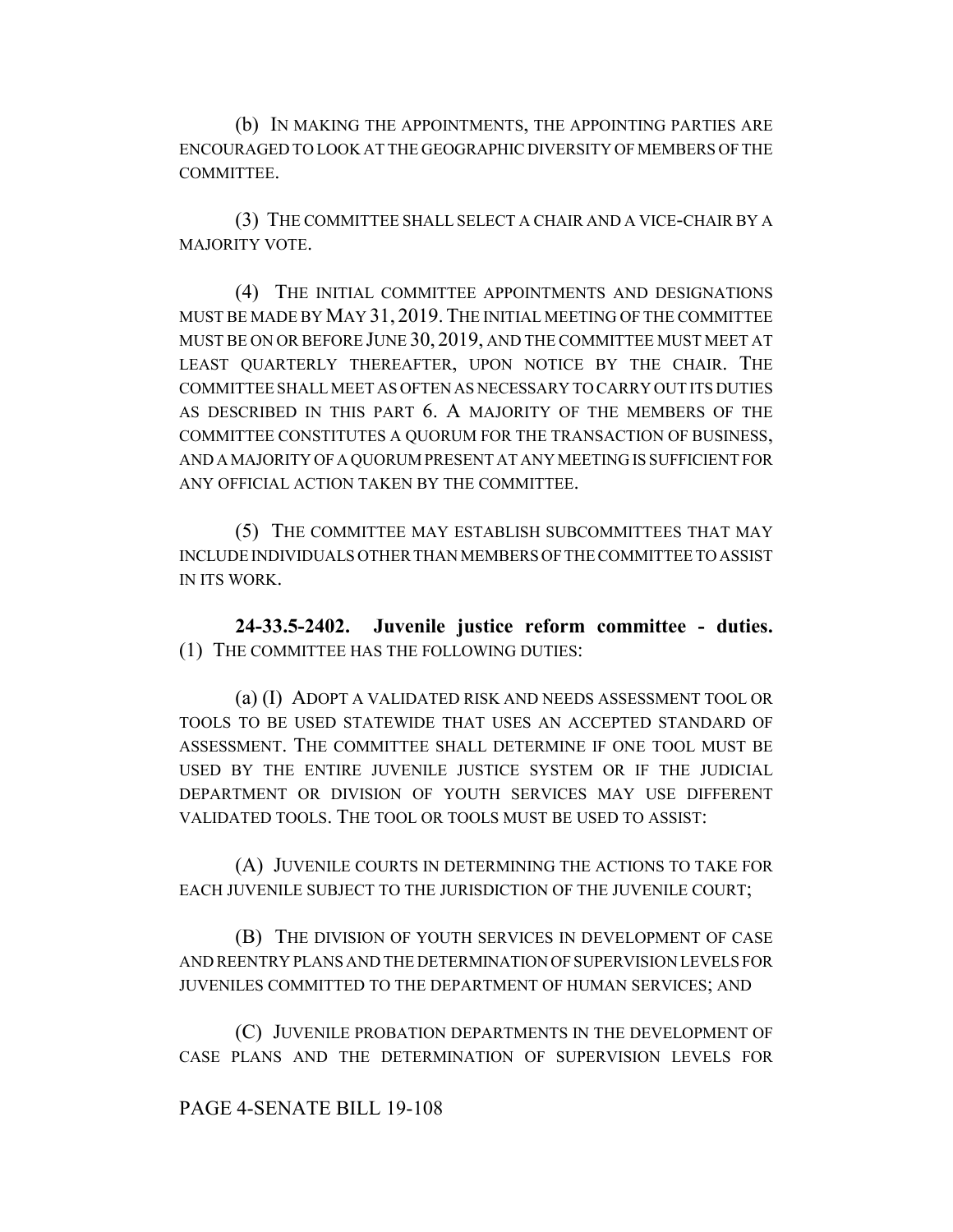(b) IN MAKING THE APPOINTMENTS, THE APPOINTING PARTIES ARE ENCOURAGED TO LOOK AT THE GEOGRAPHIC DIVERSITY OF MEMBERS OF THE COMMITTEE.

(3) THE COMMITTEE SHALL SELECT A CHAIR AND A VICE-CHAIR BY A MAJORITY VOTE.

(4) THE INITIAL COMMITTEE APPOINTMENTS AND DESIGNATIONS MUST BE MADE BY MAY 31, 2019. THE INITIAL MEETING OF THE COMMITTEE MUST BE ON OR BEFORE JUNE 30, 2019, AND THE COMMITTEE MUST MEET AT LEAST QUARTERLY THEREAFTER, UPON NOTICE BY THE CHAIR. THE COMMITTEE SHALL MEET AS OFTEN AS NECESSARY TO CARRY OUT ITS DUTIES AS DESCRIBED IN THIS PART 6. A MAJORITY OF THE MEMBERS OF THE COMMITTEE CONSTITUTES A QUORUM FOR THE TRANSACTION OF BUSINESS, AND A MAJORITY OF A QUORUM PRESENT AT ANY MEETING IS SUFFICIENT FOR ANY OFFICIAL ACTION TAKEN BY THE COMMITTEE.

(5) THE COMMITTEE MAY ESTABLISH SUBCOMMITTEES THAT MAY INCLUDE INDIVIDUALS OTHER THAN MEMBERS OF THE COMMITTEE TO ASSIST IN ITS WORK.

**24-33.5-2402. Juvenile justice reform committee - duties.** (1) THE COMMITTEE HAS THE FOLLOWING DUTIES:

(a) (I) ADOPT A VALIDATED RISK AND NEEDS ASSESSMENT TOOL OR TOOLS TO BE USED STATEWIDE THAT USES AN ACCEPTED STANDARD OF ASSESSMENT. THE COMMITTEE SHALL DETERMINE IF ONE TOOL MUST BE USED BY THE ENTIRE JUVENILE JUSTICE SYSTEM OR IF THE JUDICIAL DEPARTMENT OR DIVISION OF YOUTH SERVICES MAY USE DIFFERENT VALIDATED TOOLS. THE TOOL OR TOOLS MUST BE USED TO ASSIST:

(A) JUVENILE COURTS IN DETERMINING THE ACTIONS TO TAKE FOR EACH JUVENILE SUBJECT TO THE JURISDICTION OF THE JUVENILE COURT;

(B) THE DIVISION OF YOUTH SERVICES IN DEVELOPMENT OF CASE AND REENTRY PLANS AND THE DETERMINATION OF SUPERVISION LEVELS FOR JUVENILES COMMITTED TO THE DEPARTMENT OF HUMAN SERVICES; AND

(C) JUVENILE PROBATION DEPARTMENTS IN THE DEVELOPMENT OF CASE PLANS AND THE DETERMINATION OF SUPERVISION LEVELS FOR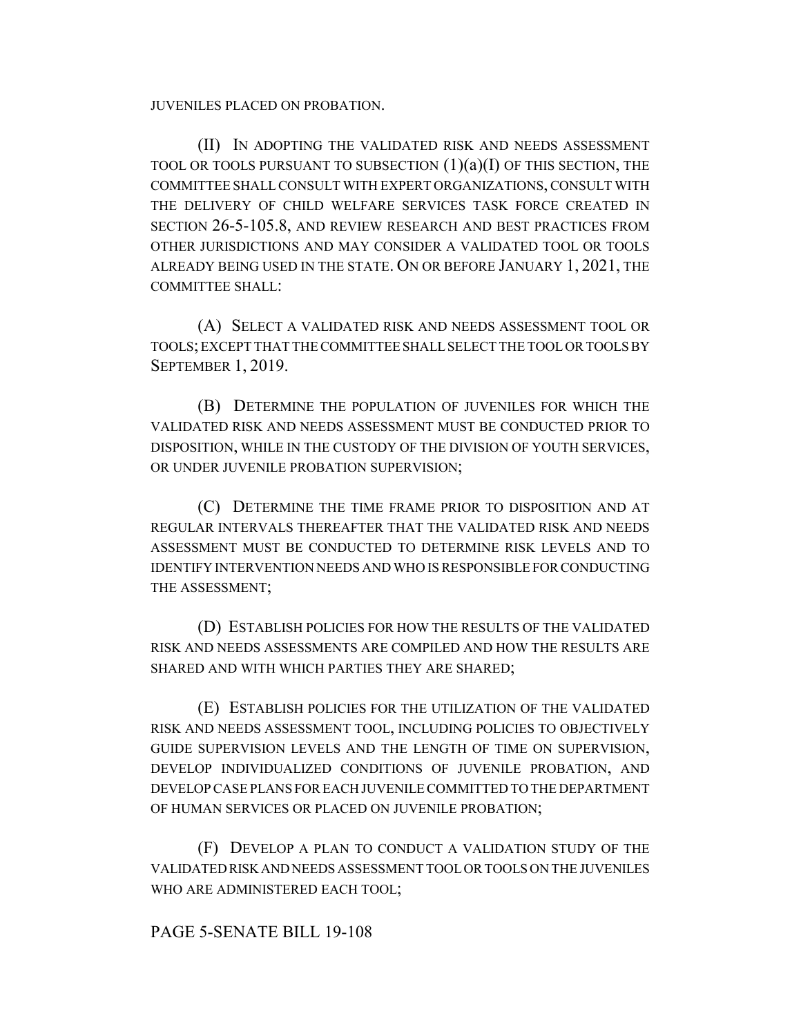JUVENILES PLACED ON PROBATION.

(II) IN ADOPTING THE VALIDATED RISK AND NEEDS ASSESSMENT TOOL OR TOOLS PURSUANT TO SUBSECTION (1)(a)(I) OF THIS SECTION, THE COMMITTEE SHALL CONSULT WITH EXPERT ORGANIZATIONS, CONSULT WITH THE DELIVERY OF CHILD WELFARE SERVICES TASK FORCE CREATED IN SECTION 26-5-105.8, AND REVIEW RESEARCH AND BEST PRACTICES FROM OTHER JURISDICTIONS AND MAY CONSIDER A VALIDATED TOOL OR TOOLS ALREADY BEING USED IN THE STATE. ON OR BEFORE JANUARY 1, 2021, THE COMMITTEE SHALL:

(A) SELECT A VALIDATED RISK AND NEEDS ASSESSMENT TOOL OR TOOLS; EXCEPT THAT THE COMMITTEE SHALL SELECT THE TOOL OR TOOLS BY SEPTEMBER 1, 2019.

(B) DETERMINE THE POPULATION OF JUVENILES FOR WHICH THE VALIDATED RISK AND NEEDS ASSESSMENT MUST BE CONDUCTED PRIOR TO DISPOSITION, WHILE IN THE CUSTODY OF THE DIVISION OF YOUTH SERVICES, OR UNDER JUVENILE PROBATION SUPERVISION;

(C) DETERMINE THE TIME FRAME PRIOR TO DISPOSITION AND AT REGULAR INTERVALS THEREAFTER THAT THE VALIDATED RISK AND NEEDS ASSESSMENT MUST BE CONDUCTED TO DETERMINE RISK LEVELS AND TO IDENTIFY INTERVENTION NEEDS AND WHO IS RESPONSIBLE FOR CONDUCTING THE ASSESSMENT;

(D) ESTABLISH POLICIES FOR HOW THE RESULTS OF THE VALIDATED RISK AND NEEDS ASSESSMENTS ARE COMPILED AND HOW THE RESULTS ARE SHARED AND WITH WHICH PARTIES THEY ARE SHARED;

(E) ESTABLISH POLICIES FOR THE UTILIZATION OF THE VALIDATED RISK AND NEEDS ASSESSMENT TOOL, INCLUDING POLICIES TO OBJECTIVELY GUIDE SUPERVISION LEVELS AND THE LENGTH OF TIME ON SUPERVISION, DEVELOP INDIVIDUALIZED CONDITIONS OF JUVENILE PROBATION, AND DEVELOP CASE PLANS FOR EACH JUVENILE COMMITTED TO THE DEPARTMENT OF HUMAN SERVICES OR PLACED ON JUVENILE PROBATION;

(F) DEVELOP A PLAN TO CONDUCT A VALIDATION STUDY OF THE VALIDATED RISK AND NEEDS ASSESSMENT TOOL OR TOOLS ON THE JUVENILES WHO ARE ADMINISTERED EACH TOOL;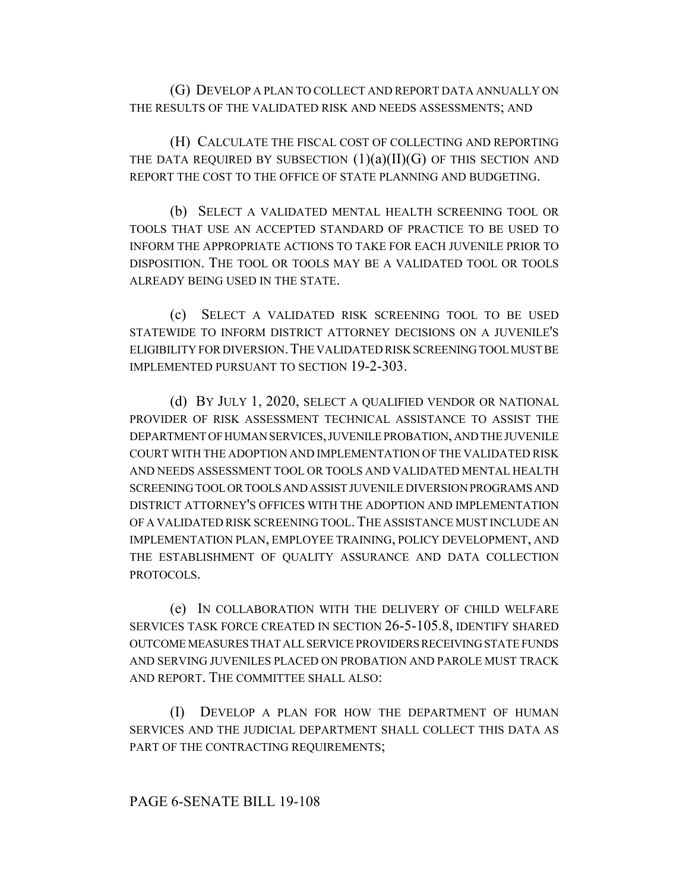(G) DEVELOP A PLAN TO COLLECT AND REPORT DATA ANNUALLY ON THE RESULTS OF THE VALIDATED RISK AND NEEDS ASSESSMENTS; AND

(H) CALCULATE THE FISCAL COST OF COLLECTING AND REPORTING THE DATA REQUIRED BY SUBSECTION (1)(a)(II)(G) OF THIS SECTION AND REPORT THE COST TO THE OFFICE OF STATE PLANNING AND BUDGETING.

(b) SELECT A VALIDATED MENTAL HEALTH SCREENING TOOL OR TOOLS THAT USE AN ACCEPTED STANDARD OF PRACTICE TO BE USED TO INFORM THE APPROPRIATE ACTIONS TO TAKE FOR EACH JUVENILE PRIOR TO DISPOSITION. THE TOOL OR TOOLS MAY BE A VALIDATED TOOL OR TOOLS ALREADY BEING USED IN THE STATE.

(c) SELECT A VALIDATED RISK SCREENING TOOL TO BE USED STATEWIDE TO INFORM DISTRICT ATTORNEY DECISIONS ON A JUVENILE'S ELIGIBILITY FOR DIVERSION. THE VALIDATED RISK SCREENING TOOL MUST BE IMPLEMENTED PURSUANT TO SECTION 19-2-303.

(d) BY JULY 1, 2020, SELECT A QUALIFIED VENDOR OR NATIONAL PROVIDER OF RISK ASSESSMENT TECHNICAL ASSISTANCE TO ASSIST THE DEPARTMENT OF HUMAN SERVICES, JUVENILE PROBATION, AND THE JUVENILE COURT WITH THE ADOPTION AND IMPLEMENTATION OF THE VALIDATED RISK AND NEEDS ASSESSMENT TOOL OR TOOLS AND VALIDATED MENTAL HEALTH SCREENING TOOL OR TOOLS AND ASSIST JUVENILE DIVERSION PROGRAMS AND DISTRICT ATTORNEY'S OFFICES WITH THE ADOPTION AND IMPLEMENTATION OF A VALIDATED RISK SCREENING TOOL. THE ASSISTANCE MUST INCLUDE AN IMPLEMENTATION PLAN, EMPLOYEE TRAINING, POLICY DEVELOPMENT, AND THE ESTABLISHMENT OF QUALITY ASSURANCE AND DATA COLLECTION PROTOCOLS.

(e) IN COLLABORATION WITH THE DELIVERY OF CHILD WELFARE SERVICES TASK FORCE CREATED IN SECTION 26-5-105.8, IDENTIFY SHARED OUTCOME MEASURES THAT ALL SERVICE PROVIDERS RECEIVING STATE FUNDS AND SERVING JUVENILES PLACED ON PROBATION AND PAROLE MUST TRACK AND REPORT. THE COMMITTEE SHALL ALSO:

(I) DEVELOP A PLAN FOR HOW THE DEPARTMENT OF HUMAN SERVICES AND THE JUDICIAL DEPARTMENT SHALL COLLECT THIS DATA AS PART OF THE CONTRACTING REQUIREMENTS;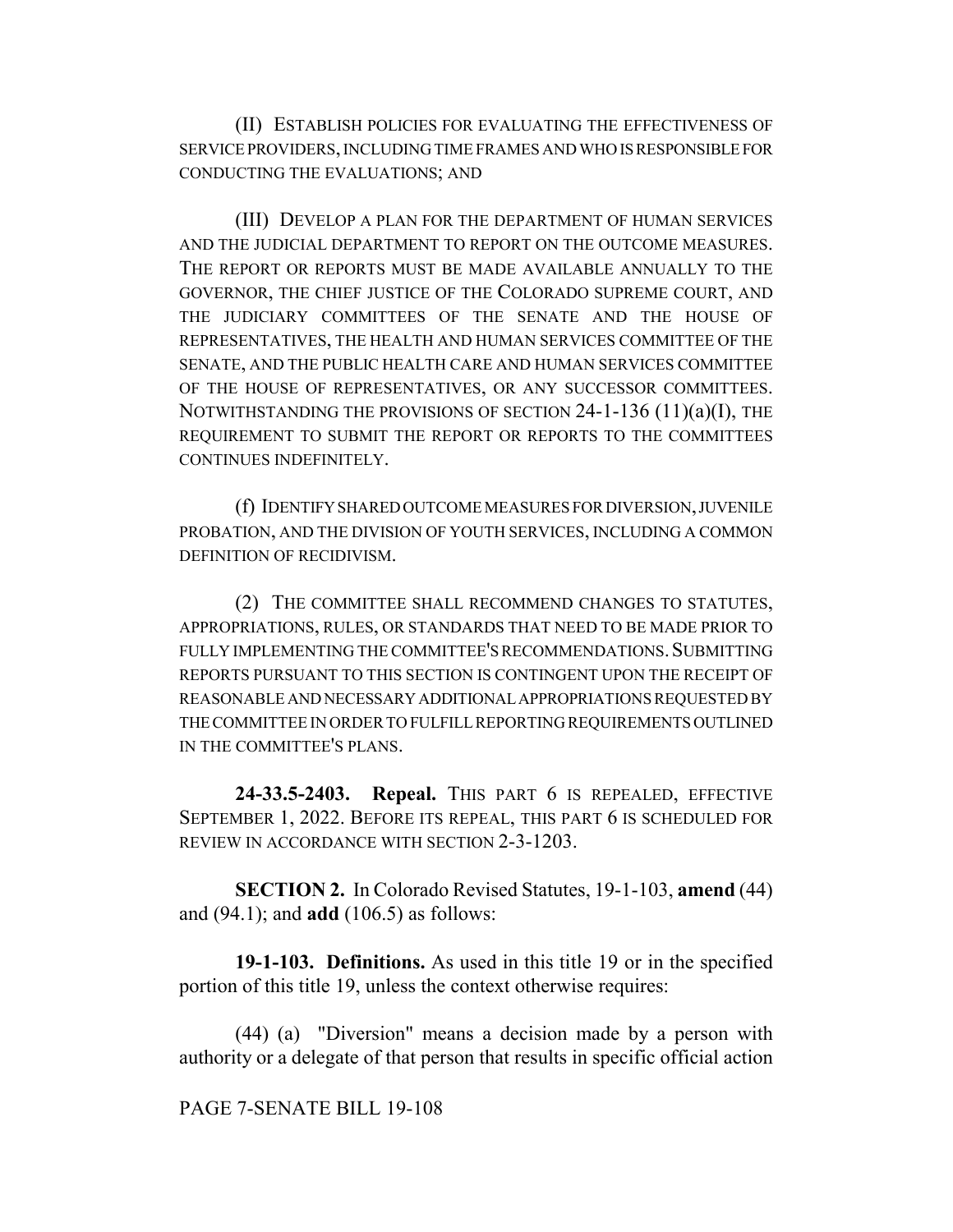(II) ESTABLISH POLICIES FOR EVALUATING THE EFFECTIVENESS OF SERVICE PROVIDERS, INCLUDING TIME FRAMES AND WHO IS RESPONSIBLE FOR CONDUCTING THE EVALUATIONS; AND

(III) DEVELOP A PLAN FOR THE DEPARTMENT OF HUMAN SERVICES AND THE JUDICIAL DEPARTMENT TO REPORT ON THE OUTCOME MEASURES. THE REPORT OR REPORTS MUST BE MADE AVAILABLE ANNUALLY TO THE GOVERNOR, THE CHIEF JUSTICE OF THE COLORADO SUPREME COURT, AND THE JUDICIARY COMMITTEES OF THE SENATE AND THE HOUSE OF REPRESENTATIVES, THE HEALTH AND HUMAN SERVICES COMMITTEE OF THE SENATE, AND THE PUBLIC HEALTH CARE AND HUMAN SERVICES COMMITTEE OF THE HOUSE OF REPRESENTATIVES, OR ANY SUCCESSOR COMMITTEES. NOTWITHSTANDING THE PROVISIONS OF SECTION 24-1-136 (11)(a)(I), THE REQUIREMENT TO SUBMIT THE REPORT OR REPORTS TO THE COMMITTEES CONTINUES INDEFINITELY.

(f) IDENTIFY SHARED OUTCOME MEASURES FOR DIVERSION, JUVENILE PROBATION, AND THE DIVISION OF YOUTH SERVICES, INCLUDING A COMMON DEFINITION OF RECIDIVISM.

(2) THE COMMITTEE SHALL RECOMMEND CHANGES TO STATUTES, APPROPRIATIONS, RULES, OR STANDARDS THAT NEED TO BE MADE PRIOR TO FULLY IMPLEMENTING THE COMMITTEE'S RECOMMENDATIONS. SUBMITTING REPORTS PURSUANT TO THIS SECTION IS CONTINGENT UPON THE RECEIPT OF REASONABLE AND NECESSARY ADDITIONAL APPROPRIATIONS REQUESTED BY THE COMMITTEE IN ORDER TO FULFILL REPORTING REQUIREMENTS OUTLINED IN THE COMMITTEE'S PLANS.

**24-33.5-2403. Repeal.** THIS PART 6 IS REPEALED, EFFECTIVE SEPTEMBER 1, 2022. BEFORE ITS REPEAL, THIS PART 6 IS SCHEDULED FOR REVIEW IN ACCORDANCE WITH SECTION 2-3-1203.

**SECTION 2.** In Colorado Revised Statutes, 19-1-103, **amend** (44) and (94.1); and **add** (106.5) as follows:

**19-1-103. Definitions.** As used in this title 19 or in the specified portion of this title 19, unless the context otherwise requires:

(44) (a) "Diversion" means a decision made by a person with authority or a delegate of that person that results in specific official action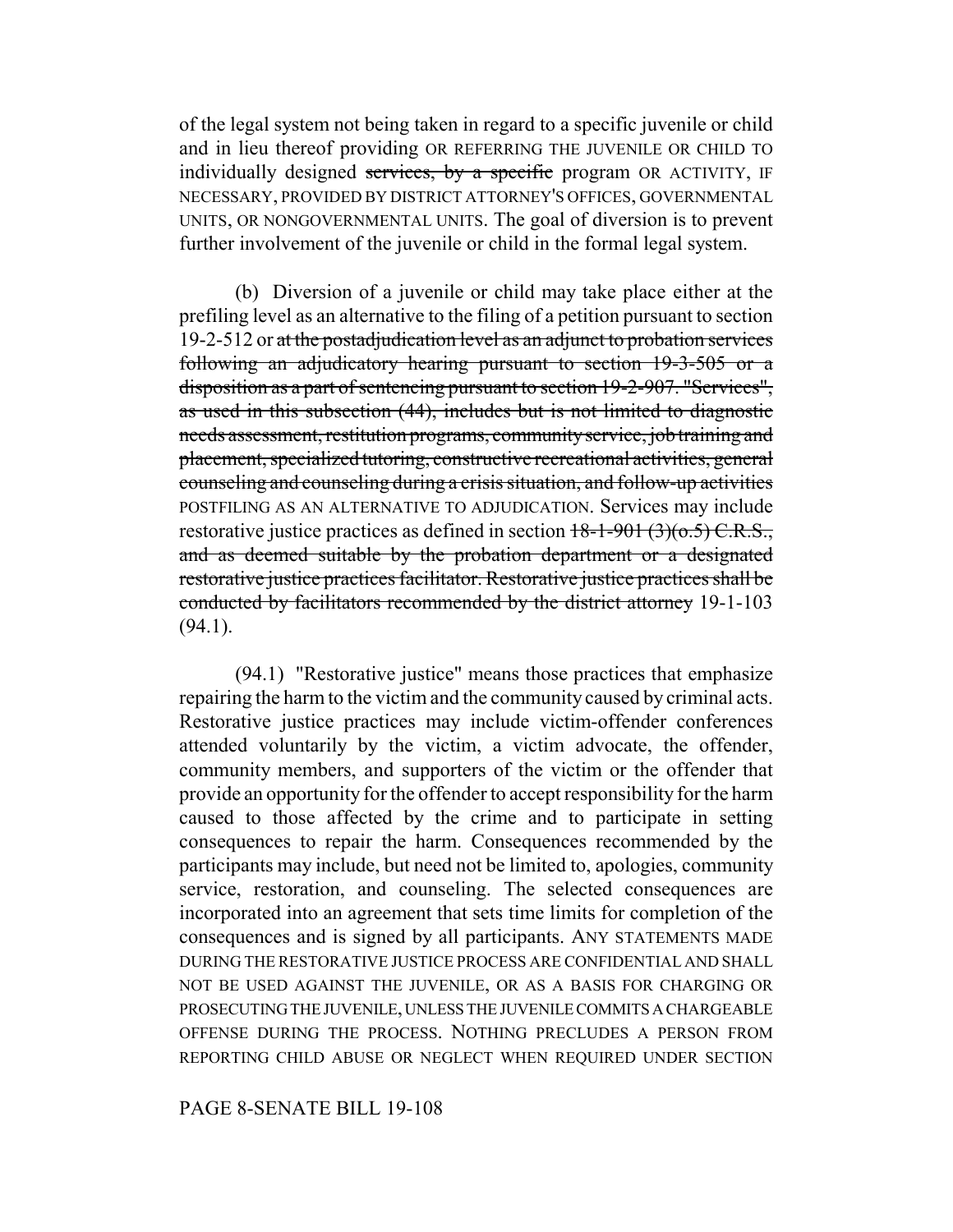of the legal system not being taken in regard to a specific juvenile or child and in lieu thereof providing OR REFERRING THE JUVENILE OR CHILD TO individually designed ~~services, by a specific~~ program OR ACTIVITY, IF NECESSARY, PROVIDED BY DISTRICT ATTORNEY'S OFFICES, GOVERNMENTAL UNITS, OR NONGOVERNMENTAL UNITS. The goal of diversion is to prevent further involvement of the juvenile or child in the formal legal system.

(b) Diversion of a juvenile or child may take place either at the prefiling level as an alternative to the filing of a petition pursuant to section 19-2-512 or ~~at the postadjudication level as an adjunct to probation services following an adjudicatory hearing pursuant to section 19-3-505 or a disposition as a part of sentencing pursuant to section 19-2-907. "Services", as used in this subsection (44), includes but is not limited to diagnostic needs assessment, restitution programs, community service, job training and placement, specialized tutoring, constructive recreational activities, general counseling and counseling during a crisis situation, and follow-up activities~~ POSTFILING AS AN ALTERNATIVE TO ADJUDICATION. Services may include restorative justice practices as defined in section ~~18-1-901 (3)(o.5) C.R.S., and as deemed suitable by the probation department or a designated restorative justice practices facilitator. Restorative justice practices shall be conducted by facilitators recommended by the district attorney~~ 19-1-103 (94.1).

(94.1) "Restorative justice" means those practices that emphasize repairing the harm to the victim and the community caused by criminal acts. Restorative justice practices may include victim-offender conferences attended voluntarily by the victim, a victim advocate, the offender, community members, and supporters of the victim or the offender that provide an opportunity for the offender to accept responsibility for the harm caused to those affected by the crime and to participate in setting consequences to repair the harm. Consequences recommended by the participants may include, but need not be limited to, apologies, community service, restoration, and counseling. The selected consequences are incorporated into an agreement that sets time limits for completion of the consequences and is signed by all participants. ANY STATEMENTS MADE DURING THE RESTORATIVE JUSTICE PROCESS ARE CONFIDENTIAL AND SHALL NOT BE USED AGAINST THE JUVENILE, OR AS A BASIS FOR CHARGING OR PROSECUTING THE JUVENILE, UNLESS THE JUVENILE COMMITS A CHARGEABLE OFFENSE DURING THE PROCESS. NOTHING PRECLUDES A PERSON FROM REPORTING CHILD ABUSE OR NEGLECT WHEN REQUIRED UNDER SECTION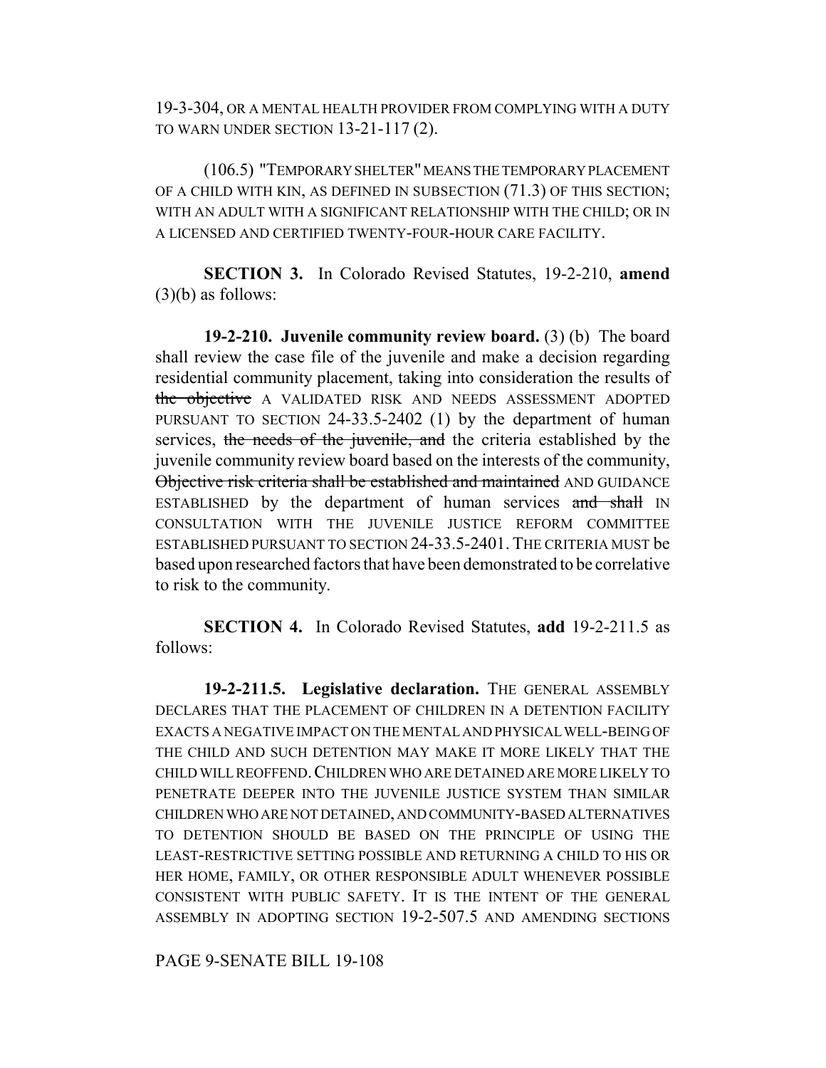19-3-304, OR A MENTAL HEALTH PROVIDER FROM COMPLYING WITH A DUTY TO WARN UNDER SECTION 13-21-117 (2).

(106.5) "TEMPORARY SHELTER" MEANS THE TEMPORARY PLACEMENT OF A CHILD WITH KIN, AS DEFINED IN SUBSECTION (71.3) OF THIS SECTION; WITH AN ADULT WITH A SIGNIFICANT RELATIONSHIP WITH THE CHILD; OR IN A LICENSED AND CERTIFIED TWENTY-FOUR-HOUR CARE FACILITY.

**SECTION 3.** In Colorado Revised Statutes, 19-2-210, **amend** (3)(b) as follows:

**19-2-210. Juvenile community review board.** (3) (b) The board shall review the case file of the juvenile and make a decision regarding residential community placement, taking into consideration the results of ~~the objective~~ A VALIDATED RISK AND NEEDS ASSESSMENT ADOPTED PURSUANT TO SECTION 24-33.5-2402 (1) by the department of human services, ~~the needs of the juvenile, and~~ the criteria established by the juvenile community review board based on the interests of the community, ~~Objective risk criteria shall be established and maintained~~ AND GUIDANCE ESTABLISHED by the department of human services ~~and shall~~ IN CONSULTATION WITH THE JUVENILE JUSTICE REFORM COMMITTEE ESTABLISHED PURSUANT TO SECTION 24-33.5-2401. THE CRITERIA MUST be based upon researched factors that have been demonstrated to be correlative to risk to the community.

**SECTION 4.** In Colorado Revised Statutes, **add** 19-2-211.5 as follows:

**19-2-211.5. Legislative declaration.** THE GENERAL ASSEMBLY DECLARES THAT THE PLACEMENT OF CHILDREN IN A DETENTION FACILITY EXACTS A NEGATIVE IMPACT ON THE MENTAL AND PHYSICAL WELL-BEING OF THE CHILD AND SUCH DETENTION MAY MAKE IT MORE LIKELY THAT THE CHILD WILL REOFFEND. CHILDREN WHO ARE DETAINED ARE MORE LIKELY TO PENETRATE DEEPER INTO THE JUVENILE JUSTICE SYSTEM THAN SIMILAR CHILDREN WHO ARE NOT DETAINED, AND COMMUNITY-BASED ALTERNATIVES TO DETENTION SHOULD BE BASED ON THE PRINCIPLE OF USING THE LEAST-RESTRICTIVE SETTING POSSIBLE AND RETURNING A CHILD TO HIS OR HER HOME, FAMILY, OR OTHER RESPONSIBLE ADULT WHENEVER POSSIBLE CONSISTENT WITH PUBLIC SAFETY. IT IS THE INTENT OF THE GENERAL ASSEMBLY IN ADOPTING SECTION 19-2-507.5 AND AMENDING SECTIONS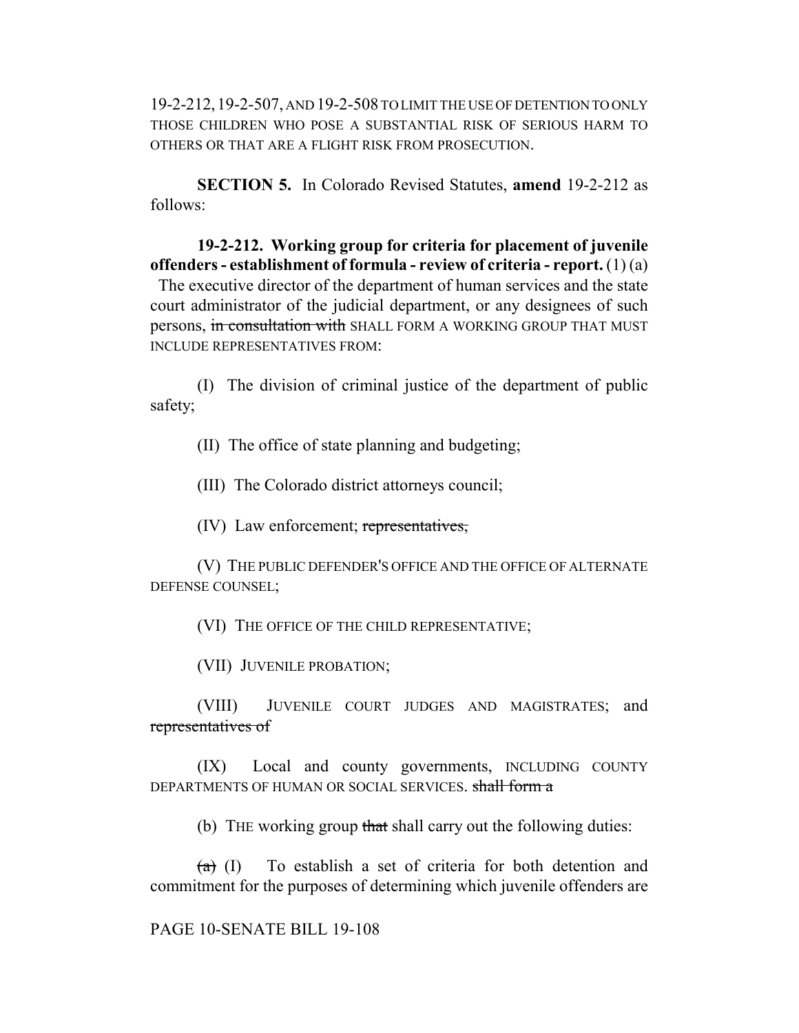19-2-212, 19-2-507, AND 19-2-508 TO LIMIT THE USE OF DETENTION TO ONLY THOSE CHILDREN WHO POSE A SUBSTANTIAL RISK OF SERIOUS HARM TO OTHERS OR THAT ARE A FLIGHT RISK FROM PROSECUTION.

**SECTION 5.** In Colorado Revised Statutes, **amend** 19-2-212 as follows:

**19-2-212. Working group for criteria for placement of juvenile offenders - establishment of formula - review of criteria - report.** (1) (a) The executive director of the department of human services and the state court administrator of the judicial department, or any designees of such persons, ~~in consultation with~~ SHALL FORM A WORKING GROUP THAT MUST INCLUDE REPRESENTATIVES FROM:

(I) The division of criminal justice of the department of public safety;

(II) The office of state planning and budgeting;

(III) The Colorado district attorneys council;

(IV) Law enforcement; ~~representatives,~~

(V) THE PUBLIC DEFENDER'S OFFICE AND THE OFFICE OF ALTERNATE DEFENSE COUNSEL;

(VI) THE OFFICE OF THE CHILD REPRESENTATIVE;

(VII) JUVENILE PROBATION;

(VIII) JUVENILE COURT JUDGES AND MAGISTRATES; and ~~representatives of~~

(IX) Local and county governments, INCLUDING COUNTY DEPARTMENTS OF HUMAN OR SOCIAL SERVICES. ~~shall form a~~

(b) THE working group ~~that~~ shall carry out the following duties:

~~(a)~~ (I) To establish a set of criteria for both detention and commitment for the purposes of determining which juvenile offenders are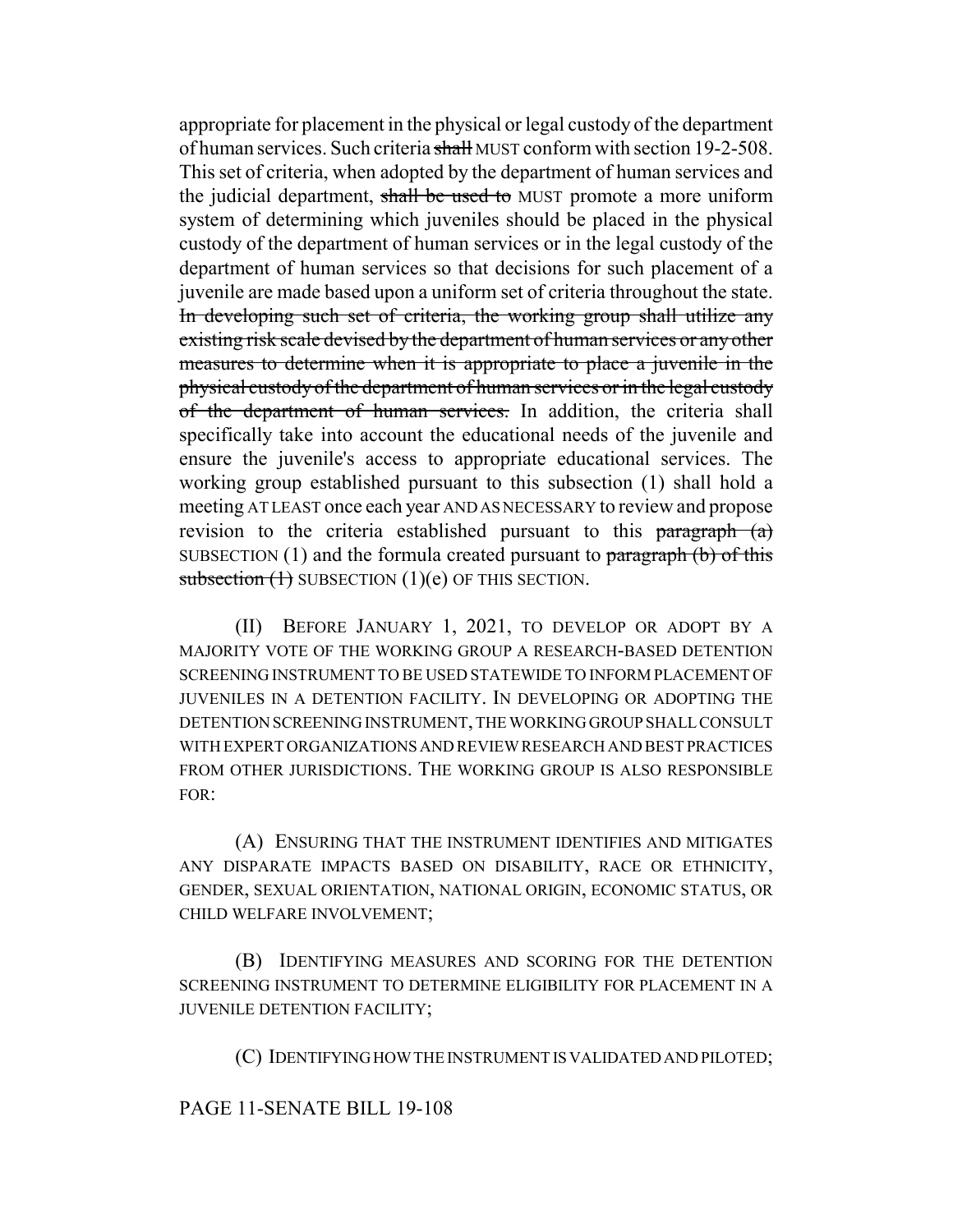appropriate for placement in the physical or legal custody of the department of human services. Such criteria ~~shall~~ MUST conform with section 19-2-508. This set of criteria, when adopted by the department of human services and the judicial department, ~~shall be used to~~ MUST promote a more uniform system of determining which juveniles should be placed in the physical custody of the department of human services or in the legal custody of the department of human services so that decisions for such placement of a juvenile are made based upon a uniform set of criteria throughout the state. ~~In developing such set of criteria, the working group shall utilize any existing risk scale devised by the department of human services or any other measures to determine when it is appropriate to place a juvenile in the physical custody of the department of human services or in the legal custody of the department of human services.~~ In addition, the criteria shall specifically take into account the educational needs of the juvenile and ensure the juvenile's access to appropriate educational services. The working group established pursuant to this subsection (1) shall hold a meeting AT LEAST once each year AND AS NECESSARY to review and propose revision to the criteria established pursuant to this ~~paragraph (a)~~ SUBSECTION (1) and the formula created pursuant to ~~paragraph (b) of this subsection (1)~~ SUBSECTION (1)(e) OF THIS SECTION.

(II) BEFORE JANUARY 1, 2021, TO DEVELOP OR ADOPT BY A MAJORITY VOTE OF THE WORKING GROUP A RESEARCH-BASED DETENTION SCREENING INSTRUMENT TO BE USED STATEWIDE TO INFORM PLACEMENT OF JUVENILES IN A DETENTION FACILITY. IN DEVELOPING OR ADOPTING THE DETENTION SCREENING INSTRUMENT, THE WORKING GROUP SHALL CONSULT WITH EXPERT ORGANIZATIONS AND REVIEW RESEARCH AND BEST PRACTICES FROM OTHER JURISDICTIONS. THE WORKING GROUP IS ALSO RESPONSIBLE FOR:

(A) ENSURING THAT THE INSTRUMENT IDENTIFIES AND MITIGATES ANY DISPARATE IMPACTS BASED ON DISABILITY, RACE OR ETHNICITY, GENDER, SEXUAL ORIENTATION, NATIONAL ORIGIN, ECONOMIC STATUS, OR CHILD WELFARE INVOLVEMENT;

(B) IDENTIFYING MEASURES AND SCORING FOR THE DETENTION SCREENING INSTRUMENT TO DETERMINE ELIGIBILITY FOR PLACEMENT IN A JUVENILE DETENTION FACILITY;

(C) IDENTIFYING HOW THE INSTRUMENT IS VALIDATED AND PILOTED;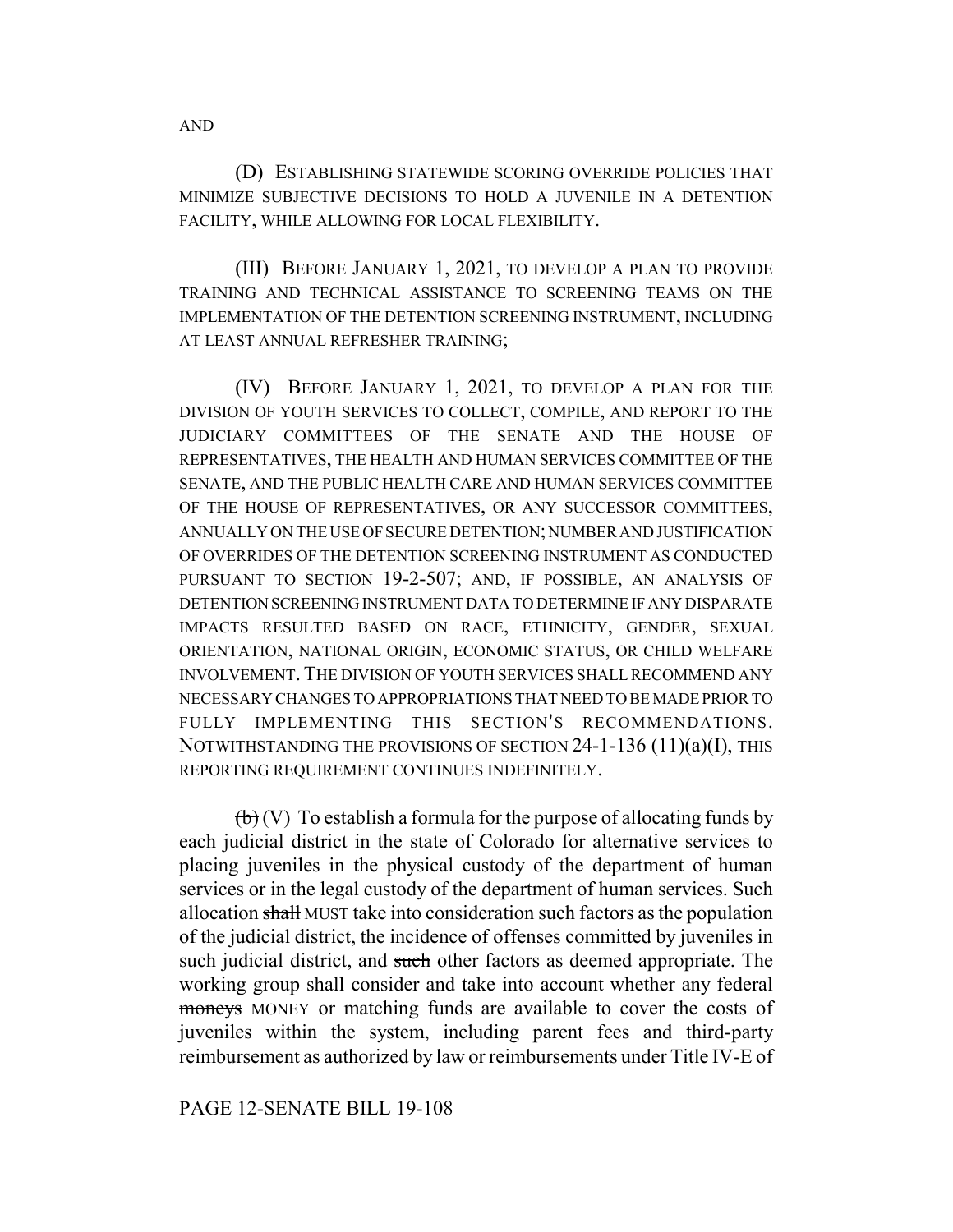AND

(D) ESTABLISHING STATEWIDE SCORING OVERRIDE POLICIES THAT MINIMIZE SUBJECTIVE DECISIONS TO HOLD A JUVENILE IN A DETENTION FACILITY, WHILE ALLOWING FOR LOCAL FLEXIBILITY.

(III) BEFORE JANUARY 1, 2021, TO DEVELOP A PLAN TO PROVIDE TRAINING AND TECHNICAL ASSISTANCE TO SCREENING TEAMS ON THE IMPLEMENTATION OF THE DETENTION SCREENING INSTRUMENT, INCLUDING AT LEAST ANNUAL REFRESHER TRAINING;

(IV) BEFORE JANUARY 1, 2021, TO DEVELOP A PLAN FOR THE DIVISION OF YOUTH SERVICES TO COLLECT, COMPILE, AND REPORT TO THE JUDICIARY COMMITTEES OF THE SENATE AND THE HOUSE OF REPRESENTATIVES, THE HEALTH AND HUMAN SERVICES COMMITTEE OF THE SENATE, AND THE PUBLIC HEALTH CARE AND HUMAN SERVICES COMMITTEE OF THE HOUSE OF REPRESENTATIVES, OR ANY SUCCESSOR COMMITTEES, ANNUALLY ON THE USE OF SECURE DETENTION; NUMBER AND JUSTIFICATION OF OVERRIDES OF THE DETENTION SCREENING INSTRUMENT AS CONDUCTED PURSUANT TO SECTION 19-2-507; AND, IF POSSIBLE, AN ANALYSIS OF DETENTION SCREENING INSTRUMENT DATA TO DETERMINE IF ANY DISPARATE IMPACTS RESULTED BASED ON RACE, ETHNICITY, GENDER, SEXUAL ORIENTATION, NATIONAL ORIGIN, ECONOMIC STATUS, OR CHILD WELFARE INVOLVEMENT. THE DIVISION OF YOUTH SERVICES SHALL RECOMMEND ANY NECESSARY CHANGES TO APPROPRIATIONS THAT NEED TO BE MADE PRIOR TO FULLY IMPLEMENTING THIS SECTION'S RECOMMENDATIONS. NOTWITHSTANDING THE PROVISIONS OF SECTION 24-1-136 (11)(a)(I), THIS REPORTING REQUIREMENT CONTINUES INDEFINITELY.

~~(b)~~ (V) To establish a formula for the purpose of allocating funds by each judicial district in the state of Colorado for alternative services to placing juveniles in the physical custody of the department of human services or in the legal custody of the department of human services. Such allocation ~~shall~~ MUST take into consideration such factors as the population of the judicial district, the incidence of offenses committed by juveniles in such judicial district, and ~~such~~ other factors as deemed appropriate. The working group shall consider and take into account whether any federal ~~moneys~~ MONEY or matching funds are available to cover the costs of juveniles within the system, including parent fees and third-party reimbursement as authorized by law or reimbursements under Title IV-E of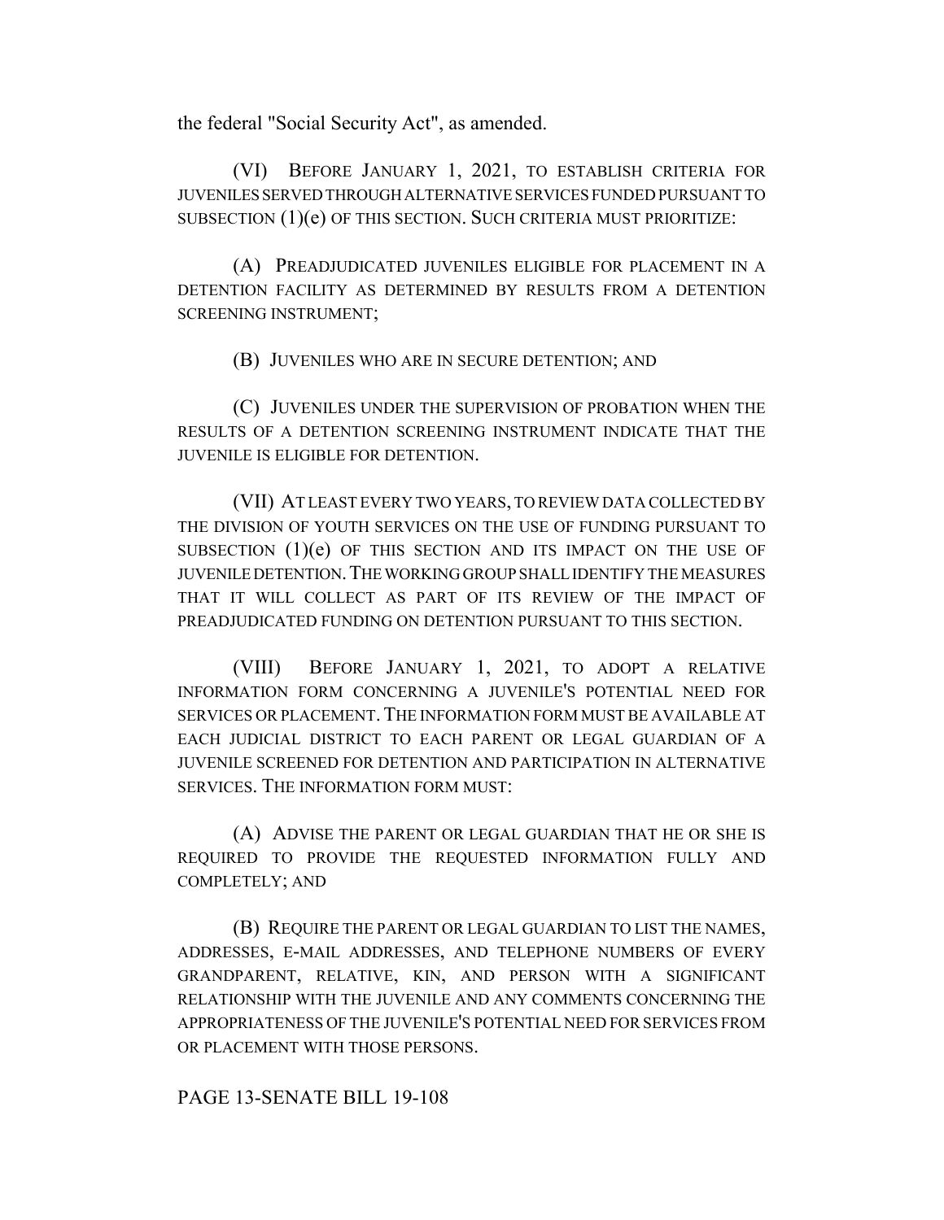the federal "Social Security Act", as amended.

(VI) BEFORE JANUARY 1, 2021, TO ESTABLISH CRITERIA FOR JUVENILES SERVED THROUGH ALTERNATIVE SERVICES FUNDED PURSUANT TO SUBSECTION (1)(e) OF THIS SECTION. SUCH CRITERIA MUST PRIORITIZE:

(A) PREADJUDICATED JUVENILES ELIGIBLE FOR PLACEMENT IN A DETENTION FACILITY AS DETERMINED BY RESULTS FROM A DETENTION SCREENING INSTRUMENT;

(B) JUVENILES WHO ARE IN SECURE DETENTION; AND

(C) JUVENILES UNDER THE SUPERVISION OF PROBATION WHEN THE RESULTS OF A DETENTION SCREENING INSTRUMENT INDICATE THAT THE JUVENILE IS ELIGIBLE FOR DETENTION.

(VII) AT LEAST EVERY TWO YEARS, TO REVIEW DATA COLLECTED BY THE DIVISION OF YOUTH SERVICES ON THE USE OF FUNDING PURSUANT TO SUBSECTION (1)(e) OF THIS SECTION AND ITS IMPACT ON THE USE OF JUVENILE DETENTION. THE WORKING GROUP SHALL IDENTIFY THE MEASURES THAT IT WILL COLLECT AS PART OF ITS REVIEW OF THE IMPACT OF PREADJUDICATED FUNDING ON DETENTION PURSUANT TO THIS SECTION.

(VIII) BEFORE JANUARY 1, 2021, TO ADOPT A RELATIVE INFORMATION FORM CONCERNING A JUVENILE'S POTENTIAL NEED FOR SERVICES OR PLACEMENT. THE INFORMATION FORM MUST BE AVAILABLE AT EACH JUDICIAL DISTRICT TO EACH PARENT OR LEGAL GUARDIAN OF A JUVENILE SCREENED FOR DETENTION AND PARTICIPATION IN ALTERNATIVE SERVICES. THE INFORMATION FORM MUST:

(A) ADVISE THE PARENT OR LEGAL GUARDIAN THAT HE OR SHE IS REQUIRED TO PROVIDE THE REQUESTED INFORMATION FULLY AND COMPLETELY; AND

(B) REQUIRE THE PARENT OR LEGAL GUARDIAN TO LIST THE NAMES, ADDRESSES, E-MAIL ADDRESSES, AND TELEPHONE NUMBERS OF EVERY GRANDPARENT, RELATIVE, KIN, AND PERSON WITH A SIGNIFICANT RELATIONSHIP WITH THE JUVENILE AND ANY COMMENTS CONCERNING THE APPROPRIATENESS OF THE JUVENILE'S POTENTIAL NEED FOR SERVICES FROM OR PLACEMENT WITH THOSE PERSONS.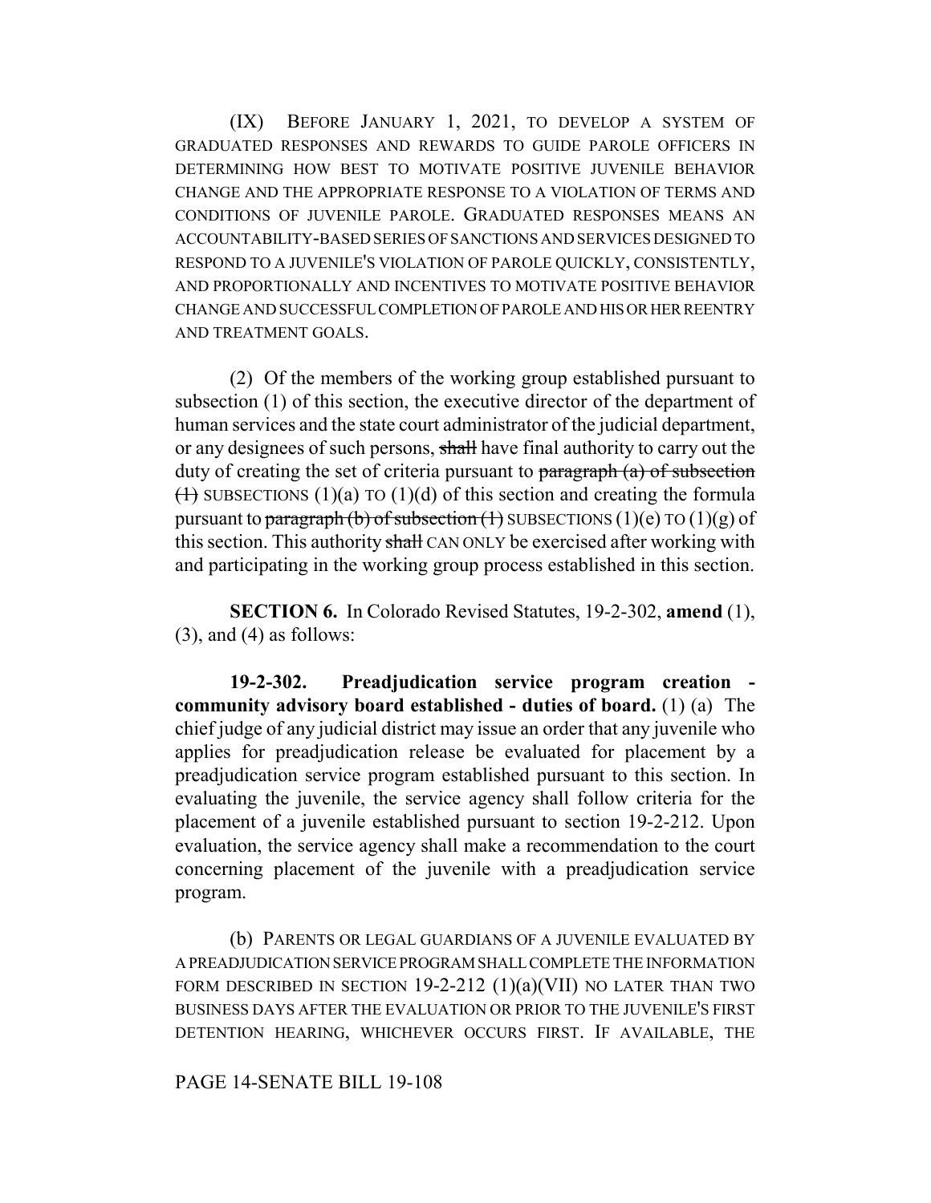(IX) BEFORE JANUARY 1, 2021, TO DEVELOP A SYSTEM OF GRADUATED RESPONSES AND REWARDS TO GUIDE PAROLE OFFICERS IN DETERMINING HOW BEST TO MOTIVATE POSITIVE JUVENILE BEHAVIOR CHANGE AND THE APPROPRIATE RESPONSE TO A VIOLATION OF TERMS AND CONDITIONS OF JUVENILE PAROLE. GRADUATED RESPONSES MEANS AN ACCOUNTABILITY-BASED SERIES OF SANCTIONS AND SERVICES DESIGNED TO RESPOND TO A JUVENILE'S VIOLATION OF PAROLE QUICKLY, CONSISTENTLY, AND PROPORTIONALLY AND INCENTIVES TO MOTIVATE POSITIVE BEHAVIOR CHANGE AND SUCCESSFUL COMPLETION OF PAROLE AND HIS OR HER REENTRY AND TREATMENT GOALS.

(2) Of the members of the working group established pursuant to subsection (1) of this section, the executive director of the department of human services and the state court administrator of the judicial department, or any designees of such persons, ~~shall~~ have final authority to carry out the duty of creating the set of criteria pursuant to ~~paragraph (a) of subsection (1)~~ SUBSECTIONS (1)(a) TO (1)(d) of this section and creating the formula pursuant to ~~paragraph (b) of subsection (1)~~ SUBSECTIONS (1)(e) TO (1)(g) of this section. This authority ~~shall~~ CAN ONLY be exercised after working with and participating in the working group process established in this section.

**SECTION 6.** In Colorado Revised Statutes, 19-2-302, **amend** (1), (3), and (4) as follows:

**19-2-302. Preadjudication service program creation - community advisory board established - duties of board.** (1) (a) The chief judge of any judicial district may issue an order that any juvenile who applies for preadjudication release be evaluated for placement by a preadjudication service program established pursuant to this section. In evaluating the juvenile, the service agency shall follow criteria for the placement of a juvenile established pursuant to section 19-2-212. Upon evaluation, the service agency shall make a recommendation to the court concerning placement of the juvenile with a preadjudication service program.

(b) PARENTS OR LEGAL GUARDIANS OF A JUVENILE EVALUATED BY A PREADJUDICATION SERVICE PROGRAM SHALL COMPLETE THE INFORMATION FORM DESCRIBED IN SECTION 19-2-212 (1)(a)(VII) NO LATER THAN TWO BUSINESS DAYS AFTER THE EVALUATION OR PRIOR TO THE JUVENILE'S FIRST DETENTION HEARING, WHICHEVER OCCURS FIRST. IF AVAILABLE, THE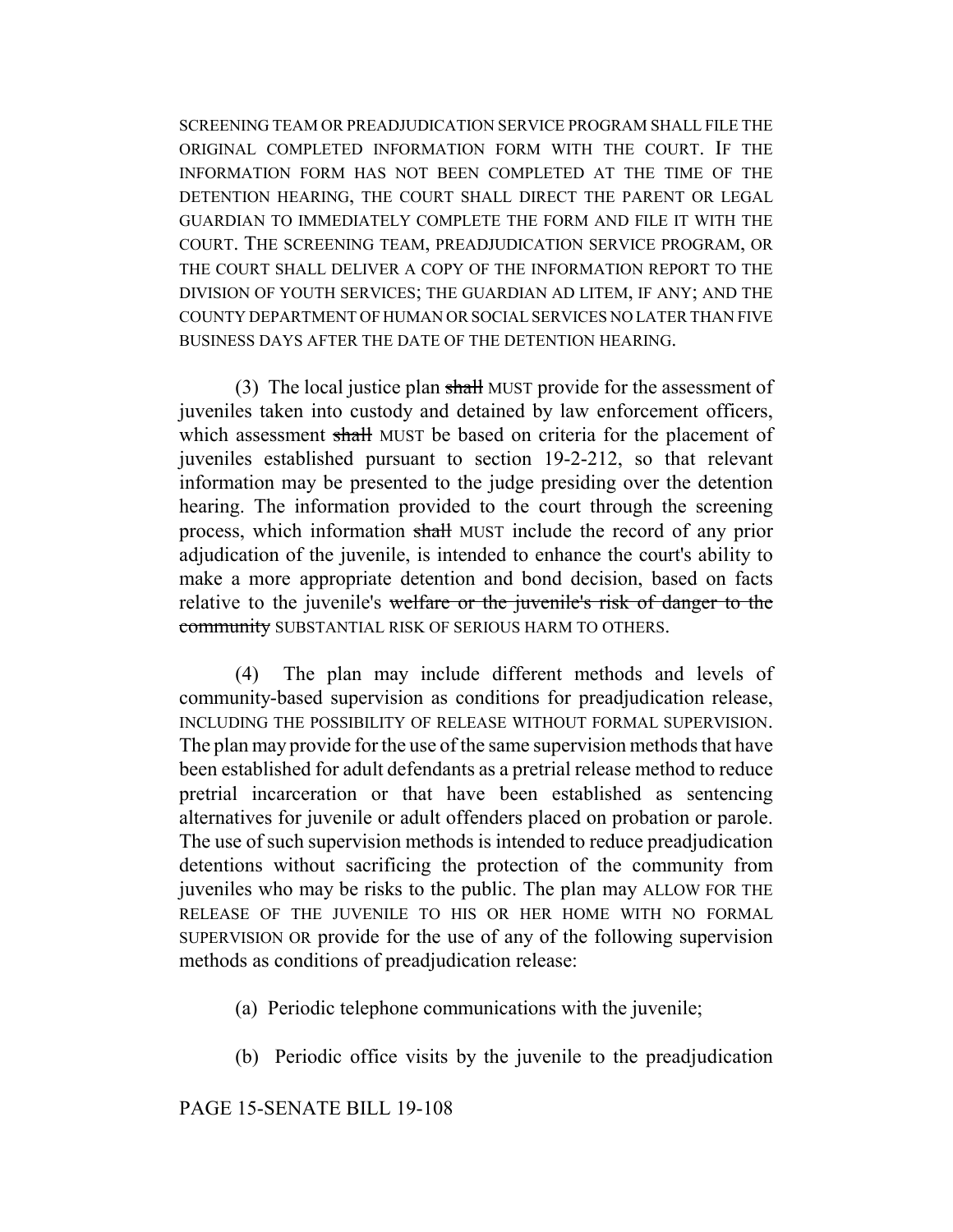SCREENING TEAM OR PREADJUDICATION SERVICE PROGRAM SHALL FILE THE ORIGINAL COMPLETED INFORMATION FORM WITH THE COURT. IF THE INFORMATION FORM HAS NOT BEEN COMPLETED AT THE TIME OF THE DETENTION HEARING, THE COURT SHALL DIRECT THE PARENT OR LEGAL GUARDIAN TO IMMEDIATELY COMPLETE THE FORM AND FILE IT WITH THE COURT. THE SCREENING TEAM, PREADJUDICATION SERVICE PROGRAM, OR THE COURT SHALL DELIVER A COPY OF THE INFORMATION REPORT TO THE DIVISION OF YOUTH SERVICES; THE GUARDIAN AD LITEM, IF ANY; AND THE COUNTY DEPARTMENT OF HUMAN OR SOCIAL SERVICES NO LATER THAN FIVE BUSINESS DAYS AFTER THE DATE OF THE DETENTION HEARING.

(3) The local justice plan ~~shall~~ MUST provide for the assessment of juveniles taken into custody and detained by law enforcement officers, which assessment ~~shall~~ MUST be based on criteria for the placement of juveniles established pursuant to section 19-2-212, so that relevant information may be presented to the judge presiding over the detention hearing. The information provided to the court through the screening process, which information ~~shall~~ MUST include the record of any prior adjudication of the juvenile, is intended to enhance the court's ability to make a more appropriate detention and bond decision, based on facts relative to the juvenile's ~~welfare or the juvenile's risk of danger to the community~~ SUBSTANTIAL RISK OF SERIOUS HARM TO OTHERS.

(4) The plan may include different methods and levels of community-based supervision as conditions for preadjudication release, INCLUDING THE POSSIBILITY OF RELEASE WITHOUT FORMAL SUPERVISION. The plan may provide for the use of the same supervision methods that have been established for adult defendants as a pretrial release method to reduce pretrial incarceration or that have been established as sentencing alternatives for juvenile or adult offenders placed on probation or parole. The use of such supervision methods is intended to reduce preadjudication detentions without sacrificing the protection of the community from juveniles who may be risks to the public. The plan may ALLOW FOR THE RELEASE OF THE JUVENILE TO HIS OR HER HOME WITH NO FORMAL SUPERVISION OR provide for the use of any of the following supervision methods as conditions of preadjudication release:

(a) Periodic telephone communications with the juvenile;

(b) Periodic office visits by the juvenile to the preadjudication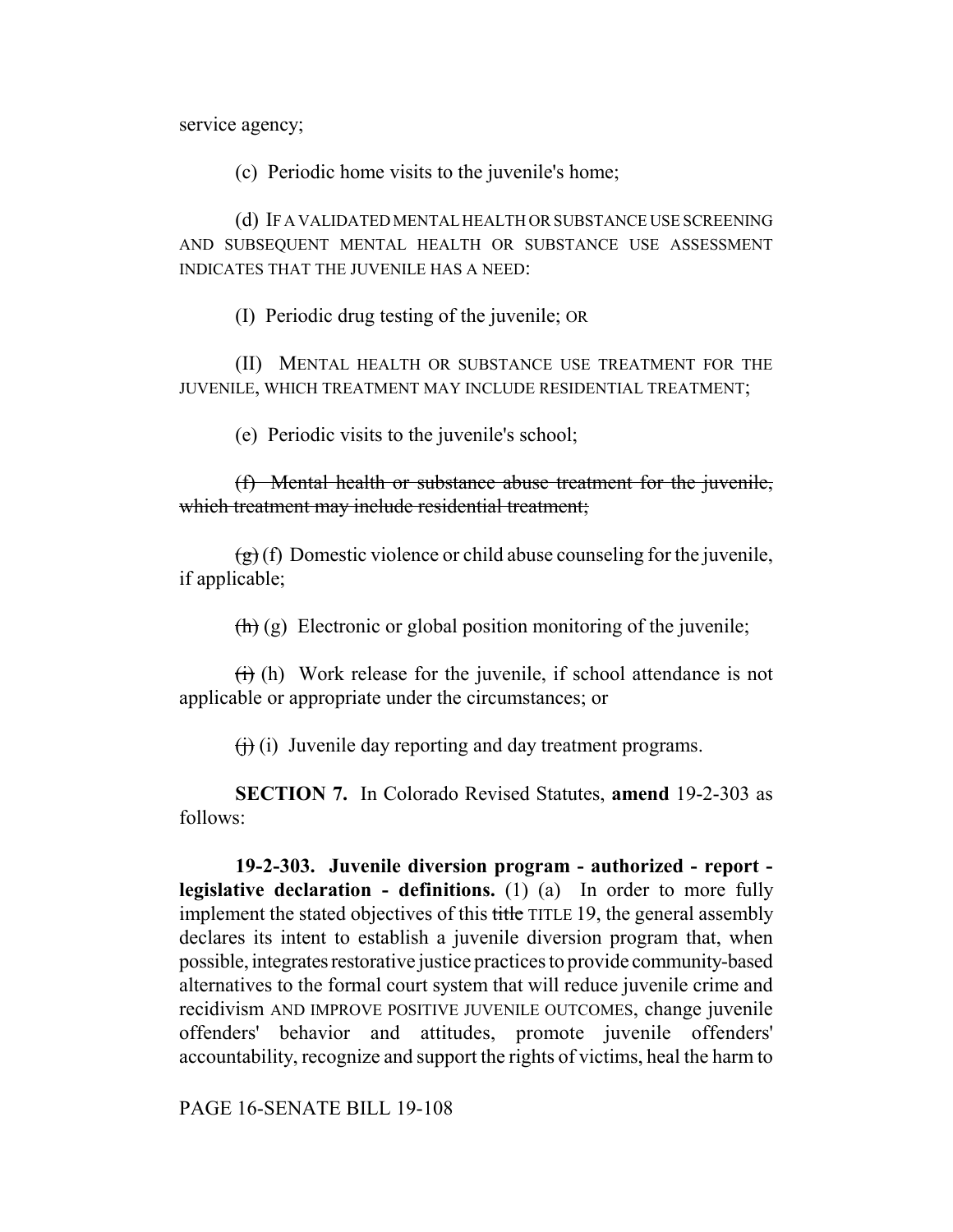service agency;

(c) Periodic home visits to the juvenile's home;

(d) IF A VALIDATED MENTAL HEALTH OR SUBSTANCE USE SCREENING AND SUBSEQUENT MENTAL HEALTH OR SUBSTANCE USE ASSESSMENT INDICATES THAT THE JUVENILE HAS A NEED:

(I) Periodic drug testing of the juvenile; OR

(II) MENTAL HEALTH OR SUBSTANCE USE TREATMENT FOR THE JUVENILE, WHICH TREATMENT MAY INCLUDE RESIDENTIAL TREATMENT;

(e) Periodic visits to the juvenile's school;

~~(f) Mental health or substance abuse treatment for the juvenile, which treatment may include residential treatment;~~

~~(g)~~ (f) Domestic violence or child abuse counseling for the juvenile, if applicable;

~~(h)~~ (g) Electronic or global position monitoring of the juvenile;

~~(i)~~ (h) Work release for the juvenile, if school attendance is not applicable or appropriate under the circumstances; or

~~(j)~~ (i) Juvenile day reporting and day treatment programs.

**SECTION 7.** In Colorado Revised Statutes, **amend** 19-2-303 as follows:

**19-2-303. Juvenile diversion program - authorized - report - legislative declaration - definitions.** (1) (a) In order to more fully implement the stated objectives of this ~~title~~ TITLE 19, the general assembly declares its intent to establish a juvenile diversion program that, when possible, integrates restorative justice practices to provide community-based alternatives to the formal court system that will reduce juvenile crime and recidivism AND IMPROVE POSITIVE JUVENILE OUTCOMES, change juvenile offenders' behavior and attitudes, promote juvenile offenders' accountability, recognize and support the rights of victims, heal the harm to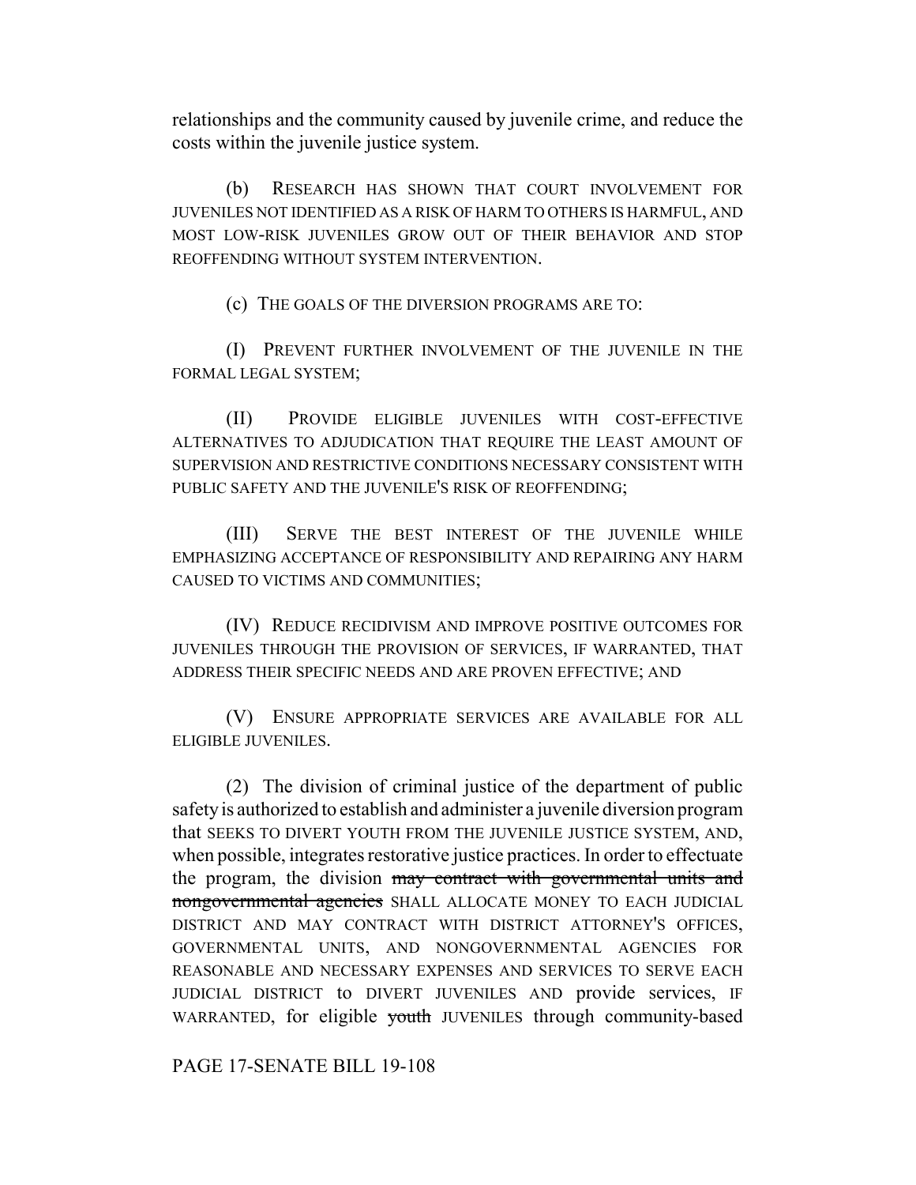relationships and the community caused by juvenile crime, and reduce the costs within the juvenile justice system.

(b) RESEARCH HAS SHOWN THAT COURT INVOLVEMENT FOR JUVENILES NOT IDENTIFIED AS A RISK OF HARM TO OTHERS IS HARMFUL, AND MOST LOW-RISK JUVENILES GROW OUT OF THEIR BEHAVIOR AND STOP REOFFENDING WITHOUT SYSTEM INTERVENTION.

(c) THE GOALS OF THE DIVERSION PROGRAMS ARE TO:

(I) PREVENT FURTHER INVOLVEMENT OF THE JUVENILE IN THE FORMAL LEGAL SYSTEM;

(II) PROVIDE ELIGIBLE JUVENILES WITH COST-EFFECTIVE ALTERNATIVES TO ADJUDICATION THAT REQUIRE THE LEAST AMOUNT OF SUPERVISION AND RESTRICTIVE CONDITIONS NECESSARY CONSISTENT WITH PUBLIC SAFETY AND THE JUVENILE'S RISK OF REOFFENDING;

(III) SERVE THE BEST INTEREST OF THE JUVENILE WHILE EMPHASIZING ACCEPTANCE OF RESPONSIBILITY AND REPAIRING ANY HARM CAUSED TO VICTIMS AND COMMUNITIES;

(IV) REDUCE RECIDIVISM AND IMPROVE POSITIVE OUTCOMES FOR JUVENILES THROUGH THE PROVISION OF SERVICES, IF WARRANTED, THAT ADDRESS THEIR SPECIFIC NEEDS AND ARE PROVEN EFFECTIVE; AND

(V) ENSURE APPROPRIATE SERVICES ARE AVAILABLE FOR ALL ELIGIBLE JUVENILES.

(2) The division of criminal justice of the department of public safety is authorized to establish and administer a juvenile diversion program that SEEKS TO DIVERT YOUTH FROM THE JUVENILE JUSTICE SYSTEM, AND, when possible, integrates restorative justice practices. In order to effectuate the program, the division ~~may contract with governmental units and nongovernmental agencies~~ SHALL ALLOCATE MONEY TO EACH JUDICIAL DISTRICT AND MAY CONTRACT WITH DISTRICT ATTORNEY'S OFFICES, GOVERNMENTAL UNITS, AND NONGOVERNMENTAL AGENCIES FOR REASONABLE AND NECESSARY EXPENSES AND SERVICES TO SERVE EACH JUDICIAL DISTRICT to DIVERT JUVENILES AND provide services, IF WARRANTED, for eligible ~~youth~~ JUVENILES through community-based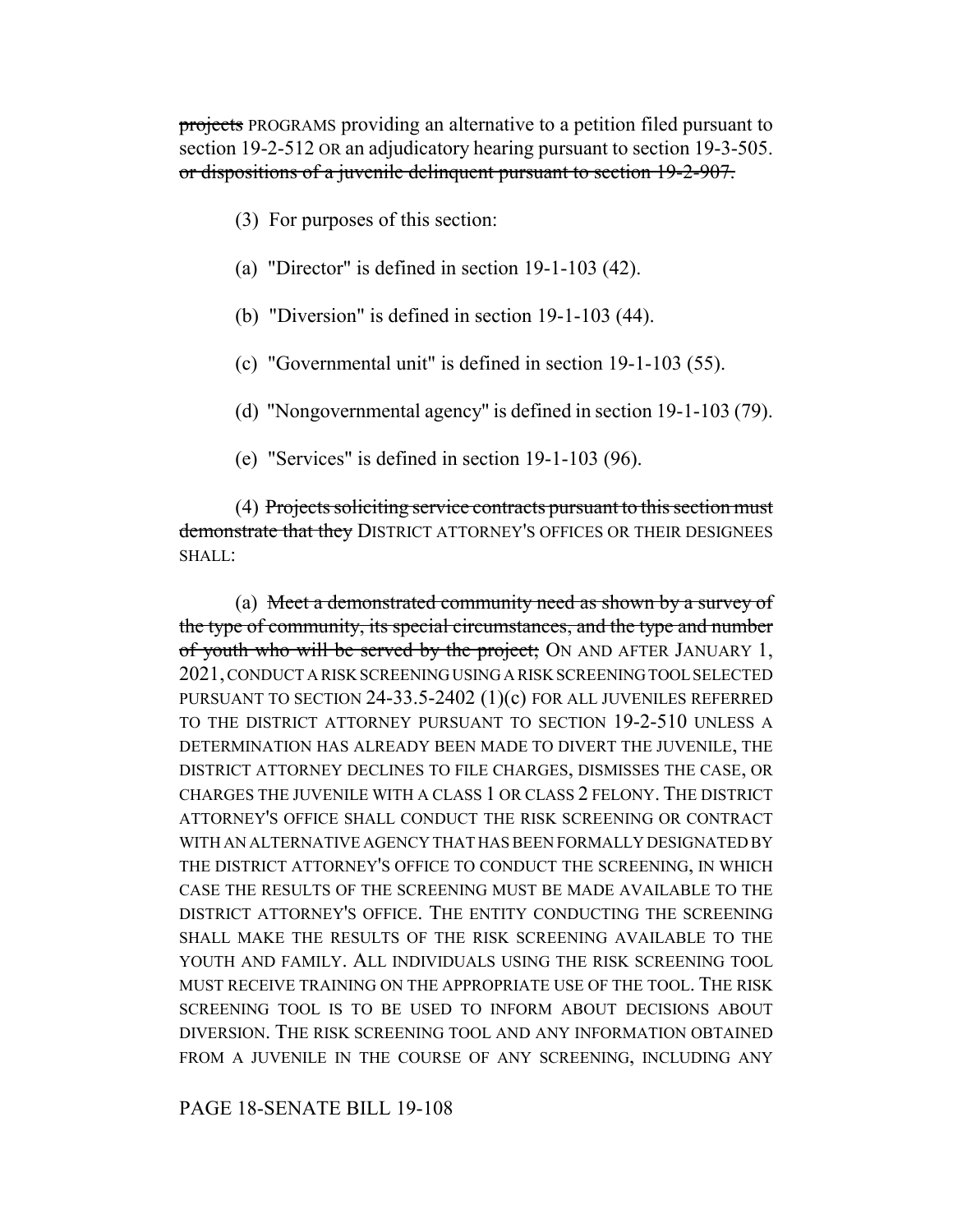~~projects~~ PROGRAMS providing an alternative to a petition filed pursuant to section 19-2-512 OR an adjudicatory hearing pursuant to section 19-3-505. ~~or dispositions of a juvenile delinquent pursuant to section 19-2-907.~~

(3) For purposes of this section:

(a) "Director" is defined in section 19-1-103 (42).

(b) "Diversion" is defined in section 19-1-103 (44).

(c) "Governmental unit" is defined in section 19-1-103 (55).

(d) "Nongovernmental agency" is defined in section 19-1-103 (79).

(e) "Services" is defined in section 19-1-103 (96).

(4) ~~Projects soliciting service contracts pursuant to this section must demonstrate that they~~ DISTRICT ATTORNEY'S OFFICES OR THEIR DESIGNEES SHALL:

(a) ~~Meet a demonstrated community need as shown by a survey of the type of community, its special circumstances, and the type and number of youth who will be served by the project;~~ ON AND AFTER JANUARY 1, 2021, CONDUCT A RISK SCREENING USING A RISK SCREENING TOOL SELECTED PURSUANT TO SECTION 24-33.5-2402 (1)(c) FOR ALL JUVENILES REFERRED TO THE DISTRICT ATTORNEY PURSUANT TO SECTION 19-2-510 UNLESS A DETERMINATION HAS ALREADY BEEN MADE TO DIVERT THE JUVENILE, THE DISTRICT ATTORNEY DECLINES TO FILE CHARGES, DISMISSES THE CASE, OR CHARGES THE JUVENILE WITH A CLASS 1 OR CLASS 2 FELONY. THE DISTRICT ATTORNEY'S OFFICE SHALL CONDUCT THE RISK SCREENING OR CONTRACT WITH AN ALTERNATIVE AGENCY THAT HAS BEEN FORMALLY DESIGNATED BY THE DISTRICT ATTORNEY'S OFFICE TO CONDUCT THE SCREENING, IN WHICH CASE THE RESULTS OF THE SCREENING MUST BE MADE AVAILABLE TO THE DISTRICT ATTORNEY'S OFFICE. THE ENTITY CONDUCTING THE SCREENING SHALL MAKE THE RESULTS OF THE RISK SCREENING AVAILABLE TO THE YOUTH AND FAMILY. ALL INDIVIDUALS USING THE RISK SCREENING TOOL MUST RECEIVE TRAINING ON THE APPROPRIATE USE OF THE TOOL. THE RISK SCREENING TOOL IS TO BE USED TO INFORM ABOUT DECISIONS ABOUT DIVERSION. THE RISK SCREENING TOOL AND ANY INFORMATION OBTAINED FROM A JUVENILE IN THE COURSE OF ANY SCREENING, INCLUDING ANY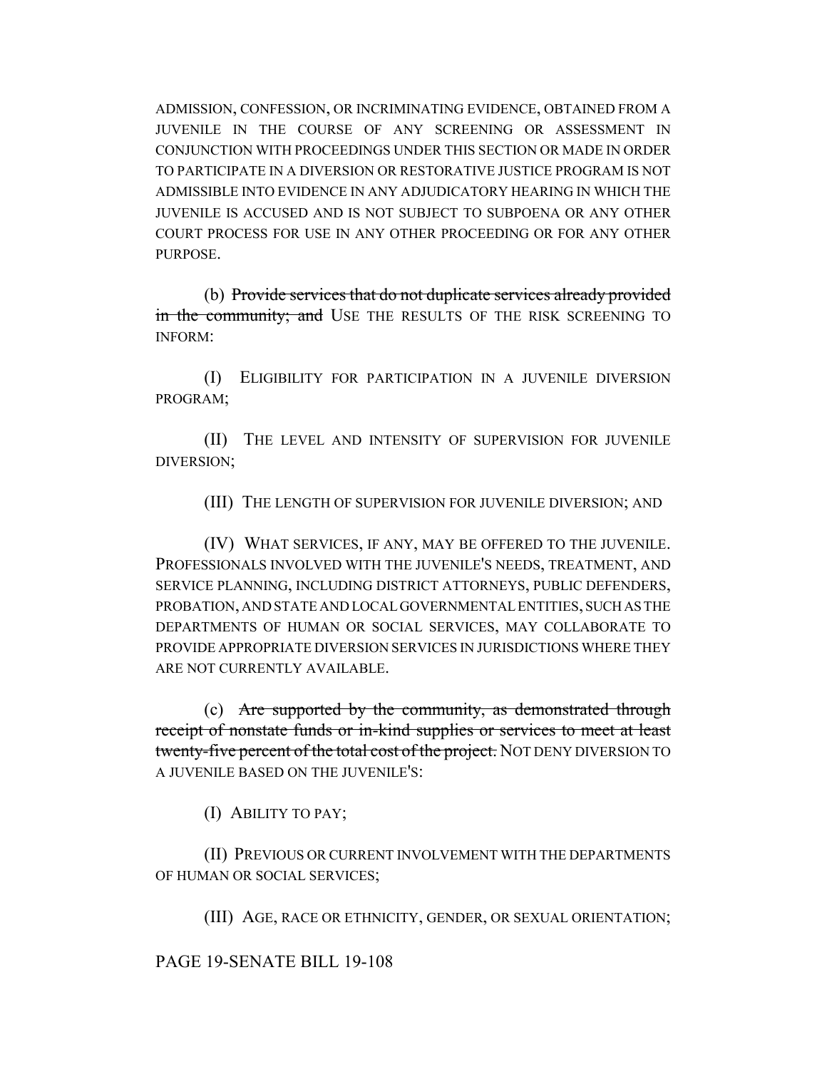ADMISSION, CONFESSION, OR INCRIMINATING EVIDENCE, OBTAINED FROM A JUVENILE IN THE COURSE OF ANY SCREENING OR ASSESSMENT IN CONJUNCTION WITH PROCEEDINGS UNDER THIS SECTION OR MADE IN ORDER TO PARTICIPATE IN A DIVERSION OR RESTORATIVE JUSTICE PROGRAM IS NOT ADMISSIBLE INTO EVIDENCE IN ANY ADJUDICATORY HEARING IN WHICH THE JUVENILE IS ACCUSED AND IS NOT SUBJECT TO SUBPOENA OR ANY OTHER COURT PROCESS FOR USE IN ANY OTHER PROCEEDING OR FOR ANY OTHER PURPOSE.

(b) ~~Provide services that do not duplicate services already provided in the community; and~~ USE THE RESULTS OF THE RISK SCREENING TO INFORM:

(I) ELIGIBILITY FOR PARTICIPATION IN A JUVENILE DIVERSION PROGRAM;

(II) THE LEVEL AND INTENSITY OF SUPERVISION FOR JUVENILE DIVERSION;

(III) THE LENGTH OF SUPERVISION FOR JUVENILE DIVERSION; AND

(IV) WHAT SERVICES, IF ANY, MAY BE OFFERED TO THE JUVENILE. PROFESSIONALS INVOLVED WITH THE JUVENILE'S NEEDS, TREATMENT, AND SERVICE PLANNING, INCLUDING DISTRICT ATTORNEYS, PUBLIC DEFENDERS, PROBATION, AND STATE AND LOCAL GOVERNMENTAL ENTITIES, SUCH AS THE DEPARTMENTS OF HUMAN OR SOCIAL SERVICES, MAY COLLABORATE TO PROVIDE APPROPRIATE DIVERSION SERVICES IN JURISDICTIONS WHERE THEY ARE NOT CURRENTLY AVAILABLE.

(c) ~~Are supported by the community, as demonstrated through receipt of nonstate funds or in-kind supplies or services to meet at least twenty-five percent of the total cost of the project.~~ NOT DENY DIVERSION TO A JUVENILE BASED ON THE JUVENILE'S:

(I) ABILITY TO PAY;

(II) PREVIOUS OR CURRENT INVOLVEMENT WITH THE DEPARTMENTS OF HUMAN OR SOCIAL SERVICES;

(III) AGE, RACE OR ETHNICITY, GENDER, OR SEXUAL ORIENTATION;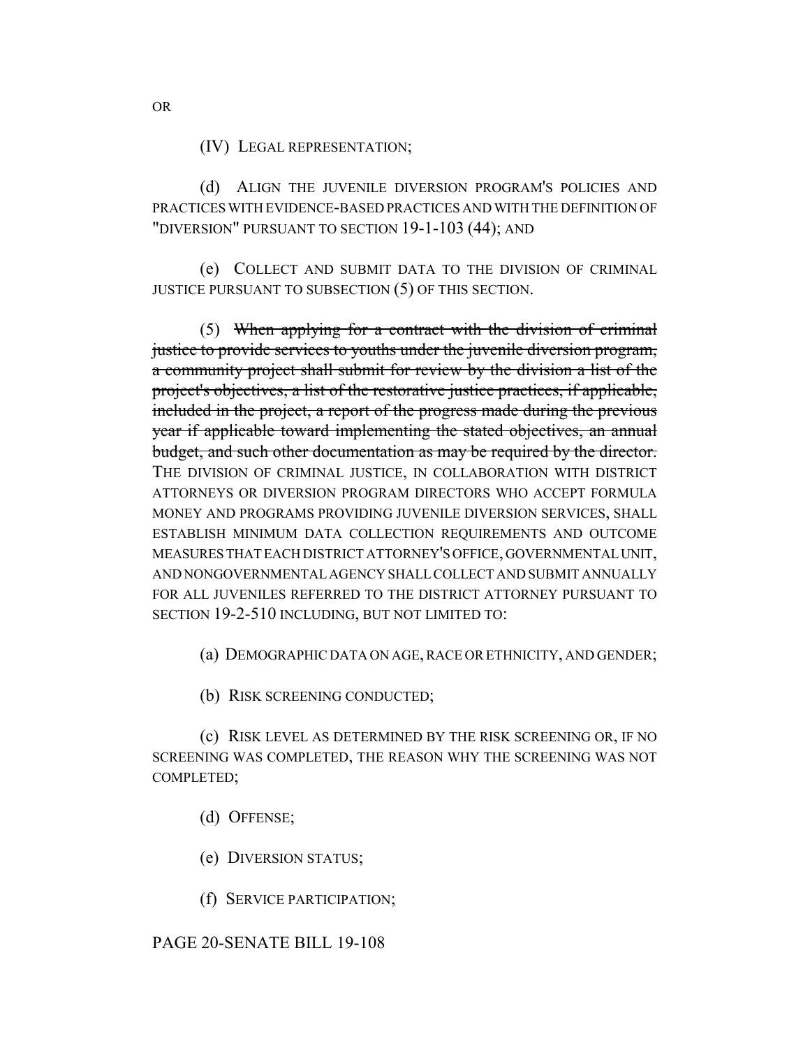OR

(IV) LEGAL REPRESENTATION;

(d) ALIGN THE JUVENILE DIVERSION PROGRAM'S POLICIES AND PRACTICES WITH EVIDENCE-BASED PRACTICES AND WITH THE DEFINITION OF "DIVERSION" PURSUANT TO SECTION 19-1-103 (44); AND

(e) COLLECT AND SUBMIT DATA TO THE DIVISION OF CRIMINAL JUSTICE PURSUANT TO SUBSECTION (5) OF THIS SECTION.

(5) ~~When applying for a contract with the division of criminal justice to provide services to youths under the juvenile diversion program, a community project shall submit for review by the division a list of the project's objectives, a list of the restorative justice practices, if applicable, included in the project, a report of the progress made during the previous year if applicable toward implementing the stated objectives, an annual budget, and such other documentation as may be required by the director.~~ THE DIVISION OF CRIMINAL JUSTICE, IN COLLABORATION WITH DISTRICT ATTORNEYS OR DIVERSION PROGRAM DIRECTORS WHO ACCEPT FORMULA MONEY AND PROGRAMS PROVIDING JUVENILE DIVERSION SERVICES, SHALL ESTABLISH MINIMUM DATA COLLECTION REQUIREMENTS AND OUTCOME MEASURES THAT EACH DISTRICT ATTORNEY'S OFFICE, GOVERNMENTAL UNIT, AND NONGOVERNMENTAL AGENCY SHALL COLLECT AND SUBMIT ANNUALLY FOR ALL JUVENILES REFERRED TO THE DISTRICT ATTORNEY PURSUANT TO SECTION 19-2-510 INCLUDING, BUT NOT LIMITED TO:

(a) DEMOGRAPHIC DATA ON AGE, RACE OR ETHNICITY, AND GENDER;

(b) RISK SCREENING CONDUCTED;

(c) RISK LEVEL AS DETERMINED BY THE RISK SCREENING OR, IF NO SCREENING WAS COMPLETED, THE REASON WHY THE SCREENING WAS NOT COMPLETED;

(d) OFFENSE;

(e) DIVERSION STATUS;

(f) SERVICE PARTICIPATION;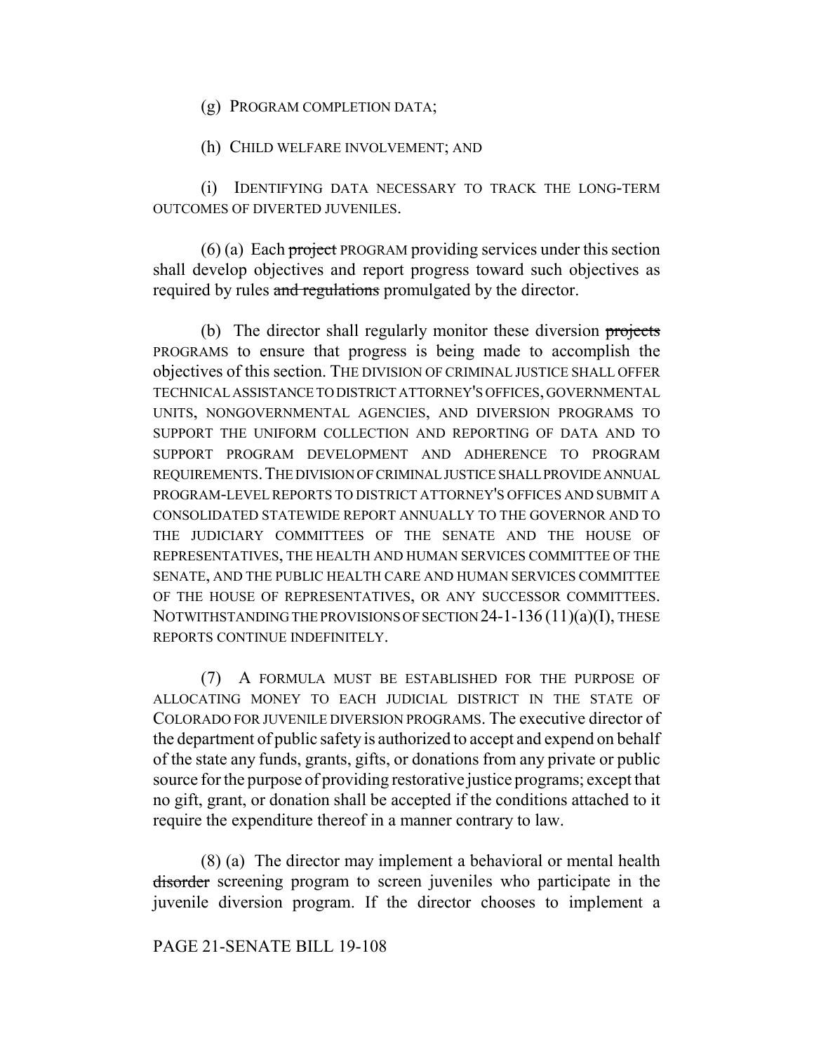(g) PROGRAM COMPLETION DATA;

(h) CHILD WELFARE INVOLVEMENT; AND

(i) IDENTIFYING DATA NECESSARY TO TRACK THE LONG-TERM OUTCOMES OF DIVERTED JUVENILES.

(6) (a) Each ~~project~~ PROGRAM providing services under this section shall develop objectives and report progress toward such objectives as required by rules ~~and regulations~~ promulgated by the director.

(b) The director shall regularly monitor these diversion ~~projects~~ PROGRAMS to ensure that progress is being made to accomplish the objectives of this section. THE DIVISION OF CRIMINAL JUSTICE SHALL OFFER TECHNICAL ASSISTANCE TO DISTRICT ATTORNEY'S OFFICES, GOVERNMENTAL UNITS, NONGOVERNMENTAL AGENCIES, AND DIVERSION PROGRAMS TO SUPPORT THE UNIFORM COLLECTION AND REPORTING OF DATA AND TO SUPPORT PROGRAM DEVELOPMENT AND ADHERENCE TO PROGRAM REQUIREMENTS. THE DIVISION OF CRIMINAL JUSTICE SHALL PROVIDE ANNUAL PROGRAM-LEVEL REPORTS TO DISTRICT ATTORNEY'S OFFICES AND SUBMIT A CONSOLIDATED STATEWIDE REPORT ANNUALLY TO THE GOVERNOR AND TO THE JUDICIARY COMMITTEES OF THE SENATE AND THE HOUSE OF REPRESENTATIVES, THE HEALTH AND HUMAN SERVICES COMMITTEE OF THE SENATE, AND THE PUBLIC HEALTH CARE AND HUMAN SERVICES COMMITTEE OF THE HOUSE OF REPRESENTATIVES, OR ANY SUCCESSOR COMMITTEES. NOTWITHSTANDING THE PROVISIONS OF SECTION 24-1-136 (11)(a)(I), THESE REPORTS CONTINUE INDEFINITELY.

(7) A FORMULA MUST BE ESTABLISHED FOR THE PURPOSE OF ALLOCATING MONEY TO EACH JUDICIAL DISTRICT IN THE STATE OF COLORADO FOR JUVENILE DIVERSION PROGRAMS. The executive director of the department of public safety is authorized to accept and expend on behalf of the state any funds, grants, gifts, or donations from any private or public source for the purpose of providing restorative justice programs; except that no gift, grant, or donation shall be accepted if the conditions attached to it require the expenditure thereof in a manner contrary to law.

(8) (a) The director may implement a behavioral or mental health ~~disorder~~ screening program to screen juveniles who participate in the juvenile diversion program. If the director chooses to implement a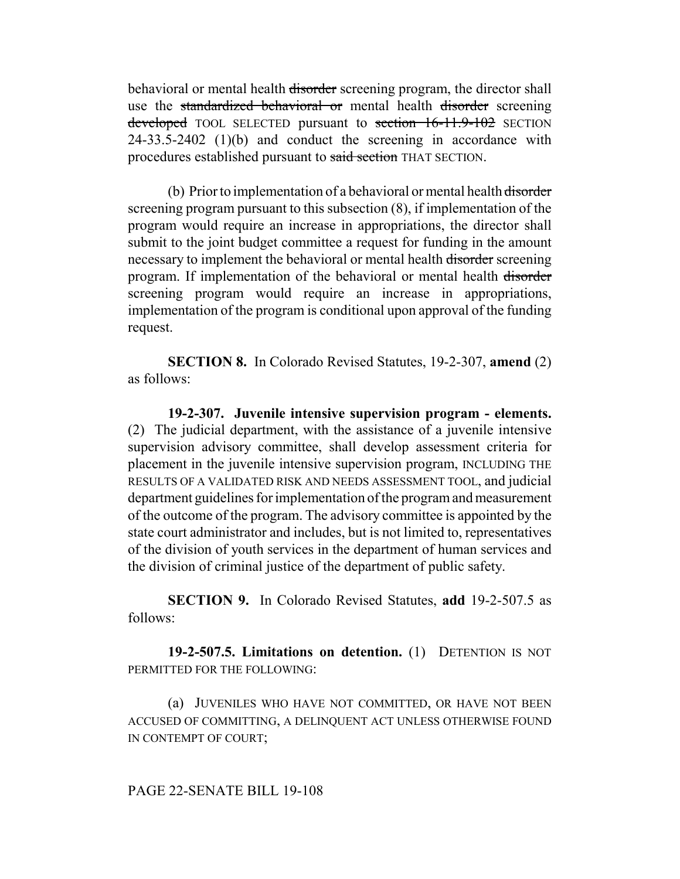behavioral or mental health ~~disorder~~ screening program, the director shall use the ~~standardized behavioral or~~ mental health ~~disorder~~ screening ~~developed~~ TOOL SELECTED pursuant to ~~section 16-11.9-102~~ SECTION 24-33.5-2402 (1)(b) and conduct the screening in accordance with procedures established pursuant to ~~said section~~ THAT SECTION.

(b) Prior to implementation of a behavioral or mental health ~~disorder~~ screening program pursuant to this subsection (8), if implementation of the program would require an increase in appropriations, the director shall submit to the joint budget committee a request for funding in the amount necessary to implement the behavioral or mental health ~~disorder~~ screening program. If implementation of the behavioral or mental health ~~disorder~~ screening program would require an increase in appropriations, implementation of the program is conditional upon approval of the funding request.

**SECTION 8.** In Colorado Revised Statutes, 19-2-307, **amend** (2) as follows:

**19-2-307. Juvenile intensive supervision program - elements.** (2) The judicial department, with the assistance of a juvenile intensive supervision advisory committee, shall develop assessment criteria for placement in the juvenile intensive supervision program, INCLUDING THE RESULTS OF A VALIDATED RISK AND NEEDS ASSESSMENT TOOL, and judicial department guidelines for implementation of the program and measurement of the outcome of the program. The advisory committee is appointed by the state court administrator and includes, but is not limited to, representatives of the division of youth services in the department of human services and the division of criminal justice of the department of public safety.

**SECTION 9.** In Colorado Revised Statutes, **add** 19-2-507.5 as follows:

**19-2-507.5. Limitations on detention.** (1) DETENTION IS NOT PERMITTED FOR THE FOLLOWING:

(a) JUVENILES WHO HAVE NOT COMMITTED, OR HAVE NOT BEEN ACCUSED OF COMMITTING, A DELINQUENT ACT UNLESS OTHERWISE FOUND IN CONTEMPT OF COURT;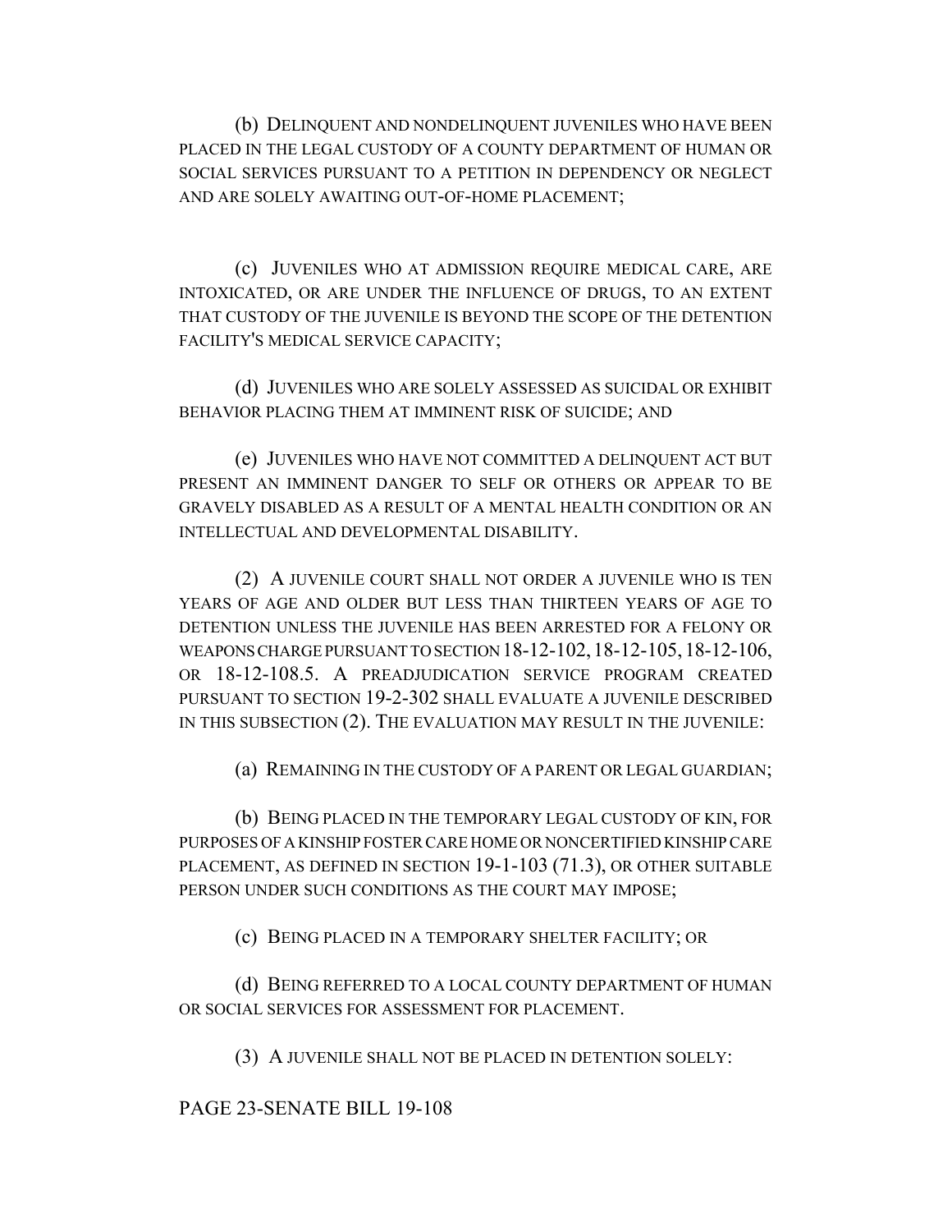(b) DELINQUENT AND NONDELINQUENT JUVENILES WHO HAVE BEEN PLACED IN THE LEGAL CUSTODY OF A COUNTY DEPARTMENT OF HUMAN OR SOCIAL SERVICES PURSUANT TO A PETITION IN DEPENDENCY OR NEGLECT AND ARE SOLELY AWAITING OUT-OF-HOME PLACEMENT;

(c) JUVENILES WHO AT ADMISSION REQUIRE MEDICAL CARE, ARE INTOXICATED, OR ARE UNDER THE INFLUENCE OF DRUGS, TO AN EXTENT THAT CUSTODY OF THE JUVENILE IS BEYOND THE SCOPE OF THE DETENTION FACILITY'S MEDICAL SERVICE CAPACITY;

(d) JUVENILES WHO ARE SOLELY ASSESSED AS SUICIDAL OR EXHIBIT BEHAVIOR PLACING THEM AT IMMINENT RISK OF SUICIDE; AND

(e) JUVENILES WHO HAVE NOT COMMITTED A DELINQUENT ACT BUT PRESENT AN IMMINENT DANGER TO SELF OR OTHERS OR APPEAR TO BE GRAVELY DISABLED AS A RESULT OF A MENTAL HEALTH CONDITION OR AN INTELLECTUAL AND DEVELOPMENTAL DISABILITY.

(2) A JUVENILE COURT SHALL NOT ORDER A JUVENILE WHO IS TEN YEARS OF AGE AND OLDER BUT LESS THAN THIRTEEN YEARS OF AGE TO DETENTION UNLESS THE JUVENILE HAS BEEN ARRESTED FOR A FELONY OR WEAPONS CHARGE PURSUANT TO SECTION 18-12-102, 18-12-105, 18-12-106, OR 18-12-108.5. A PREADJUDICATION SERVICE PROGRAM CREATED PURSUANT TO SECTION 19-2-302 SHALL EVALUATE A JUVENILE DESCRIBED IN THIS SUBSECTION (2). THE EVALUATION MAY RESULT IN THE JUVENILE:

(a) REMAINING IN THE CUSTODY OF A PARENT OR LEGAL GUARDIAN;

(b) BEING PLACED IN THE TEMPORARY LEGAL CUSTODY OF KIN, FOR PURPOSES OF A KINSHIP FOSTER CARE HOME OR NONCERTIFIED KINSHIP CARE PLACEMENT, AS DEFINED IN SECTION 19-1-103 (71.3), OR OTHER SUITABLE PERSON UNDER SUCH CONDITIONS AS THE COURT MAY IMPOSE;

(c) BEING PLACED IN A TEMPORARY SHELTER FACILITY; OR

(d) BEING REFERRED TO A LOCAL COUNTY DEPARTMENT OF HUMAN OR SOCIAL SERVICES FOR ASSESSMENT FOR PLACEMENT.

(3) A JUVENILE SHALL NOT BE PLACED IN DETENTION SOLELY:

PAGE 23-SENATE BILL 19-108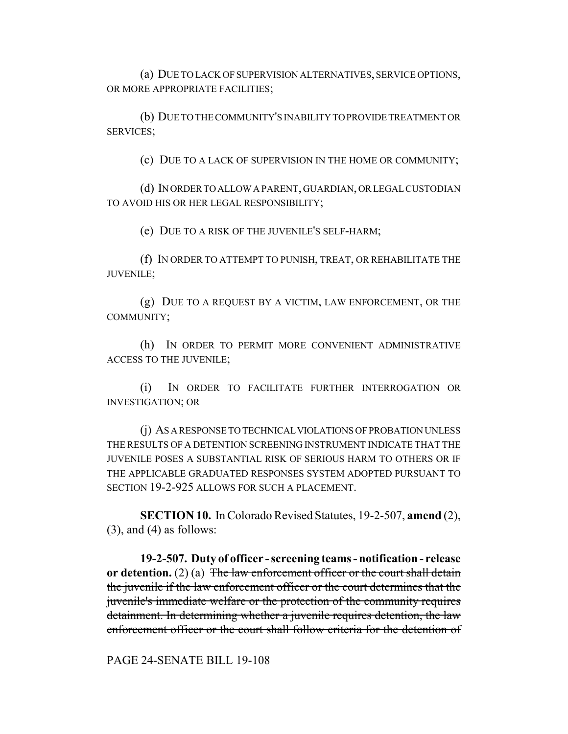(a) DUE TO LACK OF SUPERVISION ALTERNATIVES, SERVICE OPTIONS, OR MORE APPROPRIATE FACILITIES;

(b) DUE TO THE COMMUNITY'S INABILITY TO PROVIDE TREATMENT OR SERVICES;

(c) DUE TO A LACK OF SUPERVISION IN THE HOME OR COMMUNITY;

(d) IN ORDER TO ALLOW A PARENT, GUARDIAN, OR LEGAL CUSTODIAN TO AVOID HIS OR HER LEGAL RESPONSIBILITY;

(e) DUE TO A RISK OF THE JUVENILE'S SELF-HARM;

(f) IN ORDER TO ATTEMPT TO PUNISH, TREAT, OR REHABILITATE THE JUVENILE;

(g) DUE TO A REQUEST BY A VICTIM, LAW ENFORCEMENT, OR THE COMMUNITY;

(h) IN ORDER TO PERMIT MORE CONVENIENT ADMINISTRATIVE ACCESS TO THE JUVENILE;

(i) IN ORDER TO FACILITATE FURTHER INTERROGATION OR INVESTIGATION; OR

(j) AS A RESPONSE TO TECHNICAL VIOLATIONS OF PROBATION UNLESS THE RESULTS OF A DETENTION SCREENING INSTRUMENT INDICATE THAT THE JUVENILE POSES A SUBSTANTIAL RISK OF SERIOUS HARM TO OTHERS OR IF THE APPLICABLE GRADUATED RESPONSES SYSTEM ADOPTED PURSUANT TO SECTION 19-2-925 ALLOWS FOR SUCH A PLACEMENT.

**SECTION 10.** In Colorado Revised Statutes, 19-2-507, **amend** (2), (3), and (4) as follows:

**19-2-507. Duty of officer - screening teams - notification - release or detention.** (2) (a) ~~The law enforcement officer or the court shall detain the juvenile if the law enforcement officer or the court determines that the juvenile's immediate welfare or the protection of the community requires detainment. In determining whether a juvenile requires detention, the law enforcement officer or the court shall follow criteria for the detention of~~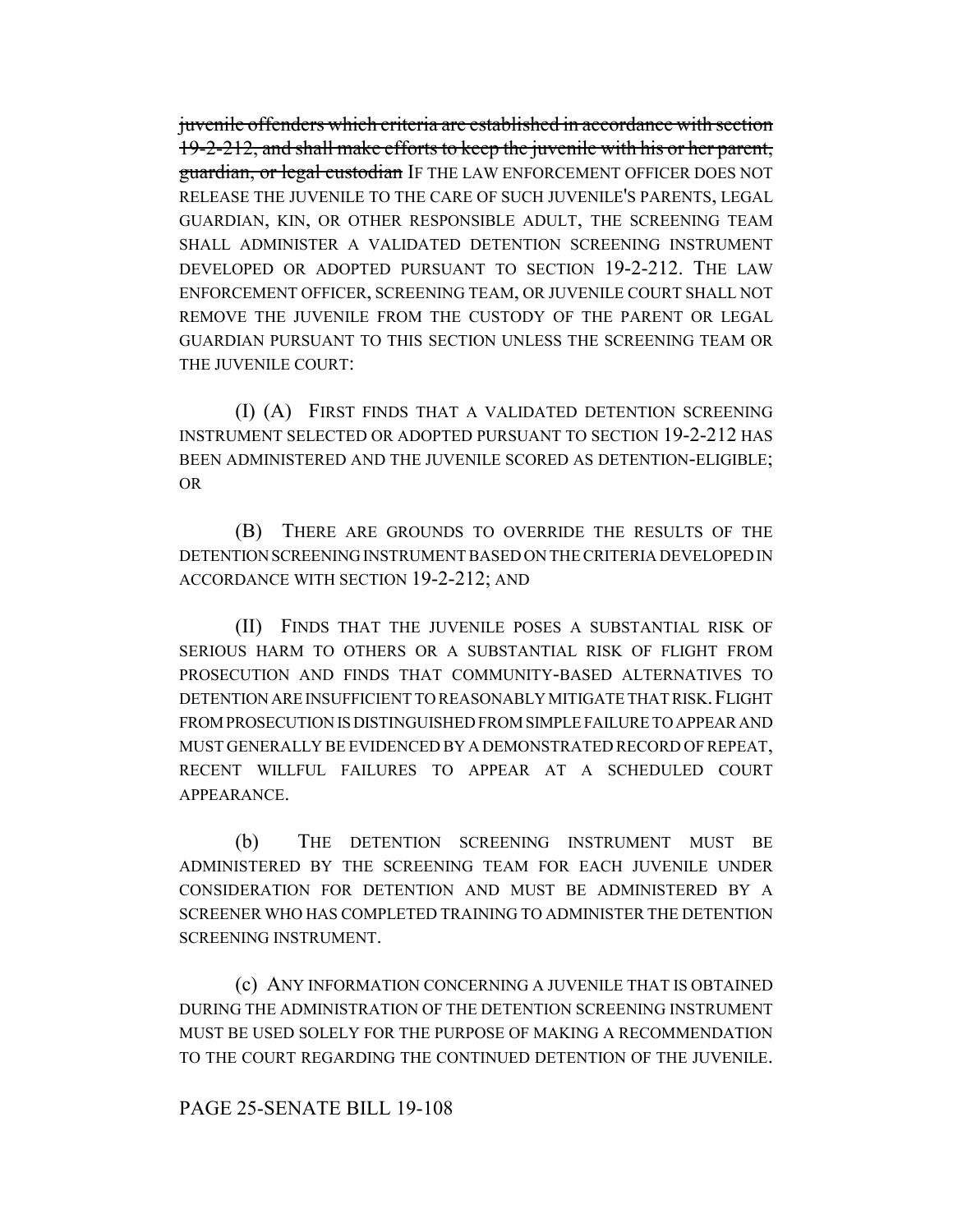~~juvenile offenders which criteria are established in accordance with section 19-2-212, and shall make efforts to keep the juvenile with his or her parent, guardian, or legal custodian~~ IF THE LAW ENFORCEMENT OFFICER DOES NOT RELEASE THE JUVENILE TO THE CARE OF SUCH JUVENILE'S PARENTS, LEGAL GUARDIAN, KIN, OR OTHER RESPONSIBLE ADULT, THE SCREENING TEAM SHALL ADMINISTER A VALIDATED DETENTION SCREENING INSTRUMENT DEVELOPED OR ADOPTED PURSUANT TO SECTION 19-2-212. THE LAW ENFORCEMENT OFFICER, SCREENING TEAM, OR JUVENILE COURT SHALL NOT REMOVE THE JUVENILE FROM THE CUSTODY OF THE PARENT OR LEGAL GUARDIAN PURSUANT TO THIS SECTION UNLESS THE SCREENING TEAM OR THE JUVENILE COURT:

(I) (A) FIRST FINDS THAT A VALIDATED DETENTION SCREENING INSTRUMENT SELECTED OR ADOPTED PURSUANT TO SECTION 19-2-212 HAS BEEN ADMINISTERED AND THE JUVENILE SCORED AS DETENTION-ELIGIBLE; OR

(B) THERE ARE GROUNDS TO OVERRIDE THE RESULTS OF THE DETENTION SCREENING INSTRUMENT BASED ON THE CRITERIA DEVELOPED IN ACCORDANCE WITH SECTION 19-2-212; AND

(II) FINDS THAT THE JUVENILE POSES A SUBSTANTIAL RISK OF SERIOUS HARM TO OTHERS OR A SUBSTANTIAL RISK OF FLIGHT FROM PROSECUTION AND FINDS THAT COMMUNITY-BASED ALTERNATIVES TO DETENTION ARE INSUFFICIENT TO REASONABLY MITIGATE THAT RISK. FLIGHT FROM PROSECUTION IS DISTINGUISHED FROM SIMPLE FAILURE TO APPEAR AND MUST GENERALLY BE EVIDENCED BY A DEMONSTRATED RECORD OF REPEAT, RECENT WILLFUL FAILURES TO APPEAR AT A SCHEDULED COURT APPEARANCE.

(b) THE DETENTION SCREENING INSTRUMENT MUST BE ADMINISTERED BY THE SCREENING TEAM FOR EACH JUVENILE UNDER CONSIDERATION FOR DETENTION AND MUST BE ADMINISTERED BY A SCREENER WHO HAS COMPLETED TRAINING TO ADMINISTER THE DETENTION SCREENING INSTRUMENT.

(c) ANY INFORMATION CONCERNING A JUVENILE THAT IS OBTAINED DURING THE ADMINISTRATION OF THE DETENTION SCREENING INSTRUMENT MUST BE USED SOLELY FOR THE PURPOSE OF MAKING A RECOMMENDATION TO THE COURT REGARDING THE CONTINUED DETENTION OF THE JUVENILE.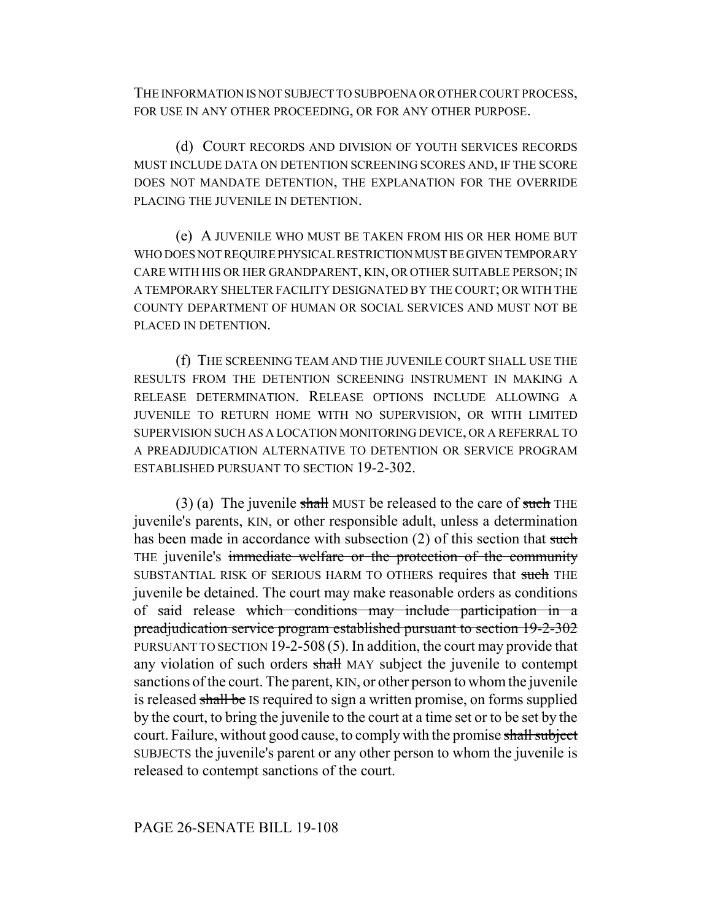THE INFORMATION IS NOT SUBJECT TO SUBPOENA OR OTHER COURT PROCESS, FOR USE IN ANY OTHER PROCEEDING, OR FOR ANY OTHER PURPOSE.

(d) COURT RECORDS AND DIVISION OF YOUTH SERVICES RECORDS MUST INCLUDE DATA ON DETENTION SCREENING SCORES AND, IF THE SCORE DOES NOT MANDATE DETENTION, THE EXPLANATION FOR THE OVERRIDE PLACING THE JUVENILE IN DETENTION.

(e) A JUVENILE WHO MUST BE TAKEN FROM HIS OR HER HOME BUT WHO DOES NOT REQUIRE PHYSICAL RESTRICTION MUST BE GIVEN TEMPORARY CARE WITH HIS OR HER GRANDPARENT, KIN, OR OTHER SUITABLE PERSON; IN A TEMPORARY SHELTER FACILITY DESIGNATED BY THE COURT; OR WITH THE COUNTY DEPARTMENT OF HUMAN OR SOCIAL SERVICES AND MUST NOT BE PLACED IN DETENTION.

(f) THE SCREENING TEAM AND THE JUVENILE COURT SHALL USE THE RESULTS FROM THE DETENTION SCREENING INSTRUMENT IN MAKING A RELEASE DETERMINATION. RELEASE OPTIONS INCLUDE ALLOWING A JUVENILE TO RETURN HOME WITH NO SUPERVISION, OR WITH LIMITED SUPERVISION SUCH AS A LOCATION MONITORING DEVICE, OR A REFERRAL TO A PREADJUDICATION ALTERNATIVE TO DETENTION OR SERVICE PROGRAM ESTABLISHED PURSUANT TO SECTION 19-2-302.

(3) (a) The juvenile ~~shall~~ MUST be released to the care of ~~such~~ THE juvenile's parents, KIN, or other responsible adult, unless a determination has been made in accordance with subsection (2) of this section that ~~such~~ THE juvenile's ~~immediate welfare or the protection of the community~~ SUBSTANTIAL RISK OF SERIOUS HARM TO OTHERS requires that ~~such~~ THE juvenile be detained. The court may make reasonable orders as conditions of ~~said~~ release ~~which conditions may include participation in a preadjudication service program established pursuant to section 19-2-302~~ PURSUANT TO SECTION 19-2-508 (5). In addition, the court may provide that any violation of such orders ~~shall~~ MAY subject the juvenile to contempt sanctions of the court. The parent, KIN, or other person to whom the juvenile is released ~~shall be~~ IS required to sign a written promise, on forms supplied by the court, to bring the juvenile to the court at a time set or to be set by the court. Failure, without good cause, to comply with the promise ~~shall subject~~ SUBJECTS the juvenile's parent or any other person to whom the juvenile is released to contempt sanctions of the court.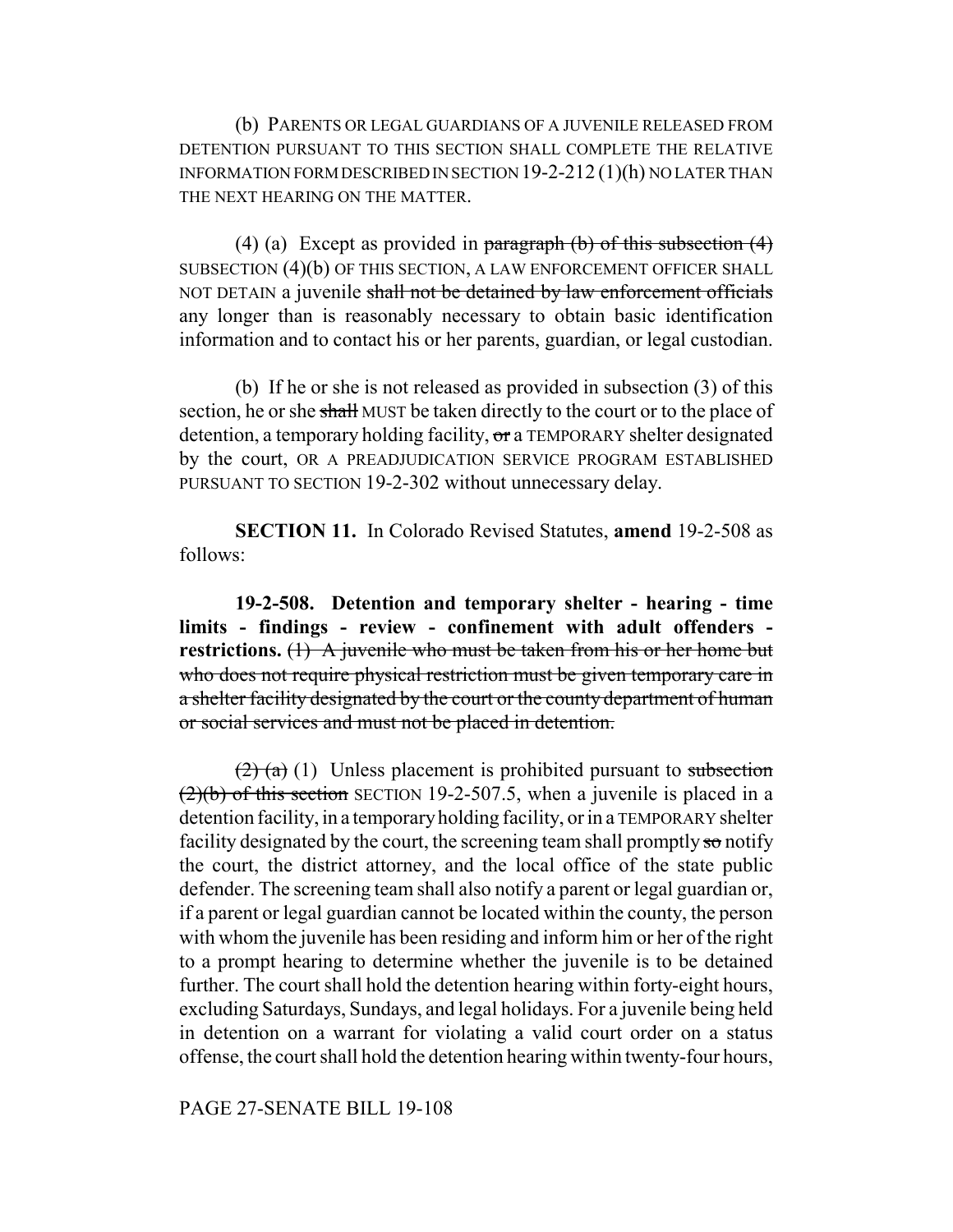(b) PARENTS OR LEGAL GUARDIANS OF A JUVENILE RELEASED FROM DETENTION PURSUANT TO THIS SECTION SHALL COMPLETE THE RELATIVE INFORMATION FORM DESCRIBED IN SECTION 19-2-212 (1)(h) NO LATER THAN THE NEXT HEARING ON THE MATTER.

(4) (a) Except as provided in ~~paragraph (b) of this subsection (4)~~ SUBSECTION (4)(b) OF THIS SECTION, A LAW ENFORCEMENT OFFICER SHALL NOT DETAIN a juvenile ~~shall not be detained by law enforcement officials~~ any longer than is reasonably necessary to obtain basic identification information and to contact his or her parents, guardian, or legal custodian.

(b) If he or she is not released as provided in subsection (3) of this section, he or she ~~shall~~ MUST be taken directly to the court or to the place of detention, a temporary holding facility, ~~or~~ a TEMPORARY shelter designated by the court, OR A PREADJUDICATION SERVICE PROGRAM ESTABLISHED PURSUANT TO SECTION 19-2-302 without unnecessary delay.

**SECTION 11.** In Colorado Revised Statutes, **amend** 19-2-508 as follows:

**19-2-508. Detention and temporary shelter - hearing - time limits - findings - review - confinement with adult offenders - restrictions.** ~~(1) A juvenile who must be taken from his or her home but who does not require physical restriction must be given temporary care in a shelter facility designated by the court or the county department of human or social services and must not be placed in detention.~~

~~(2) (a)~~ (1) Unless placement is prohibited pursuant to ~~subsection (2)(b) of this section~~ SECTION 19-2-507.5, when a juvenile is placed in a detention facility, in a temporary holding facility, or in a TEMPORARY shelter facility designated by the court, the screening team shall promptly ~~so~~ notify the court, the district attorney, and the local office of the state public defender. The screening team shall also notify a parent or legal guardian or, if a parent or legal guardian cannot be located within the county, the person with whom the juvenile has been residing and inform him or her of the right to a prompt hearing to determine whether the juvenile is to be detained further. The court shall hold the detention hearing within forty-eight hours, excluding Saturdays, Sundays, and legal holidays. For a juvenile being held in detention on a warrant for violating a valid court order on a status offense, the court shall hold the detention hearing within twenty-four hours,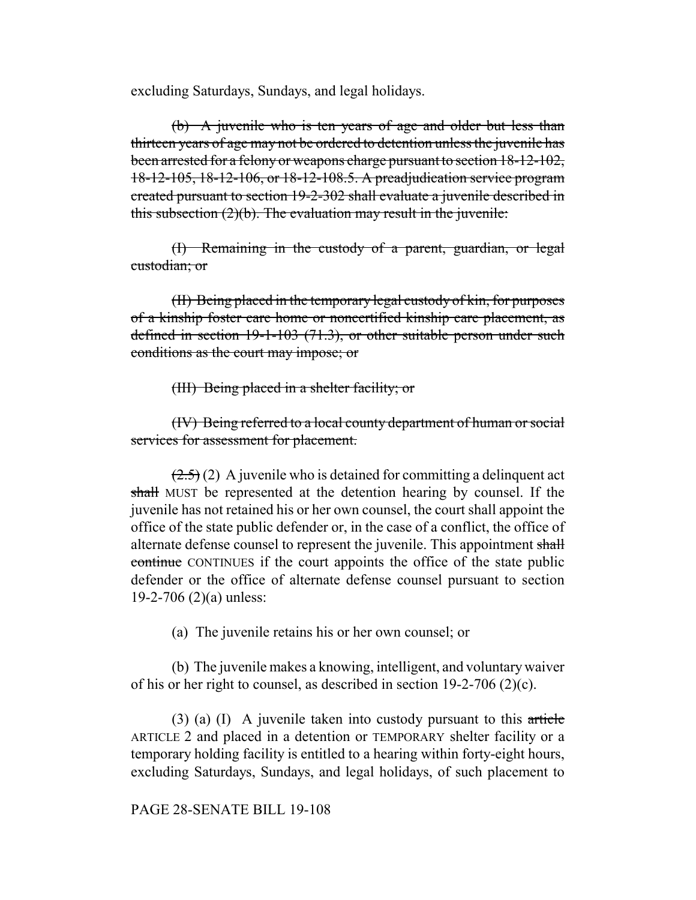excluding Saturdays, Sundays, and legal holidays.

~~(b) A juvenile who is ten years of age and older but less than thirteen years of age may not be ordered to detention unless the juvenile has been arrested for a felony or weapons charge pursuant to section 18-12-102, 18-12-105, 18-12-106, or 18-12-108.5. A preadjudication service program created pursuant to section 19-2-302 shall evaluate a juvenile described in this subsection (2)(b). The evaluation may result in the juvenile:~~

~~(I) Remaining in the custody of a parent, guardian, or legal custodian; or~~

~~(II) Being placed in the temporary legal custody of kin, for purposes of a kinship foster care home or noncertified kinship care placement, as defined in section 19-1-103 (71.3), or other suitable person under such conditions as the court may impose; or~~

~~(III) Being placed in a shelter facility; or~~

~~(IV) Being referred to a local county department of human or social services for assessment for placement.~~

~~(2.5)~~ (2) A juvenile who is detained for committing a delinquent act ~~shall~~ MUST be represented at the detention hearing by counsel. If the juvenile has not retained his or her own counsel, the court shall appoint the office of the state public defender or, in the case of a conflict, the office of alternate defense counsel to represent the juvenile. This appointment ~~shall continue~~ CONTINUES if the court appoints the office of the state public defender or the office of alternate defense counsel pursuant to section 19-2-706 (2)(a) unless:

(a) The juvenile retains his or her own counsel; or

(b) The juvenile makes a knowing, intelligent, and voluntary waiver of his or her right to counsel, as described in section 19-2-706 (2)(c).

(3) (a) (I) A juvenile taken into custody pursuant to this ~~article~~ ARTICLE 2 and placed in a detention or TEMPORARY shelter facility or a temporary holding facility is entitled to a hearing within forty-eight hours, excluding Saturdays, Sundays, and legal holidays, of such placement to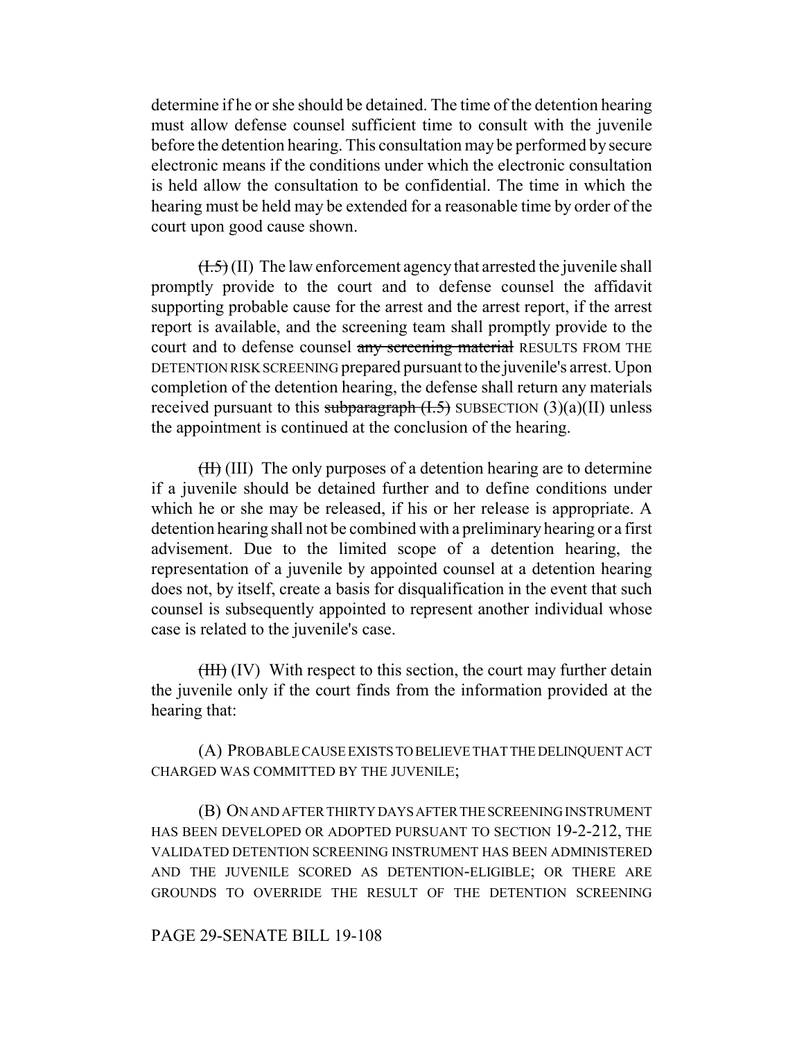determine if he or she should be detained. The time of the detention hearing must allow defense counsel sufficient time to consult with the juvenile before the detention hearing. This consultation may be performed by secure electronic means if the conditions under which the electronic consultation is held allow the consultation to be confidential. The time in which the hearing must be held may be extended for a reasonable time by order of the court upon good cause shown.

~~(I.5)~~ (II) The law enforcement agency that arrested the juvenile shall promptly provide to the court and to defense counsel the affidavit supporting probable cause for the arrest and the arrest report, if the arrest report is available, and the screening team shall promptly provide to the court and to defense counsel ~~any screening material~~ RESULTS FROM THE DETENTION RISK SCREENING prepared pursuant to the juvenile's arrest. Upon completion of the detention hearing, the defense shall return any materials received pursuant to this ~~subparagraph (I.5)~~ SUBSECTION (3)(a)(II) unless the appointment is continued at the conclusion of the hearing.

~~(II)~~ (III) The only purposes of a detention hearing are to determine if a juvenile should be detained further and to define conditions under which he or she may be released, if his or her release is appropriate. A detention hearing shall not be combined with a preliminary hearing or a first advisement. Due to the limited scope of a detention hearing, the representation of a juvenile by appointed counsel at a detention hearing does not, by itself, create a basis for disqualification in the event that such counsel is subsequently appointed to represent another individual whose case is related to the juvenile's case.

~~(III)~~ (IV) With respect to this section, the court may further detain the juvenile only if the court finds from the information provided at the hearing that:

(A) PROBABLE CAUSE EXISTS TO BELIEVE THAT THE DELINQUENT ACT CHARGED WAS COMMITTED BY THE JUVENILE;

(B) ON AND AFTER THIRTY DAYS AFTER THE SCREENING INSTRUMENT HAS BEEN DEVELOPED OR ADOPTED PURSUANT TO SECTION 19-2-212, THE VALIDATED DETENTION SCREENING INSTRUMENT HAS BEEN ADMINISTERED AND THE JUVENILE SCORED AS DETENTION-ELIGIBLE; OR THERE ARE GROUNDS TO OVERRIDE THE RESULT OF THE DETENTION SCREENING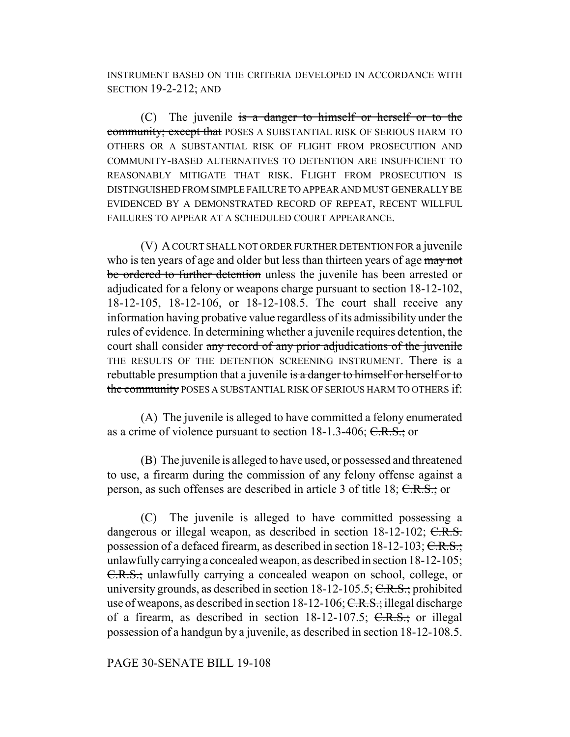INSTRUMENT BASED ON THE CRITERIA DEVELOPED IN ACCORDANCE WITH SECTION 19-2-212; AND

(C) The juvenile ~~is a danger to himself or herself or to the community; except that~~ POSES A SUBSTANTIAL RISK OF SERIOUS HARM TO OTHERS OR A SUBSTANTIAL RISK OF FLIGHT FROM PROSECUTION AND COMMUNITY-BASED ALTERNATIVES TO DETENTION ARE INSUFFICIENT TO REASONABLY MITIGATE THAT RISK. FLIGHT FROM PROSECUTION IS DISTINGUISHED FROM SIMPLE FAILURE TO APPEAR AND MUST GENERALLY BE EVIDENCED BY A DEMONSTRATED RECORD OF REPEAT, RECENT WILLFUL FAILURES TO APPEAR AT A SCHEDULED COURT APPEARANCE.

(V) A COURT SHALL NOT ORDER FURTHER DETENTION FOR a juvenile who is ten years of age and older but less than thirteen years of age ~~may not be ordered to further detention~~ unless the juvenile has been arrested or adjudicated for a felony or weapons charge pursuant to section 18-12-102, 18-12-105, 18-12-106, or 18-12-108.5. The court shall receive any information having probative value regardless of its admissibility under the rules of evidence. In determining whether a juvenile requires detention, the court shall consider ~~any record of any prior adjudications of the juvenile~~ THE RESULTS OF THE DETENTION SCREENING INSTRUMENT. There is a rebuttable presumption that a juvenile ~~is a danger to himself or herself or to the community~~ POSES A SUBSTANTIAL RISK OF SERIOUS HARM TO OTHERS if:

(A) The juvenile is alleged to have committed a felony enumerated as a crime of violence pursuant to section 18-1.3-406; ~~C.R.S.;~~ or

(B) The juvenile is alleged to have used, or possessed and threatened to use, a firearm during the commission of any felony offense against a person, as such offenses are described in article 3 of title 18; ~~C.R.S.;~~ or

(C) The juvenile is alleged to have committed possessing a dangerous or illegal weapon, as described in section 18-12-102; ~~C.R.S.~~ possession of a defaced firearm, as described in section 18-12-103; ~~C.R.S.;~~ unlawfully carrying a concealed weapon, as described in section 18-12-105; ~~C.R.S.;~~ unlawfully carrying a concealed weapon on school, college, or university grounds, as described in section 18-12-105.5; ~~C.R.S.;~~ prohibited use of weapons, as described in section 18-12-106; ~~C.R.S.;~~ illegal discharge of a firearm, as described in section 18-12-107.5; ~~C.R.S.;~~ or illegal possession of a handgun by a juvenile, as described in section 18-12-108.5.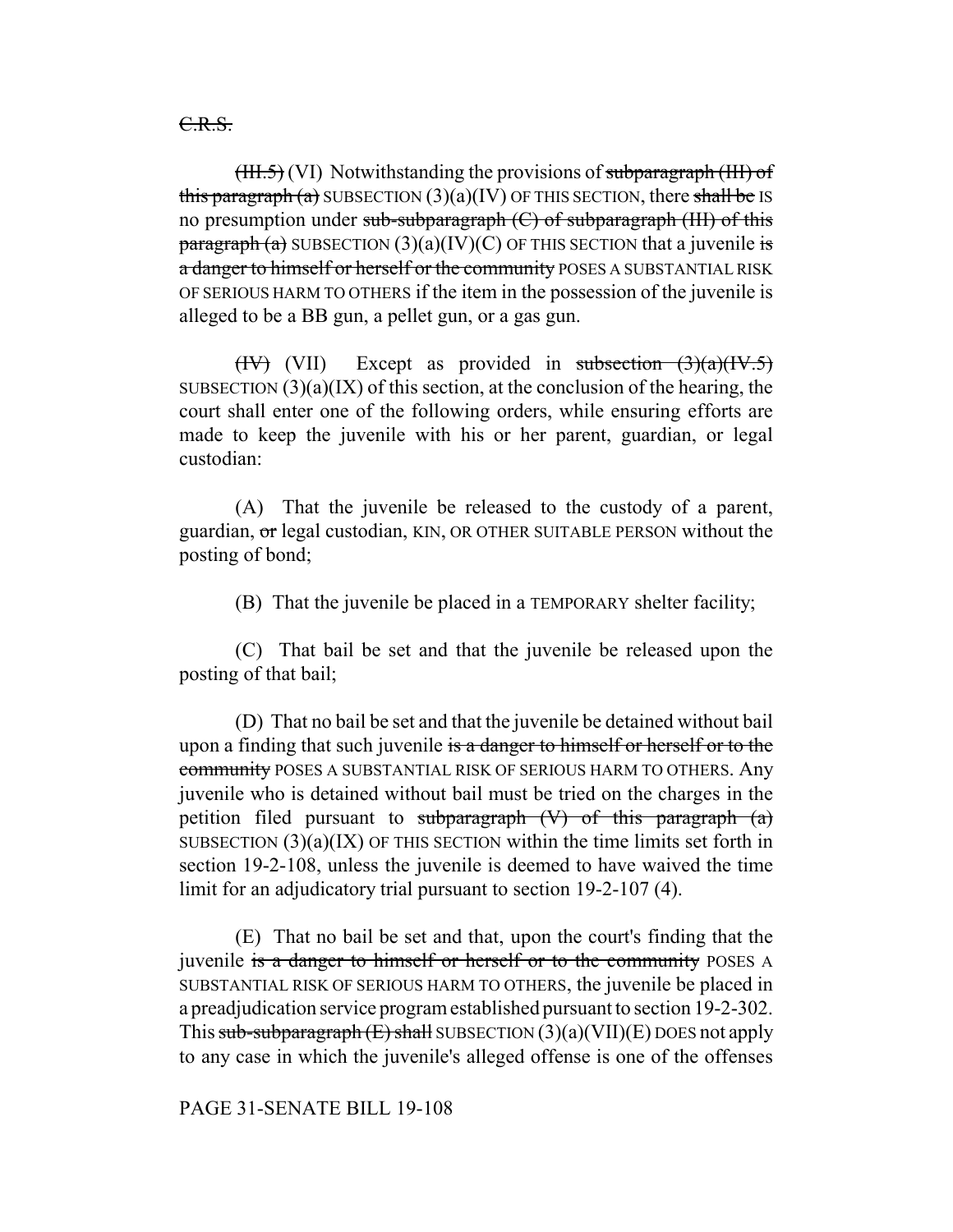~~C.R.S.~~

~~(III.5)~~ (VI) Notwithstanding the provisions of ~~subparagraph (III) of this paragraph (a)~~ SUBSECTION (3)(a)(IV) OF THIS SECTION, there ~~shall be~~ IS no presumption under ~~sub-subparagraph (C) of subparagraph (III) of this paragraph (a)~~ SUBSECTION (3)(a)(IV)(C) OF THIS SECTION that a juvenile ~~is a danger to himself or herself or the community~~ POSES A SUBSTANTIAL RISK OF SERIOUS HARM TO OTHERS if the item in the possession of the juvenile is alleged to be a BB gun, a pellet gun, or a gas gun.

~~(IV)~~ (VII) Except as provided in ~~subsection (3)(a)(IV.5)~~ SUBSECTION (3)(a)(IX) of this section, at the conclusion of the hearing, the court shall enter one of the following orders, while ensuring efforts are made to keep the juvenile with his or her parent, guardian, or legal custodian:

(A) That the juvenile be released to the custody of a parent, guardian, ~~or~~ legal custodian, KIN, OR OTHER SUITABLE PERSON without the posting of bond;

(B) That the juvenile be placed in a TEMPORARY shelter facility;

(C) That bail be set and that the juvenile be released upon the posting of that bail;

(D) That no bail be set and that the juvenile be detained without bail upon a finding that such juvenile ~~is a danger to himself or herself or to the community~~ POSES A SUBSTANTIAL RISK OF SERIOUS HARM TO OTHERS. Any juvenile who is detained without bail must be tried on the charges in the petition filed pursuant to ~~subparagraph (V) of this paragraph (a)~~ SUBSECTION (3)(a)(IX) OF THIS SECTION within the time limits set forth in section 19-2-108, unless the juvenile is deemed to have waived the time limit for an adjudicatory trial pursuant to section 19-2-107 (4).

(E) That no bail be set and that, upon the court's finding that the juvenile ~~is a danger to himself or herself or to the community~~ POSES A SUBSTANTIAL RISK OF SERIOUS HARM TO OTHERS, the juvenile be placed in a preadjudication service program established pursuant to section 19-2-302. This ~~sub-subparagraph (E) shall~~ SUBSECTION (3)(a)(VII)(E) DOES not apply to any case in which the juvenile's alleged offense is one of the offenses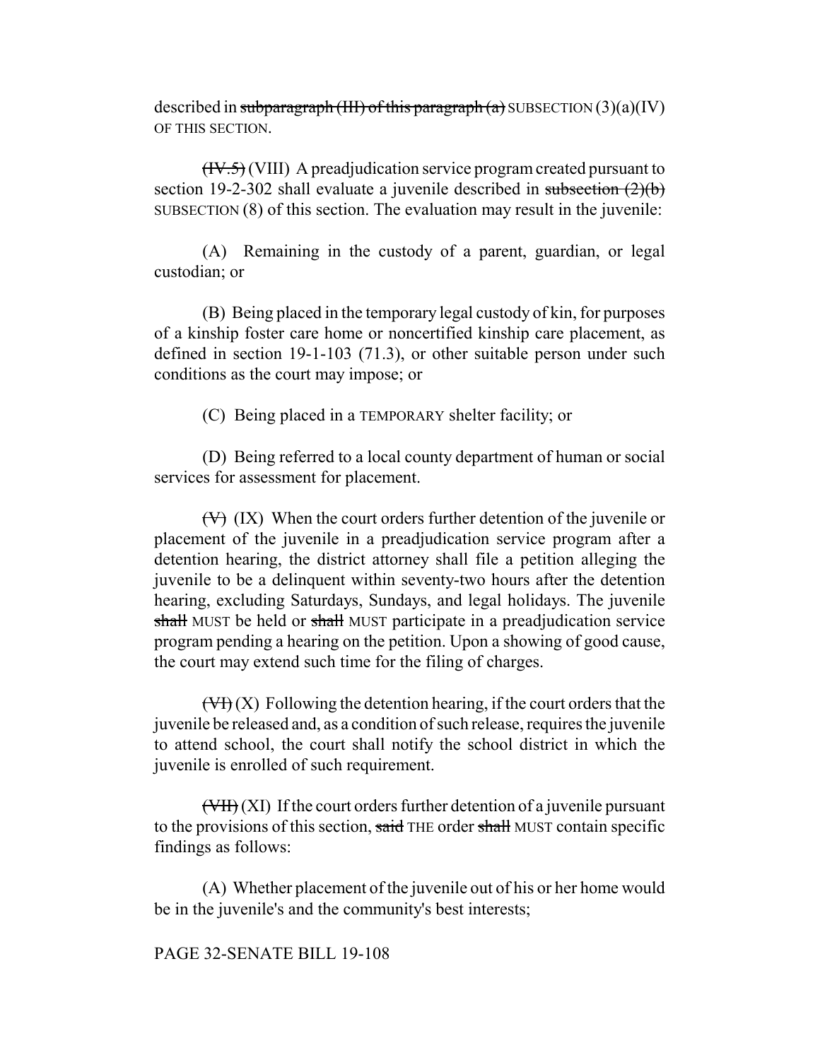described in ~~subparagraph (III) of this paragraph (a)~~ SUBSECTION (3)(a)(IV) OF THIS SECTION.

~~(IV.5)~~ (VIII) A preadjudication service program created pursuant to section 19-2-302 shall evaluate a juvenile described in ~~subsection (2)(b)~~ SUBSECTION (8) of this section. The evaluation may result in the juvenile:

(A) Remaining in the custody of a parent, guardian, or legal custodian; or

(B) Being placed in the temporary legal custody of kin, for purposes of a kinship foster care home or noncertified kinship care placement, as defined in section 19-1-103 (71.3), or other suitable person under such conditions as the court may impose; or

(C) Being placed in a TEMPORARY shelter facility; or

(D) Being referred to a local county department of human or social services for assessment for placement.

~~(V)~~ (IX) When the court orders further detention of the juvenile or placement of the juvenile in a preadjudication service program after a detention hearing, the district attorney shall file a petition alleging the juvenile to be a delinquent within seventy-two hours after the detention hearing, excluding Saturdays, Sundays, and legal holidays. The juvenile ~~shall~~ MUST be held or ~~shall~~ MUST participate in a preadjudication service program pending a hearing on the petition. Upon a showing of good cause, the court may extend such time for the filing of charges.

~~(VI)~~ (X) Following the detention hearing, if the court orders that the juvenile be released and, as a condition of such release, requires the juvenile to attend school, the court shall notify the school district in which the juvenile is enrolled of such requirement.

~~(VII)~~ (XI) If the court orders further detention of a juvenile pursuant to the provisions of this section, ~~said~~ THE order ~~shall~~ MUST contain specific findings as follows:

(A) Whether placement of the juvenile out of his or her home would be in the juvenile's and the community's best interests;

PAGE 32-SENATE BILL 19-108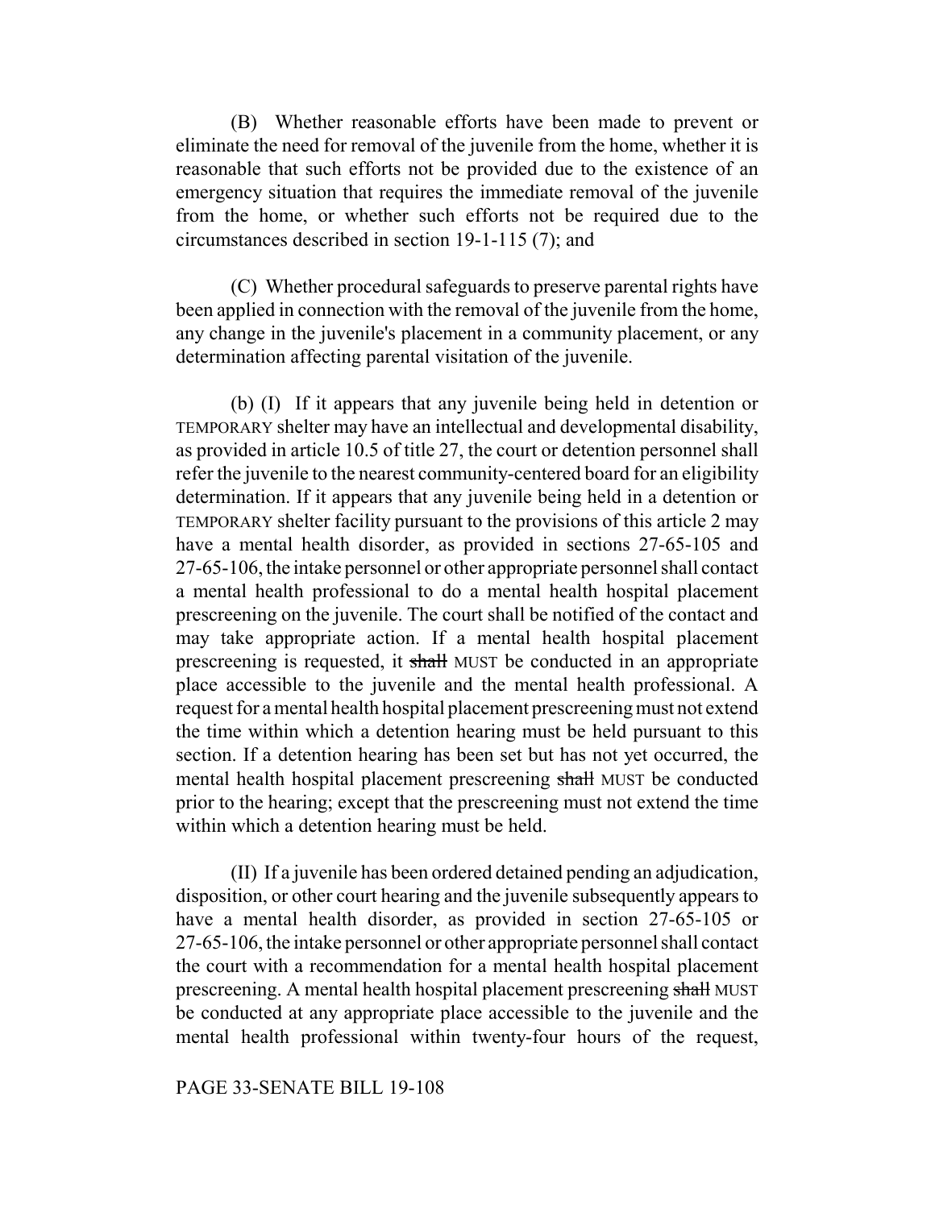(B) Whether reasonable efforts have been made to prevent or eliminate the need for removal of the juvenile from the home, whether it is reasonable that such efforts not be provided due to the existence of an emergency situation that requires the immediate removal of the juvenile from the home, or whether such efforts not be required due to the circumstances described in section 19-1-115 (7); and

(C) Whether procedural safeguards to preserve parental rights have been applied in connection with the removal of the juvenile from the home, any change in the juvenile's placement in a community placement, or any determination affecting parental visitation of the juvenile.

(b) (I) If it appears that any juvenile being held in detention or TEMPORARY shelter may have an intellectual and developmental disability, as provided in article 10.5 of title 27, the court or detention personnel shall refer the juvenile to the nearest community-centered board for an eligibility determination. If it appears that any juvenile being held in a detention or TEMPORARY shelter facility pursuant to the provisions of this article 2 may have a mental health disorder, as provided in sections 27-65-105 and 27-65-106, the intake personnel or other appropriate personnel shall contact a mental health professional to do a mental health hospital placement prescreening on the juvenile. The court shall be notified of the contact and may take appropriate action. If a mental health hospital placement prescreening is requested, it ~~shall~~ MUST be conducted in an appropriate place accessible to the juvenile and the mental health professional. A request for a mental health hospital placement prescreening must not extend the time within which a detention hearing must be held pursuant to this section. If a detention hearing has been set but has not yet occurred, the mental health hospital placement prescreening ~~shall~~ MUST be conducted prior to the hearing; except that the prescreening must not extend the time within which a detention hearing must be held.

(II) If a juvenile has been ordered detained pending an adjudication, disposition, or other court hearing and the juvenile subsequently appears to have a mental health disorder, as provided in section 27-65-105 or 27-65-106, the intake personnel or other appropriate personnel shall contact the court with a recommendation for a mental health hospital placement prescreening. A mental health hospital placement prescreening ~~shall~~ MUST be conducted at any appropriate place accessible to the juvenile and the mental health professional within twenty-four hours of the request,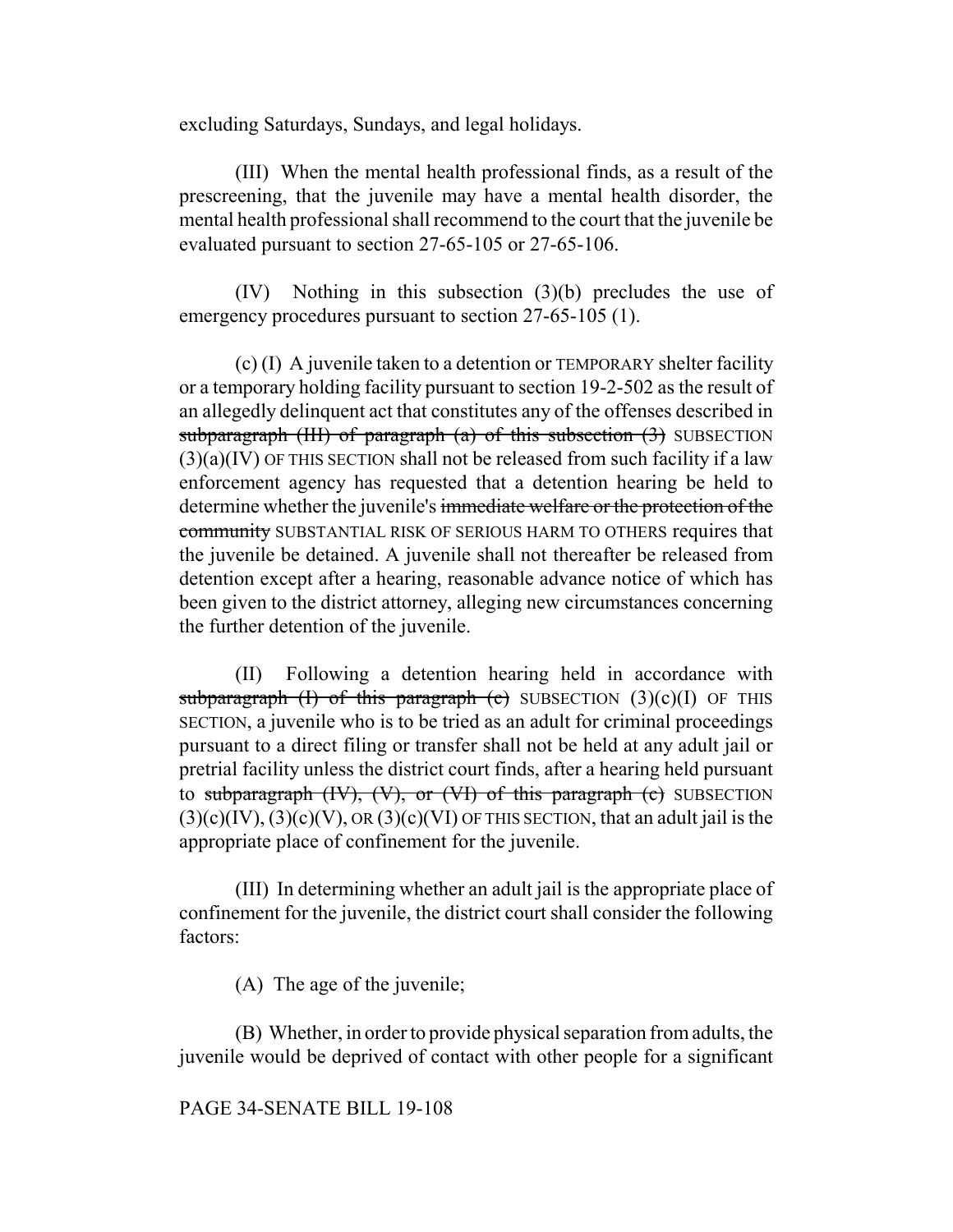excluding Saturdays, Sundays, and legal holidays.

(III) When the mental health professional finds, as a result of the prescreening, that the juvenile may have a mental health disorder, the mental health professional shall recommend to the court that the juvenile be evaluated pursuant to section 27-65-105 or 27-65-106.

(IV) Nothing in this subsection (3)(b) precludes the use of emergency procedures pursuant to section 27-65-105 (1).

(c) (I) A juvenile taken to a detention or TEMPORARY shelter facility or a temporary holding facility pursuant to section 19-2-502 as the result of an allegedly delinquent act that constitutes any of the offenses described in ~~subparagraph (III) of paragraph (a) of this subsection (3)~~ SUBSECTION (3)(a)(IV) OF THIS SECTION shall not be released from such facility if a law enforcement agency has requested that a detention hearing be held to determine whether the juvenile's ~~immediate welfare or the protection of the community~~ SUBSTANTIAL RISK OF SERIOUS HARM TO OTHERS requires that the juvenile be detained. A juvenile shall not thereafter be released from detention except after a hearing, reasonable advance notice of which has been given to the district attorney, alleging new circumstances concerning the further detention of the juvenile.

(II) Following a detention hearing held in accordance with ~~subparagraph (I) of this paragraph (c)~~ SUBSECTION (3)(c)(I) OF THIS SECTION, a juvenile who is to be tried as an adult for criminal proceedings pursuant to a direct filing or transfer shall not be held at any adult jail or pretrial facility unless the district court finds, after a hearing held pursuant to ~~subparagraph (IV), (V), or (VI) of this paragraph (c)~~ SUBSECTION (3)(c)(IV), (3)(c)(V), OR (3)(c)(VI) OF THIS SECTION, that an adult jail is the appropriate place of confinement for the juvenile.

(III) In determining whether an adult jail is the appropriate place of confinement for the juvenile, the district court shall consider the following factors:

(A) The age of the juvenile;

(B) Whether, in order to provide physical separation from adults, the juvenile would be deprived of contact with other people for a significant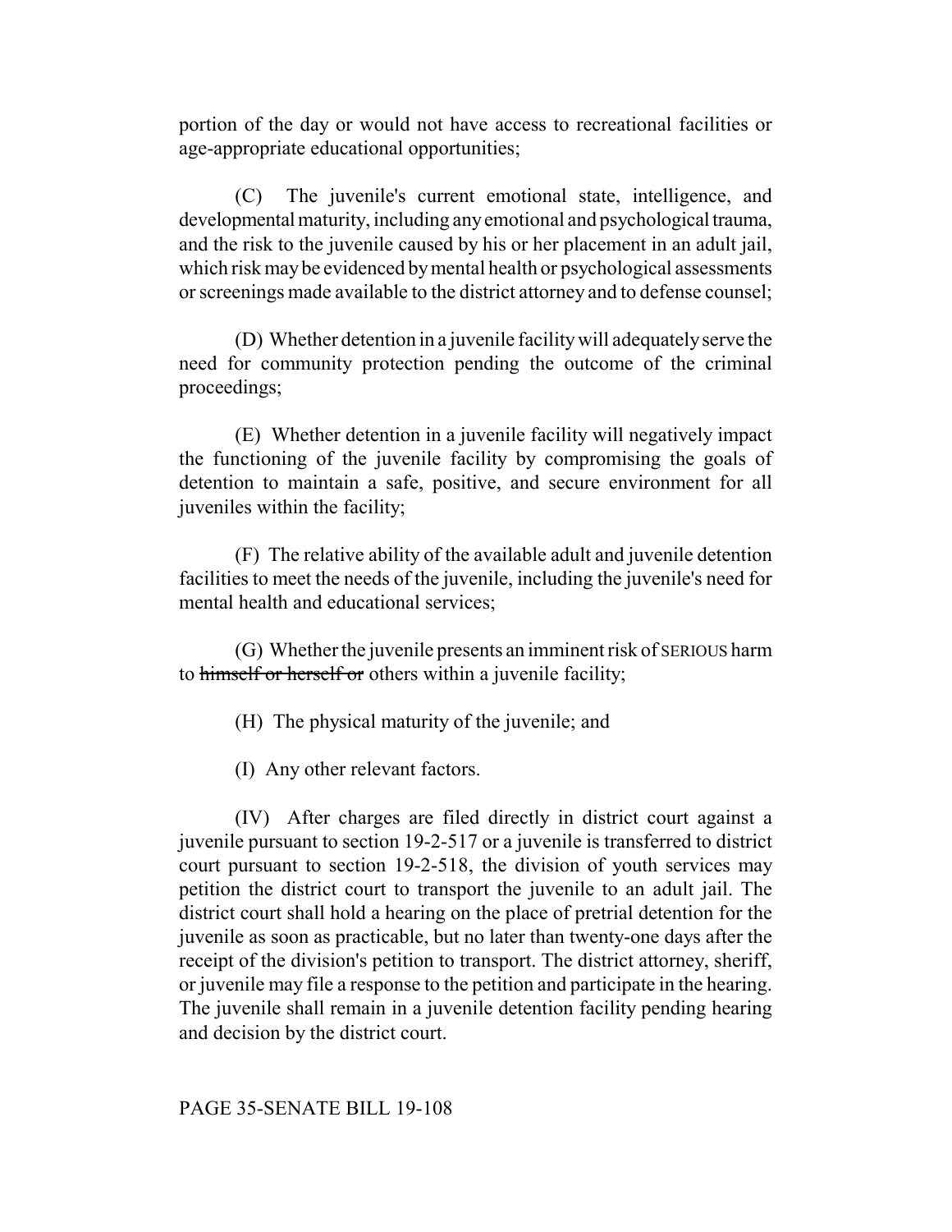portion of the day or would not have access to recreational facilities or age-appropriate educational opportunities;

(C) The juvenile's current emotional state, intelligence, and developmental maturity, including any emotional and psychological trauma, and the risk to the juvenile caused by his or her placement in an adult jail, which risk may be evidenced by mental health or psychological assessments or screenings made available to the district attorney and to defense counsel;

(D) Whether detention in a juvenile facility will adequately serve the need for community protection pending the outcome of the criminal proceedings;

(E) Whether detention in a juvenile facility will negatively impact the functioning of the juvenile facility by compromising the goals of detention to maintain a safe, positive, and secure environment for all juveniles within the facility;

(F) The relative ability of the available adult and juvenile detention facilities to meet the needs of the juvenile, including the juvenile's need for mental health and educational services;

(G) Whether the juvenile presents an imminent risk of SERIOUS harm to ~~himself or herself or~~ others within a juvenile facility;

(H) The physical maturity of the juvenile; and

(I) Any other relevant factors.

(IV) After charges are filed directly in district court against a juvenile pursuant to section 19-2-517 or a juvenile is transferred to district court pursuant to section 19-2-518, the division of youth services may petition the district court to transport the juvenile to an adult jail. The district court shall hold a hearing on the place of pretrial detention for the juvenile as soon as practicable, but no later than twenty-one days after the receipt of the division's petition to transport. The district attorney, sheriff, or juvenile may file a response to the petition and participate in the hearing. The juvenile shall remain in a juvenile detention facility pending hearing and decision by the district court.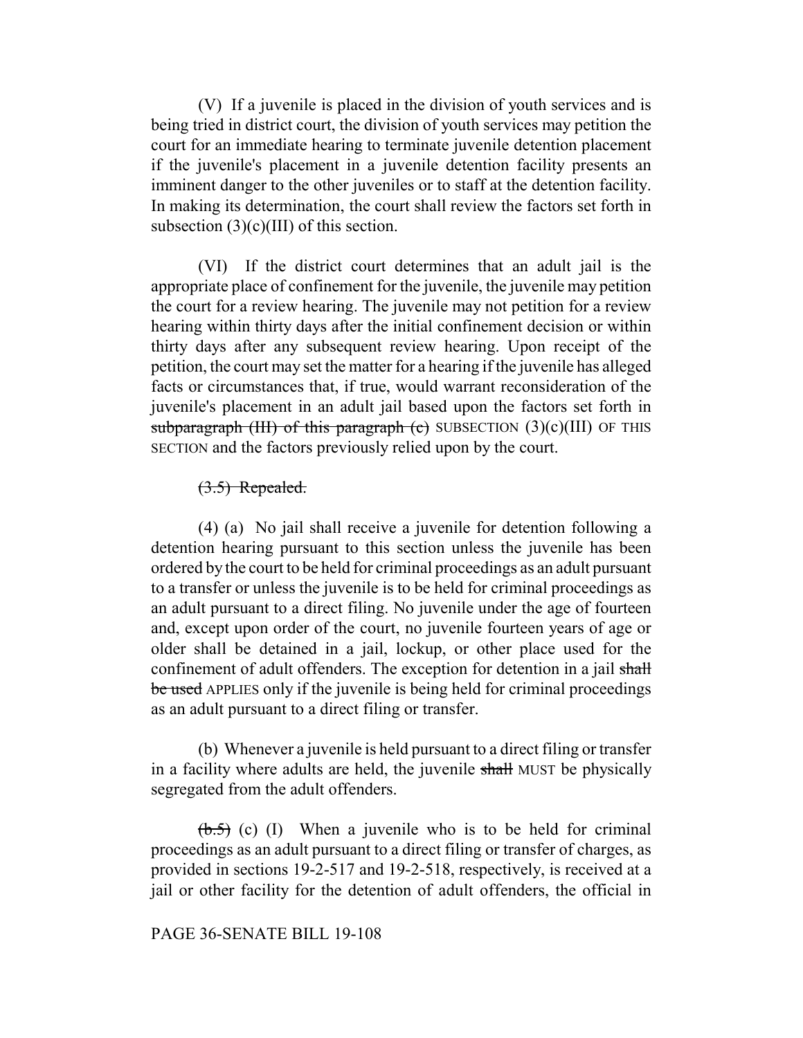(V) If a juvenile is placed in the division of youth services and is being tried in district court, the division of youth services may petition the court for an immediate hearing to terminate juvenile detention placement if the juvenile's placement in a juvenile detention facility presents an imminent danger to the other juveniles or to staff at the detention facility. In making its determination, the court shall review the factors set forth in subsection (3)(c)(III) of this section.

(VI) If the district court determines that an adult jail is the appropriate place of confinement for the juvenile, the juvenile may petition the court for a review hearing. The juvenile may not petition for a review hearing within thirty days after the initial confinement decision or within thirty days after any subsequent review hearing. Upon receipt of the petition, the court may set the matter for a hearing if the juvenile has alleged facts or circumstances that, if true, would warrant reconsideration of the juvenile's placement in an adult jail based upon the factors set forth in ~~subparagraph (III) of this paragraph (c)~~ SUBSECTION (3)(c)(III) OF THIS SECTION and the factors previously relied upon by the court.

~~(3.5) Repealed.~~

(4) (a) No jail shall receive a juvenile for detention following a detention hearing pursuant to this section unless the juvenile has been ordered by the court to be held for criminal proceedings as an adult pursuant to a transfer or unless the juvenile is to be held for criminal proceedings as an adult pursuant to a direct filing. No juvenile under the age of fourteen and, except upon order of the court, no juvenile fourteen years of age or older shall be detained in a jail, lockup, or other place used for the confinement of adult offenders. The exception for detention in a jail ~~shall be used~~ APPLIES only if the juvenile is being held for criminal proceedings as an adult pursuant to a direct filing or transfer.

(b) Whenever a juvenile is held pursuant to a direct filing or transfer in a facility where adults are held, the juvenile ~~shall~~ MUST be physically segregated from the adult offenders.

~~(b.5)~~ (c) (I) When a juvenile who is to be held for criminal proceedings as an adult pursuant to a direct filing or transfer of charges, as provided in sections 19-2-517 and 19-2-518, respectively, is received at a jail or other facility for the detention of adult offenders, the official in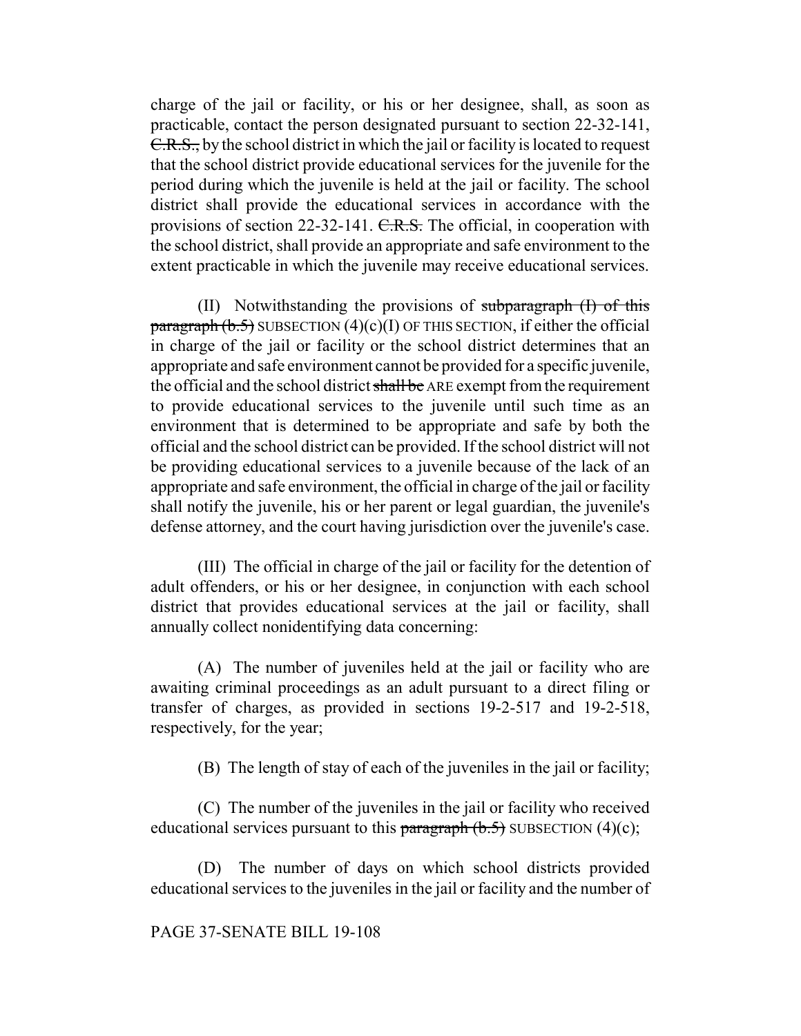charge of the jail or facility, or his or her designee, shall, as soon as practicable, contact the person designated pursuant to section 22-32-141, ~~C.R.S.,~~ by the school district in which the jail or facility is located to request that the school district provide educational services for the juvenile for the period during which the juvenile is held at the jail or facility. The school district shall provide the educational services in accordance with the provisions of section 22-32-141. ~~C.R.S.~~ The official, in cooperation with the school district, shall provide an appropriate and safe environment to the extent practicable in which the juvenile may receive educational services.

(II) Notwithstanding the provisions of ~~subparagraph (I) of this paragraph (b.5)~~ SUBSECTION (4)(c)(I) OF THIS SECTION, if either the official in charge of the jail or facility or the school district determines that an appropriate and safe environment cannot be provided for a specific juvenile, the official and the school district ~~shall be~~ ARE exempt from the requirement to provide educational services to the juvenile until such time as an environment that is determined to be appropriate and safe by both the official and the school district can be provided. If the school district will not be providing educational services to a juvenile because of the lack of an appropriate and safe environment, the official in charge of the jail or facility shall notify the juvenile, his or her parent or legal guardian, the juvenile's defense attorney, and the court having jurisdiction over the juvenile's case.

(III) The official in charge of the jail or facility for the detention of adult offenders, or his or her designee, in conjunction with each school district that provides educational services at the jail or facility, shall annually collect nonidentifying data concerning:

(A) The number of juveniles held at the jail or facility who are awaiting criminal proceedings as an adult pursuant to a direct filing or transfer of charges, as provided in sections 19-2-517 and 19-2-518, respectively, for the year;

(B) The length of stay of each of the juveniles in the jail or facility;

(C) The number of the juveniles in the jail or facility who received educational services pursuant to this ~~paragraph (b.5)~~ SUBSECTION (4)(c);

(D) The number of days on which school districts provided educational services to the juveniles in the jail or facility and the number of

PAGE 37-SENATE BILL 19-108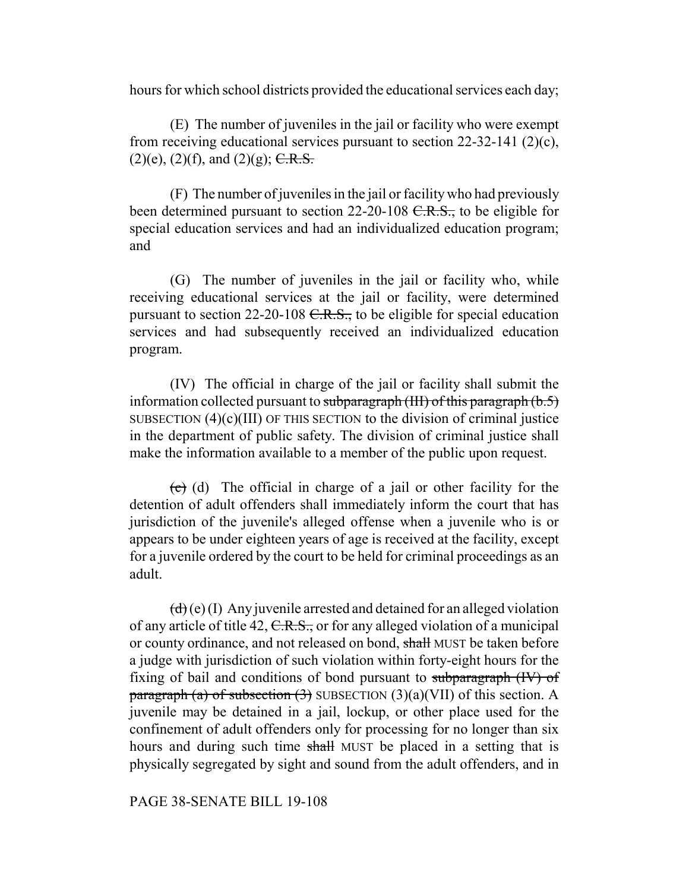hours for which school districts provided the educational services each day;

(E) The number of juveniles in the jail or facility who were exempt from receiving educational services pursuant to section 22-32-141 (2)(c), (2)(e), (2)(f), and (2)(g); ~~C.R.S.~~

(F) The number of juveniles in the jail or facility who had previously been determined pursuant to section 22-20-108 ~~C.R.S.,~~ to be eligible for special education services and had an individualized education program; and

(G) The number of juveniles in the jail or facility who, while receiving educational services at the jail or facility, were determined pursuant to section 22-20-108 ~~C.R.S.,~~ to be eligible for special education services and had subsequently received an individualized education program.

(IV) The official in charge of the jail or facility shall submit the information collected pursuant to ~~subparagraph (III) of this paragraph (b.5)~~ SUBSECTION (4)(c)(III) OF THIS SECTION to the division of criminal justice in the department of public safety. The division of criminal justice shall make the information available to a member of the public upon request.

~~(c)~~ (d) The official in charge of a jail or other facility for the detention of adult offenders shall immediately inform the court that has jurisdiction of the juvenile's alleged offense when a juvenile who is or appears to be under eighteen years of age is received at the facility, except for a juvenile ordered by the court to be held for criminal proceedings as an adult.

~~(d)~~ (e) (I) Any juvenile arrested and detained for an alleged violation of any article of title 42, ~~C.R.S.,~~ or for any alleged violation of a municipal or county ordinance, and not released on bond, ~~shall~~ MUST be taken before a judge with jurisdiction of such violation within forty-eight hours for the fixing of bail and conditions of bond pursuant to ~~subparagraph (IV) of paragraph (a) of subsection (3)~~ SUBSECTION (3)(a)(VII) of this section. A juvenile may be detained in a jail, lockup, or other place used for the confinement of adult offenders only for processing for no longer than six hours and during such time ~~shall~~ MUST be placed in a setting that is physically segregated by sight and sound from the adult offenders, and in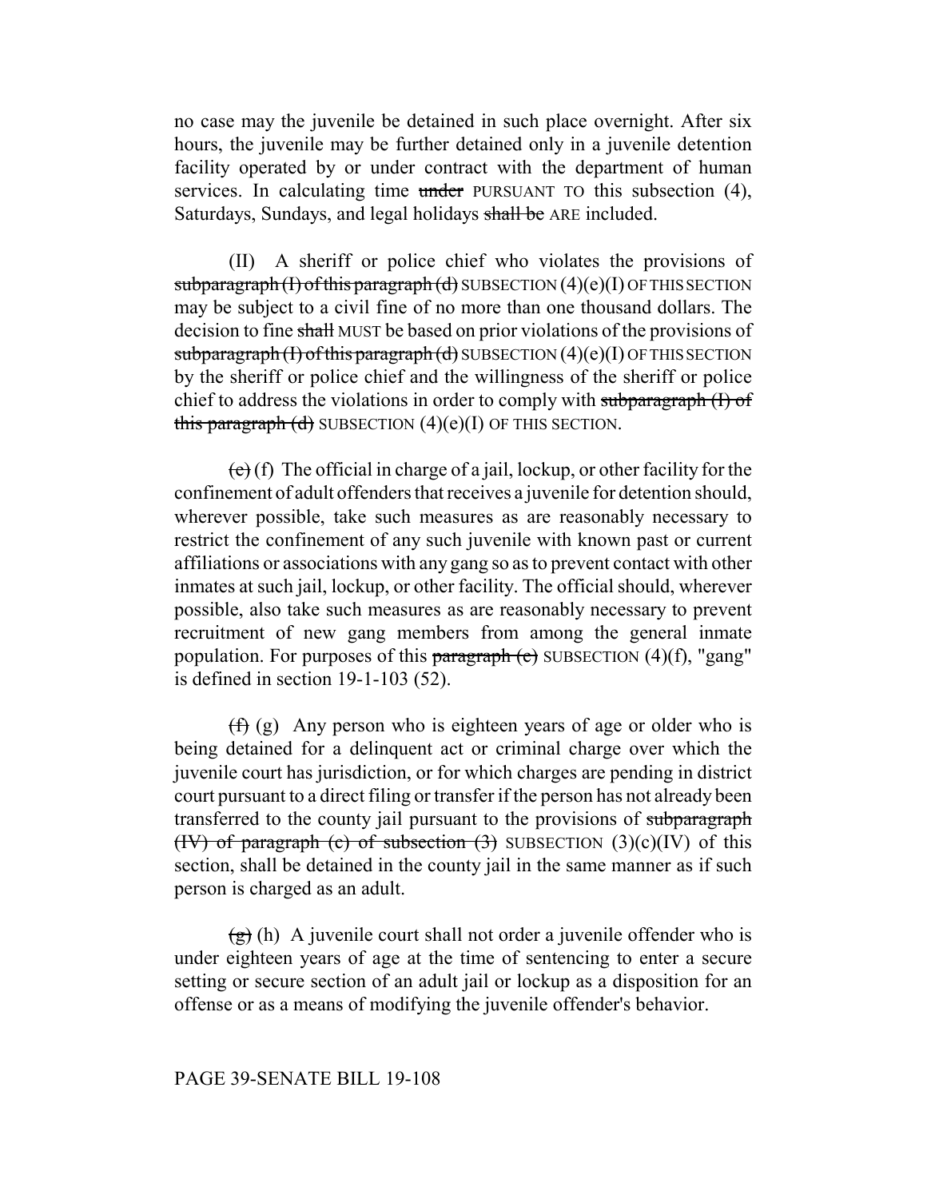no case may the juvenile be detained in such place overnight. After six hours, the juvenile may be further detained only in a juvenile detention facility operated by or under contract with the department of human services. In calculating time ~~under~~ PURSUANT TO this subsection (4), Saturdays, Sundays, and legal holidays ~~shall be~~ ARE included.

(II) A sheriff or police chief who violates the provisions of ~~subparagraph (I) of this paragraph (d)~~ SUBSECTION (4)(e)(I) OF THIS SECTION may be subject to a civil fine of no more than one thousand dollars. The decision to fine ~~shall~~ MUST be based on prior violations of the provisions of ~~subparagraph (I) of this paragraph (d)~~ SUBSECTION (4)(e)(I) OF THIS SECTION by the sheriff or police chief and the willingness of the sheriff or police chief to address the violations in order to comply with ~~subparagraph (I) of this paragraph (d)~~ SUBSECTION (4)(e)(I) OF THIS SECTION.

~~(e)~~ (f) The official in charge of a jail, lockup, or other facility for the confinement of adult offenders that receives a juvenile for detention should, wherever possible, take such measures as are reasonably necessary to restrict the confinement of any such juvenile with known past or current affiliations or associations with any gang so as to prevent contact with other inmates at such jail, lockup, or other facility. The official should, wherever possible, also take such measures as are reasonably necessary to prevent recruitment of new gang members from among the general inmate population. For purposes of this ~~paragraph (e)~~ SUBSECTION (4)(f), "gang" is defined in section 19-1-103 (52).

~~(f)~~ (g) Any person who is eighteen years of age or older who is being detained for a delinquent act or criminal charge over which the juvenile court has jurisdiction, or for which charges are pending in district court pursuant to a direct filing or transfer if the person has not already been transferred to the county jail pursuant to the provisions of ~~subparagraph (IV) of paragraph (c) of subsection (3)~~ SUBSECTION (3)(c)(IV) of this section, shall be detained in the county jail in the same manner as if such person is charged as an adult.

~~(g)~~ (h) A juvenile court shall not order a juvenile offender who is under eighteen years of age at the time of sentencing to enter a secure setting or secure section of an adult jail or lockup as a disposition for an offense or as a means of modifying the juvenile offender's behavior.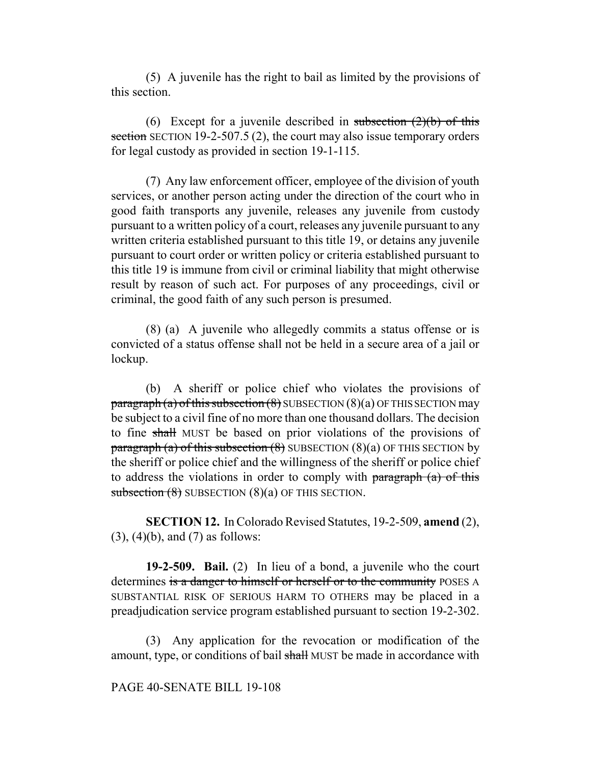(5) A juvenile has the right to bail as limited by the provisions of this section.

(6) Except for a juvenile described in ~~subsection (2)(b) of this section~~ SECTION 19-2-507.5 (2), the court may also issue temporary orders for legal custody as provided in section 19-1-115.

(7) Any law enforcement officer, employee of the division of youth services, or another person acting under the direction of the court who in good faith transports any juvenile, releases any juvenile from custody pursuant to a written policy of a court, releases any juvenile pursuant to any written criteria established pursuant to this title 19, or detains any juvenile pursuant to court order or written policy or criteria established pursuant to this title 19 is immune from civil or criminal liability that might otherwise result by reason of such act. For purposes of any proceedings, civil or criminal, the good faith of any such person is presumed.

(8) (a) A juvenile who allegedly commits a status offense or is convicted of a status offense shall not be held in a secure area of a jail or lockup.

(b) A sheriff or police chief who violates the provisions of ~~paragraph (a) of this subsection (8)~~ SUBSECTION (8)(a) OF THIS SECTION may be subject to a civil fine of no more than one thousand dollars. The decision to fine ~~shall~~ MUST be based on prior violations of the provisions of ~~paragraph (a) of this subsection (8)~~ SUBSECTION (8)(a) OF THIS SECTION by the sheriff or police chief and the willingness of the sheriff or police chief to address the violations in order to comply with ~~paragraph (a) of this subsection (8)~~ SUBSECTION (8)(a) OF THIS SECTION.

**SECTION 12.** In Colorado Revised Statutes, 19-2-509, **amend** (2), (3), (4)(b), and (7) as follows:

**19-2-509. Bail.** (2) In lieu of a bond, a juvenile who the court determines ~~is a danger to himself or herself or to the community~~ POSES A SUBSTANTIAL RISK OF SERIOUS HARM TO OTHERS may be placed in a preadjudication service program established pursuant to section 19-2-302.

(3) Any application for the revocation or modification of the amount, type, or conditions of bail ~~shall~~ MUST be made in accordance with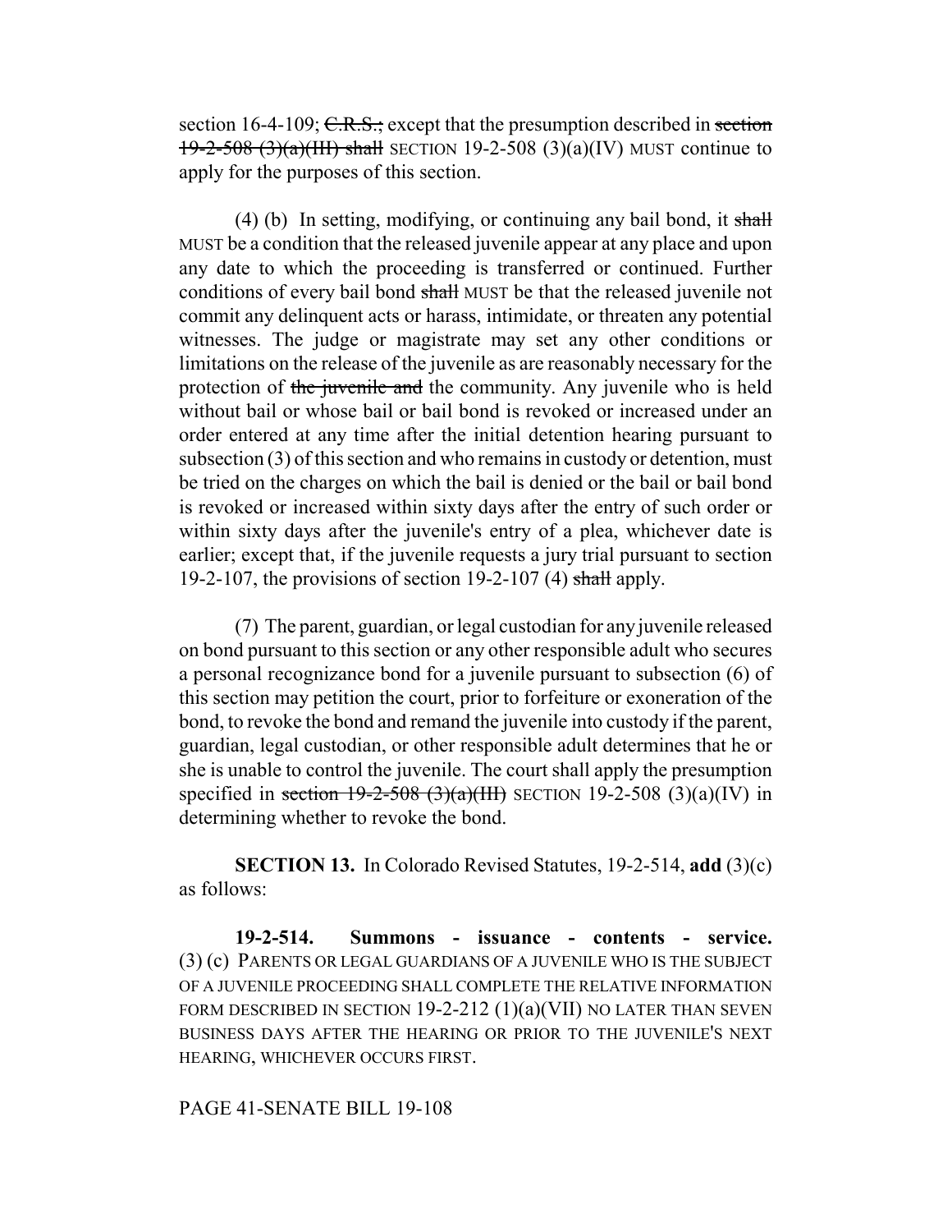section 16-4-109; ~~C.R.S.;~~ except that the presumption described in ~~section 19-2-508 (3)(a)(III) shall~~ SECTION 19-2-508 (3)(a)(IV) MUST continue to apply for the purposes of this section.

(4) (b) In setting, modifying, or continuing any bail bond, it ~~shall~~ MUST be a condition that the released juvenile appear at any place and upon any date to which the proceeding is transferred or continued. Further conditions of every bail bond ~~shall~~ MUST be that the released juvenile not commit any delinquent acts or harass, intimidate, or threaten any potential witnesses. The judge or magistrate may set any other conditions or limitations on the release of the juvenile as are reasonably necessary for the protection of ~~the juvenile and~~ the community. Any juvenile who is held without bail or whose bail or bail bond is revoked or increased under an order entered at any time after the initial detention hearing pursuant to subsection (3) of this section and who remains in custody or detention, must be tried on the charges on which the bail is denied or the bail or bail bond is revoked or increased within sixty days after the entry of such order or within sixty days after the juvenile's entry of a plea, whichever date is earlier; except that, if the juvenile requests a jury trial pursuant to section 19-2-107, the provisions of section 19-2-107 (4) ~~shall~~ apply.

(7) The parent, guardian, or legal custodian for any juvenile released on bond pursuant to this section or any other responsible adult who secures a personal recognizance bond for a juvenile pursuant to subsection (6) of this section may petition the court, prior to forfeiture or exoneration of the bond, to revoke the bond and remand the juvenile into custody if the parent, guardian, legal custodian, or other responsible adult determines that he or she is unable to control the juvenile. The court shall apply the presumption specified in ~~section 19-2-508 (3)(a)(III)~~ SECTION 19-2-508 (3)(a)(IV) in determining whether to revoke the bond.

**SECTION 13.** In Colorado Revised Statutes, 19-2-514, **add** (3)(c) as follows:

**19-2-514. Summons - issuance - contents - service.** (3) (c) PARENTS OR LEGAL GUARDIANS OF A JUVENILE WHO IS THE SUBJECT OF A JUVENILE PROCEEDING SHALL COMPLETE THE RELATIVE INFORMATION FORM DESCRIBED IN SECTION 19-2-212 (1)(a)(VII) NO LATER THAN SEVEN BUSINESS DAYS AFTER THE HEARING OR PRIOR TO THE JUVENILE'S NEXT HEARING, WHICHEVER OCCURS FIRST.

PAGE 41-SENATE BILL 19-108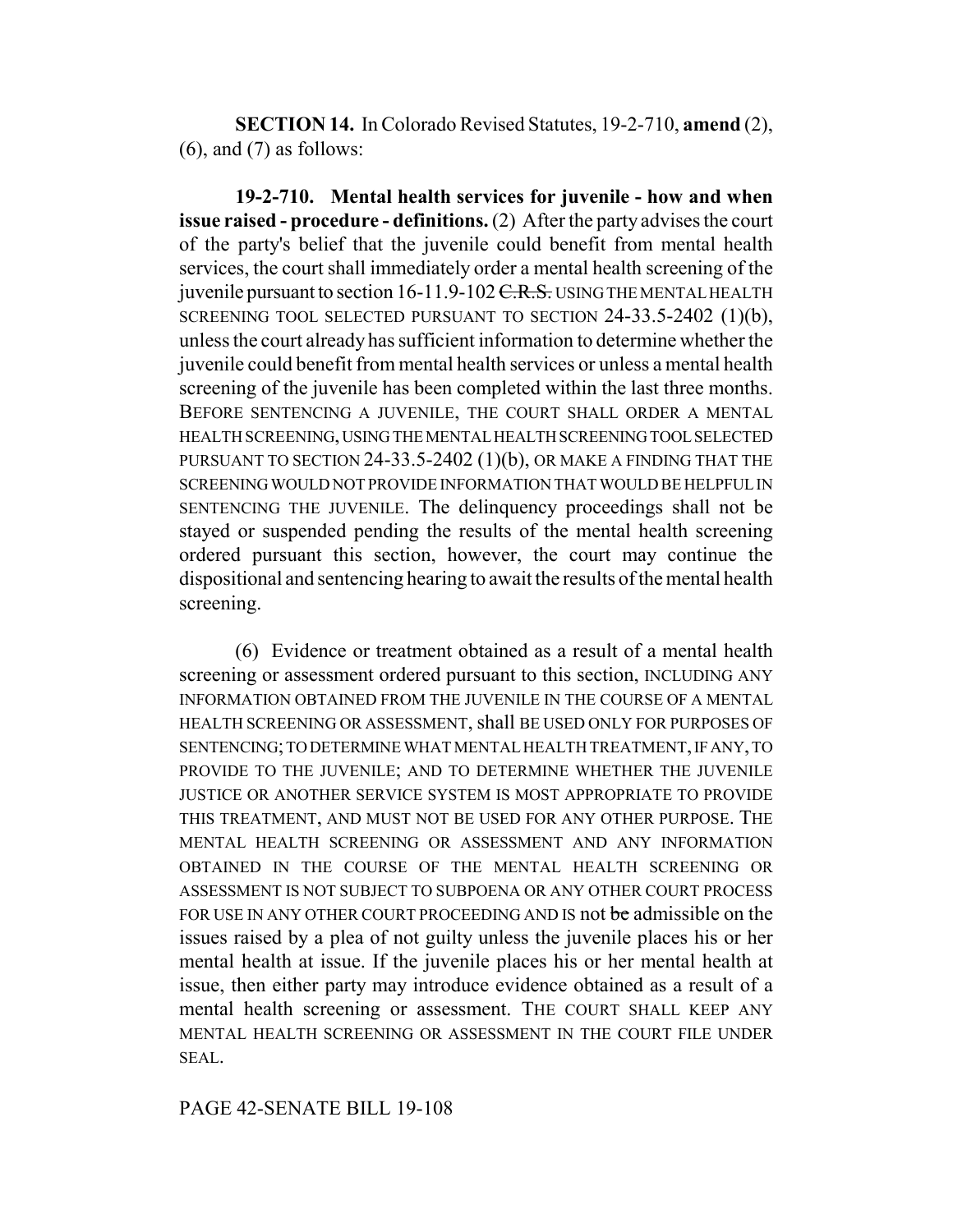**SECTION 14.** In Colorado Revised Statutes, 19-2-710, **amend** (2), (6), and (7) as follows:

**19-2-710. Mental health services for juvenile - how and when issue raised - procedure - definitions.** (2) After the party advises the court of the party's belief that the juvenile could benefit from mental health services, the court shall immediately order a mental health screening of the juvenile pursuant to section 16-11.9-102 ~~C.R.S.~~ USING THE MENTAL HEALTH SCREENING TOOL SELECTED PURSUANT TO SECTION 24-33.5-2402 (1)(b), unless the court already has sufficient information to determine whether the juvenile could benefit from mental health services or unless a mental health screening of the juvenile has been completed within the last three months. BEFORE SENTENCING A JUVENILE, THE COURT SHALL ORDER A MENTAL HEALTH SCREENING, USING THE MENTAL HEALTH SCREENING TOOL SELECTED PURSUANT TO SECTION 24-33.5-2402 (1)(b), OR MAKE A FINDING THAT THE SCREENING WOULD NOT PROVIDE INFORMATION THAT WOULD BE HELPFUL IN SENTENCING THE JUVENILE. The delinquency proceedings shall not be stayed or suspended pending the results of the mental health screening ordered pursuant this section, however, the court may continue the dispositional and sentencing hearing to await the results of the mental health screening.

(6) Evidence or treatment obtained as a result of a mental health screening or assessment ordered pursuant to this section, INCLUDING ANY INFORMATION OBTAINED FROM THE JUVENILE IN THE COURSE OF A MENTAL HEALTH SCREENING OR ASSESSMENT, shall BE USED ONLY FOR PURPOSES OF SENTENCING; TO DETERMINE WHAT MENTAL HEALTH TREATMENT, IF ANY, TO PROVIDE TO THE JUVENILE; AND TO DETERMINE WHETHER THE JUVENILE JUSTICE OR ANOTHER SERVICE SYSTEM IS MOST APPROPRIATE TO PROVIDE THIS TREATMENT, AND MUST NOT BE USED FOR ANY OTHER PURPOSE. THE MENTAL HEALTH SCREENING OR ASSESSMENT AND ANY INFORMATION OBTAINED IN THE COURSE OF THE MENTAL HEALTH SCREENING OR ASSESSMENT IS NOT SUBJECT TO SUBPOENA OR ANY OTHER COURT PROCESS FOR USE IN ANY OTHER COURT PROCEEDING AND IS not ~~be~~ admissible on the issues raised by a plea of not guilty unless the juvenile places his or her mental health at issue. If the juvenile places his or her mental health at issue, then either party may introduce evidence obtained as a result of a mental health screening or assessment. THE COURT SHALL KEEP ANY MENTAL HEALTH SCREENING OR ASSESSMENT IN THE COURT FILE UNDER SEAL.

PAGE 42-SENATE BILL 19-108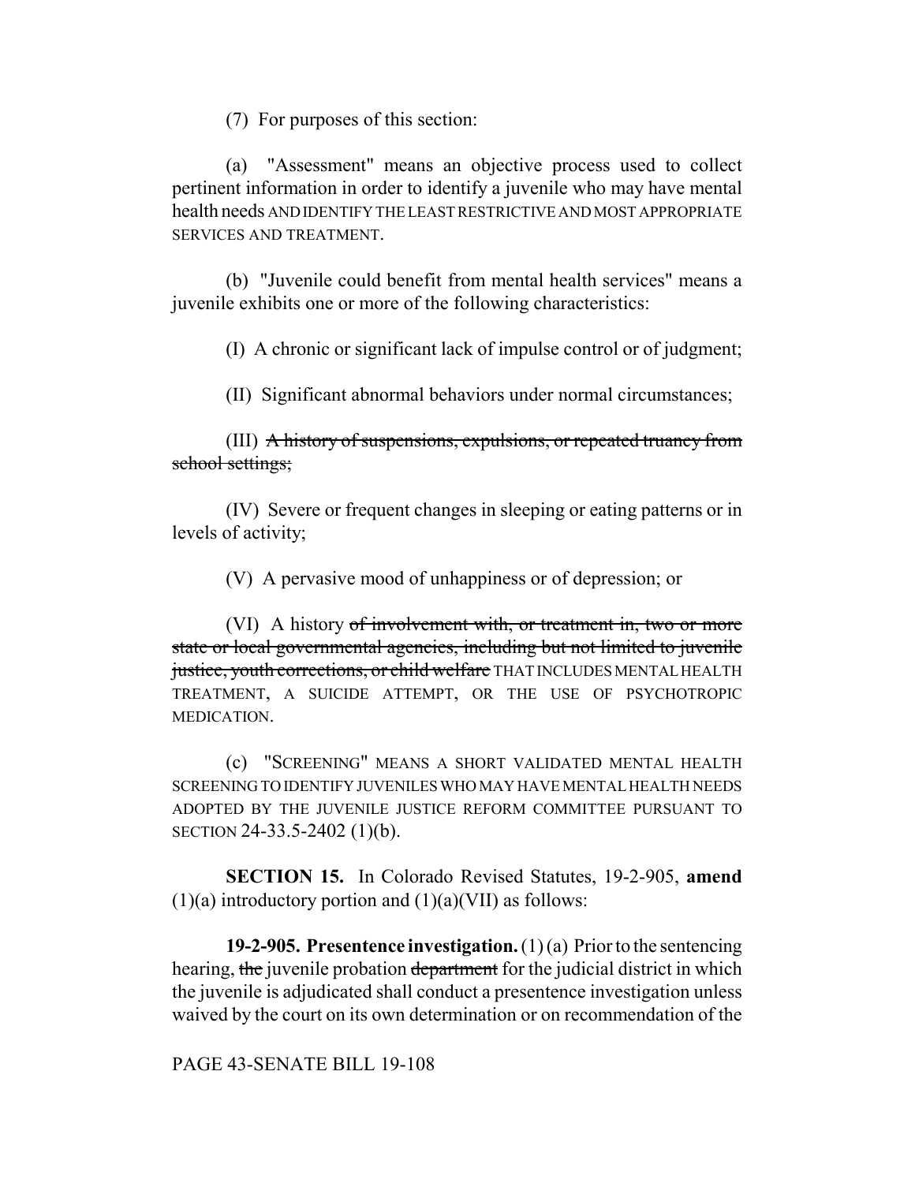(7) For purposes of this section:

(a) "Assessment" means an objective process used to collect pertinent information in order to identify a juvenile who may have mental health needs AND IDENTIFY THE LEAST RESTRICTIVE AND MOST APPROPRIATE SERVICES AND TREATMENT.

(b) "Juvenile could benefit from mental health services" means a juvenile exhibits one or more of the following characteristics:

(I) A chronic or significant lack of impulse control or of judgment;

(II) Significant abnormal behaviors under normal circumstances;

(III) ~~A history of suspensions, expulsions, or repeated truancy from school settings;~~

(IV) Severe or frequent changes in sleeping or eating patterns or in levels of activity;

(V) A pervasive mood of unhappiness or of depression; or

(VI) A history ~~of involvement with, or treatment in, two or more state or local governmental agencies, including but not limited to juvenile justice, youth corrections, or child welfare~~ THAT INCLUDES MENTAL HEALTH TREATMENT, A SUICIDE ATTEMPT, OR THE USE OF PSYCHOTROPIC MEDICATION.

(c) "SCREENING" MEANS A SHORT VALIDATED MENTAL HEALTH SCREENING TO IDENTIFY JUVENILES WHO MAY HAVE MENTAL HEALTH NEEDS ADOPTED BY THE JUVENILE JUSTICE REFORM COMMITTEE PURSUANT TO SECTION 24-33.5-2402 (1)(b).

**SECTION 15.** In Colorado Revised Statutes, 19-2-905, **amend** (1)(a) introductory portion and (1)(a)(VII) as follows:

**19-2-905. Presentence investigation.** (1) (a) Prior to the sentencing hearing, ~~the~~ juvenile probation ~~department~~ for the judicial district in which the juvenile is adjudicated shall conduct a presentence investigation unless waived by the court on its own determination or on recommendation of the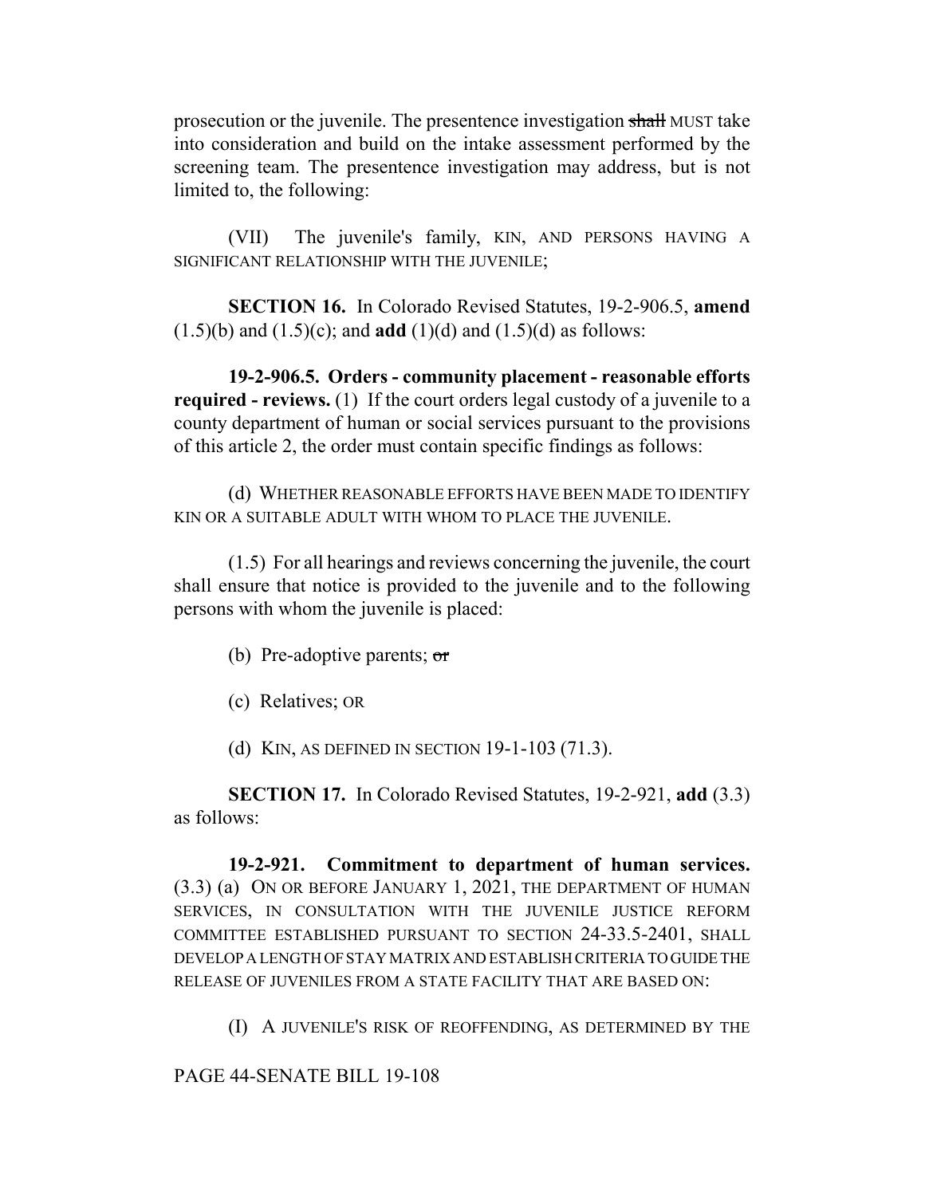prosecution or the juvenile. The presentence investigation ~~shall~~ MUST take into consideration and build on the intake assessment performed by the screening team. The presentence investigation may address, but is not limited to, the following:

(VII) The juvenile's family, KIN, AND PERSONS HAVING A SIGNIFICANT RELATIONSHIP WITH THE JUVENILE;

**SECTION 16.** In Colorado Revised Statutes, 19-2-906.5, **amend** (1.5)(b) and (1.5)(c); and **add** (1)(d) and (1.5)(d) as follows:

**19-2-906.5. Orders - community placement - reasonable efforts required - reviews.** (1) If the court orders legal custody of a juvenile to a county department of human or social services pursuant to the provisions of this article 2, the order must contain specific findings as follows:

(d) WHETHER REASONABLE EFFORTS HAVE BEEN MADE TO IDENTIFY KIN OR A SUITABLE ADULT WITH WHOM TO PLACE THE JUVENILE.

(1.5) For all hearings and reviews concerning the juvenile, the court shall ensure that notice is provided to the juvenile and to the following persons with whom the juvenile is placed:

(b) Pre-adoptive parents; ~~or~~

(c) Relatives; OR

(d) KIN, AS DEFINED IN SECTION 19-1-103 (71.3).

**SECTION 17.** In Colorado Revised Statutes, 19-2-921, **add** (3.3) as follows:

**19-2-921. Commitment to department of human services.** (3.3) (a) ON OR BEFORE JANUARY 1, 2021, THE DEPARTMENT OF HUMAN SERVICES, IN CONSULTATION WITH THE JUVENILE JUSTICE REFORM COMMITTEE ESTABLISHED PURSUANT TO SECTION 24-33.5-2401, SHALL DEVELOP A LENGTH OF STAY MATRIX AND ESTABLISH CRITERIA TO GUIDE THE RELEASE OF JUVENILES FROM A STATE FACILITY THAT ARE BASED ON:

(I) A JUVENILE'S RISK OF REOFFENDING, AS DETERMINED BY THE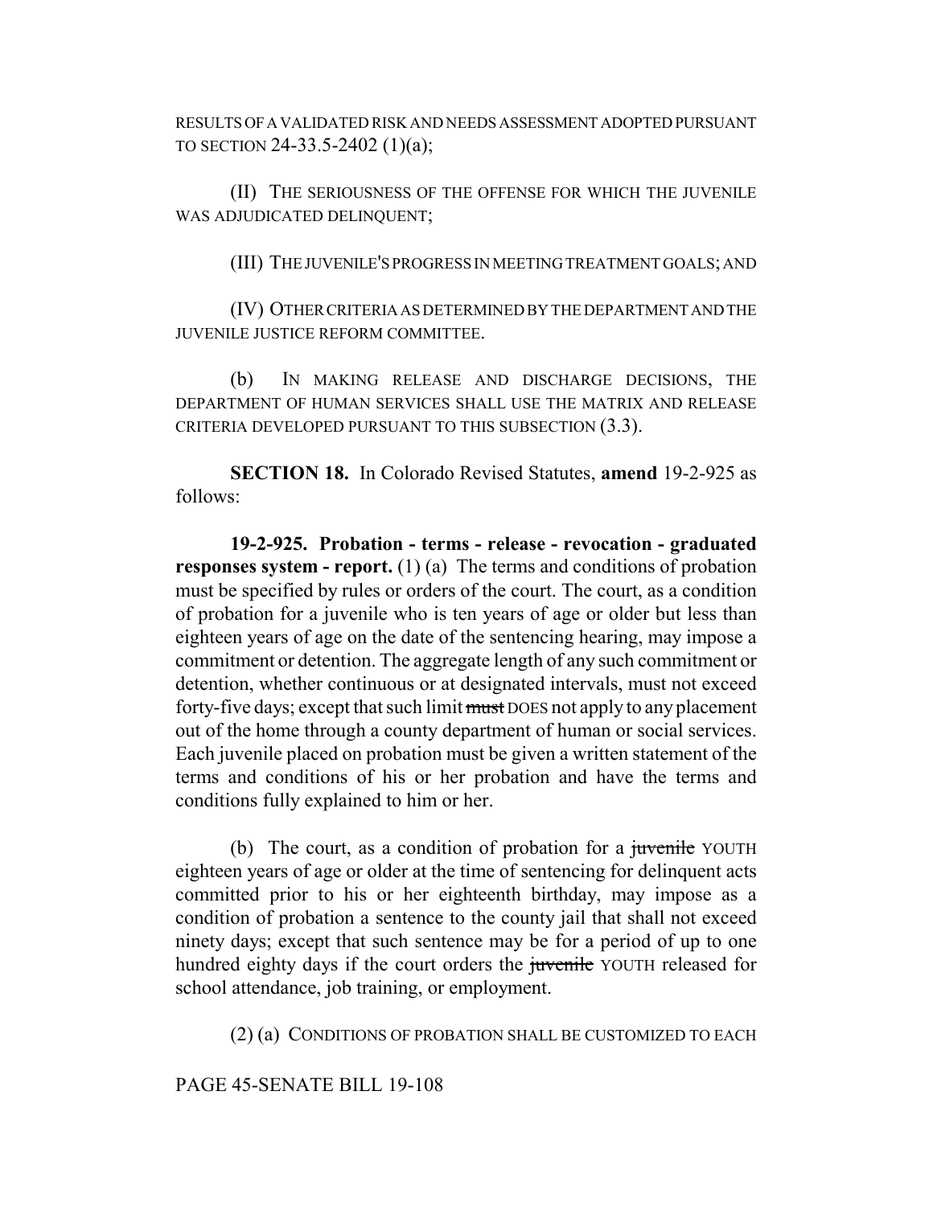RESULTS OF A VALIDATED RISK AND NEEDS ASSESSMENT ADOPTED PURSUANT TO SECTION 24-33.5-2402 (1)(a);

(II) THE SERIOUSNESS OF THE OFFENSE FOR WHICH THE JUVENILE WAS ADJUDICATED DELINQUENT;

(III) THE JUVENILE'S PROGRESS IN MEETING TREATMENT GOALS; AND

(IV) OTHER CRITERIA AS DETERMINED BY THE DEPARTMENT AND THE JUVENILE JUSTICE REFORM COMMITTEE.

(b) IN MAKING RELEASE AND DISCHARGE DECISIONS, THE DEPARTMENT OF HUMAN SERVICES SHALL USE THE MATRIX AND RELEASE CRITERIA DEVELOPED PURSUANT TO THIS SUBSECTION (3.3).

**SECTION 18.** In Colorado Revised Statutes, **amend** 19-2-925 as follows:

**19-2-925. Probation - terms - release - revocation - graduated responses system - report.** (1) (a) The terms and conditions of probation must be specified by rules or orders of the court. The court, as a condition of probation for a juvenile who is ten years of age or older but less than eighteen years of age on the date of the sentencing hearing, may impose a commitment or detention. The aggregate length of any such commitment or detention, whether continuous or at designated intervals, must not exceed forty-five days; except that such limit ~~must~~ DOES not apply to any placement out of the home through a county department of human or social services. Each juvenile placed on probation must be given a written statement of the terms and conditions of his or her probation and have the terms and conditions fully explained to him or her.

(b) The court, as a condition of probation for a ~~juvenile~~ YOUTH eighteen years of age or older at the time of sentencing for delinquent acts committed prior to his or her eighteenth birthday, may impose as a condition of probation a sentence to the county jail that shall not exceed ninety days; except that such sentence may be for a period of up to one hundred eighty days if the court orders the ~~juvenile~~ YOUTH released for school attendance, job training, or employment.

(2) (a) CONDITIONS OF PROBATION SHALL BE CUSTOMIZED TO EACH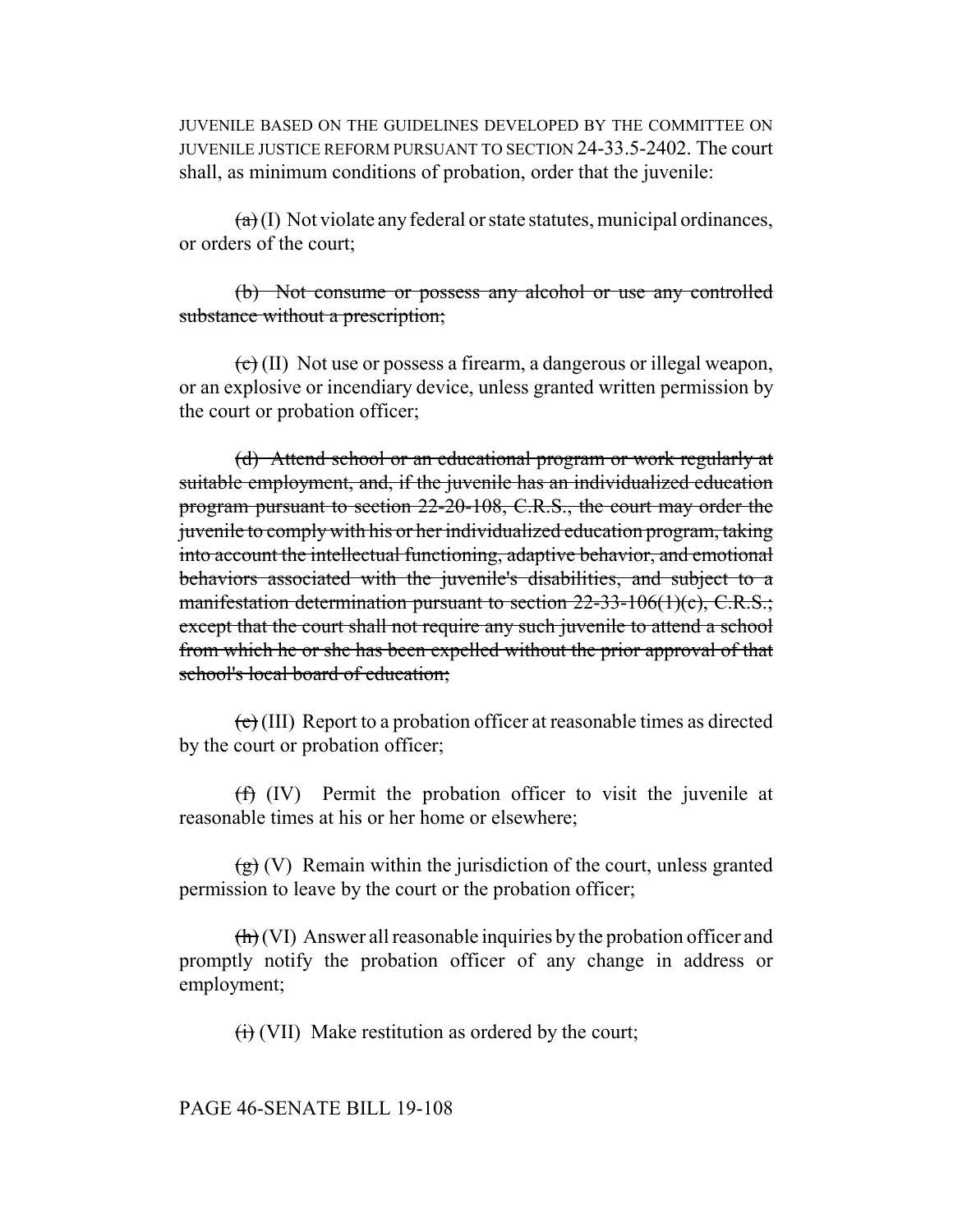JUVENILE BASED ON THE GUIDELINES DEVELOPED BY THE COMMITTEE ON JUVENILE JUSTICE REFORM PURSUANT TO SECTION 24-33.5-2402. The court shall, as minimum conditions of probation, order that the juvenile:

~~(a)~~ (I) Not violate any federal or state statutes, municipal ordinances, or orders of the court;

~~(b) Not consume or possess any alcohol or use any controlled substance without a prescription;~~

~~(c)~~ (II) Not use or possess a firearm, a dangerous or illegal weapon, or an explosive or incendiary device, unless granted written permission by the court or probation officer;

~~(d) Attend school or an educational program or work regularly at suitable employment, and, if the juvenile has an individualized education program pursuant to section 22-20-108, C.R.S., the court may order the juvenile to comply with his or her individualized education program, taking into account the intellectual functioning, adaptive behavior, and emotional behaviors associated with the juvenile's disabilities, and subject to a manifestation determination pursuant to section 22-33-106(1)(c), C.R.S.; except that the court shall not require any such juvenile to attend a school from which he or she has been expelled without the prior approval of that school's local board of education;~~

~~(e)~~ (III) Report to a probation officer at reasonable times as directed by the court or probation officer;

~~(f)~~ (IV) Permit the probation officer to visit the juvenile at reasonable times at his or her home or elsewhere;

~~(g)~~ (V) Remain within the jurisdiction of the court, unless granted permission to leave by the court or the probation officer;

~~(h)~~ (VI) Answer all reasonable inquiries by the probation officer and promptly notify the probation officer of any change in address or employment;

~~(i)~~ (VII) Make restitution as ordered by the court;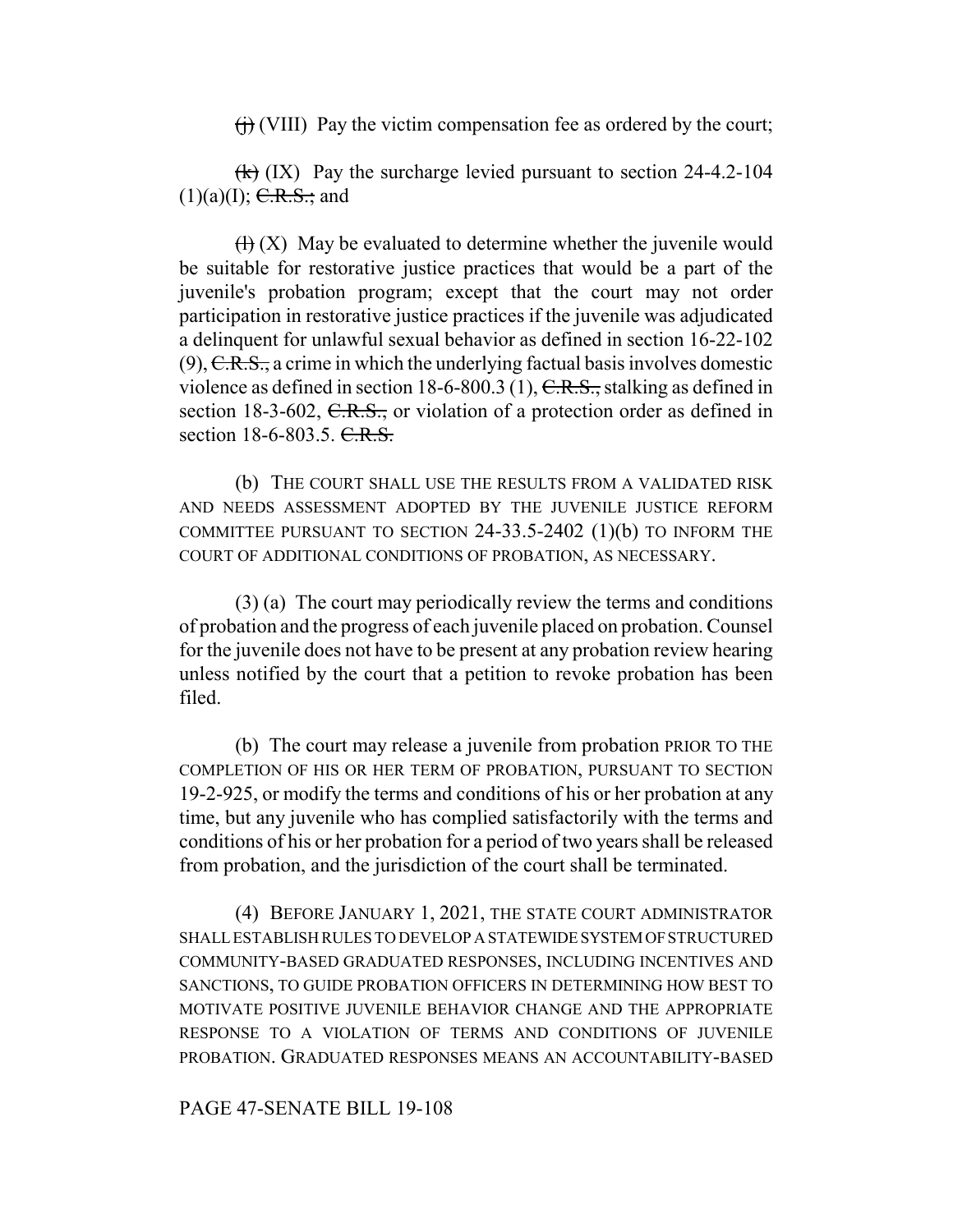~~(j)~~ (VIII) Pay the victim compensation fee as ordered by the court;

~~(k)~~ (IX) Pay the surcharge levied pursuant to section 24-4.2-104 (1)(a)(I); ~~C.R.S.;~~ and

~~(l)~~ (X) May be evaluated to determine whether the juvenile would be suitable for restorative justice practices that would be a part of the juvenile's probation program; except that the court may not order participation in restorative justice practices if the juvenile was adjudicated a delinquent for unlawful sexual behavior as defined in section 16-22-102 (9), ~~C.R.S.,~~ a crime in which the underlying factual basis involves domestic violence as defined in section 18-6-800.3 (1), ~~C.R.S.,~~ stalking as defined in section 18-3-602, ~~C.R.S.,~~ or violation of a protection order as defined in section 18-6-803.5. ~~C.R.S.~~

(b) THE COURT SHALL USE THE RESULTS FROM A VALIDATED RISK AND NEEDS ASSESSMENT ADOPTED BY THE JUVENILE JUSTICE REFORM COMMITTEE PURSUANT TO SECTION 24-33.5-2402 (1)(b) TO INFORM THE COURT OF ADDITIONAL CONDITIONS OF PROBATION, AS NECESSARY.

(3) (a) The court may periodically review the terms and conditions of probation and the progress of each juvenile placed on probation. Counsel for the juvenile does not have to be present at any probation review hearing unless notified by the court that a petition to revoke probation has been filed.

(b) The court may release a juvenile from probation PRIOR TO THE COMPLETION OF HIS OR HER TERM OF PROBATION, PURSUANT TO SECTION 19-2-925, or modify the terms and conditions of his or her probation at any time, but any juvenile who has complied satisfactorily with the terms and conditions of his or her probation for a period of two years shall be released from probation, and the jurisdiction of the court shall be terminated.

(4) BEFORE JANUARY 1, 2021, THE STATE COURT ADMINISTRATOR SHALL ESTABLISH RULES TO DEVELOP A STATEWIDE SYSTEM OF STRUCTURED COMMUNITY-BASED GRADUATED RESPONSES, INCLUDING INCENTIVES AND SANCTIONS, TO GUIDE PROBATION OFFICERS IN DETERMINING HOW BEST TO MOTIVATE POSITIVE JUVENILE BEHAVIOR CHANGE AND THE APPROPRIATE RESPONSE TO A VIOLATION OF TERMS AND CONDITIONS OF JUVENILE PROBATION. GRADUATED RESPONSES MEANS AN ACCOUNTABILITY-BASED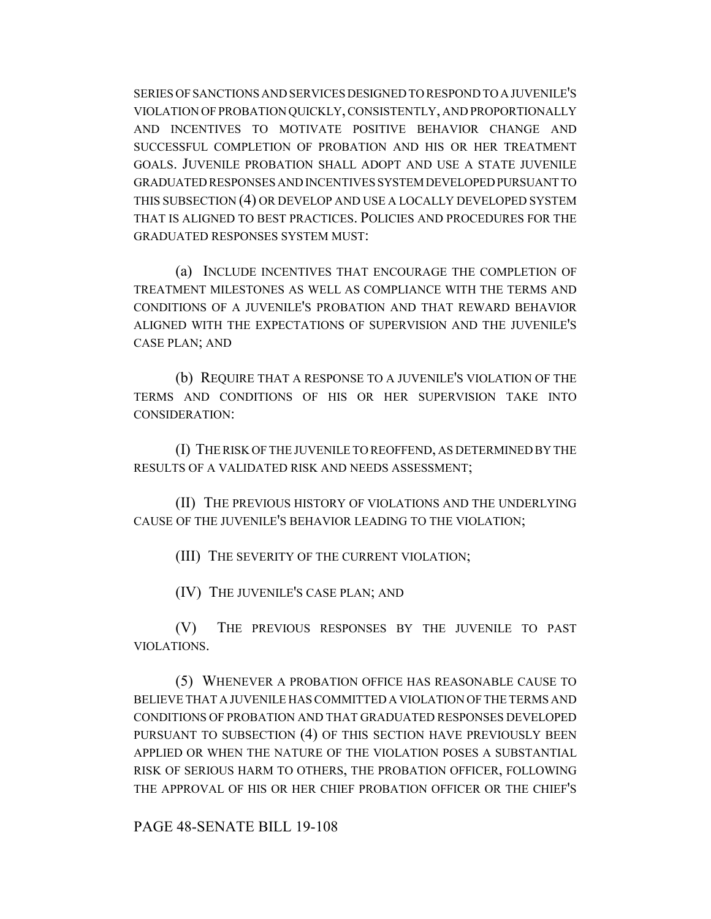SERIES OF SANCTIONS AND SERVICES DESIGNED TO RESPOND TO A JUVENILE'S VIOLATION OF PROBATION QUICKLY, CONSISTENTLY, AND PROPORTIONALLY AND INCENTIVES TO MOTIVATE POSITIVE BEHAVIOR CHANGE AND SUCCESSFUL COMPLETION OF PROBATION AND HIS OR HER TREATMENT GOALS. JUVENILE PROBATION SHALL ADOPT AND USE A STATE JUVENILE GRADUATED RESPONSES AND INCENTIVES SYSTEM DEVELOPED PURSUANT TO THIS SUBSECTION (4) OR DEVELOP AND USE A LOCALLY DEVELOPED SYSTEM THAT IS ALIGNED TO BEST PRACTICES. POLICIES AND PROCEDURES FOR THE GRADUATED RESPONSES SYSTEM MUST:

(a) INCLUDE INCENTIVES THAT ENCOURAGE THE COMPLETION OF TREATMENT MILESTONES AS WELL AS COMPLIANCE WITH THE TERMS AND CONDITIONS OF A JUVENILE'S PROBATION AND THAT REWARD BEHAVIOR ALIGNED WITH THE EXPECTATIONS OF SUPERVISION AND THE JUVENILE'S CASE PLAN; AND

(b) REQUIRE THAT A RESPONSE TO A JUVENILE'S VIOLATION OF THE TERMS AND CONDITIONS OF HIS OR HER SUPERVISION TAKE INTO CONSIDERATION:

(I) THE RISK OF THE JUVENILE TO REOFFEND, AS DETERMINED BY THE RESULTS OF A VALIDATED RISK AND NEEDS ASSESSMENT;

(II) THE PREVIOUS HISTORY OF VIOLATIONS AND THE UNDERLYING CAUSE OF THE JUVENILE'S BEHAVIOR LEADING TO THE VIOLATION;

(III) THE SEVERITY OF THE CURRENT VIOLATION;

(IV) THE JUVENILE'S CASE PLAN; AND

(V) THE PREVIOUS RESPONSES BY THE JUVENILE TO PAST VIOLATIONS.

(5) WHENEVER A PROBATION OFFICE HAS REASONABLE CAUSE TO BELIEVE THAT A JUVENILE HAS COMMITTED A VIOLATION OF THE TERMS AND CONDITIONS OF PROBATION AND THAT GRADUATED RESPONSES DEVELOPED PURSUANT TO SUBSECTION (4) OF THIS SECTION HAVE PREVIOUSLY BEEN APPLIED OR WHEN THE NATURE OF THE VIOLATION POSES A SUBSTANTIAL RISK OF SERIOUS HARM TO OTHERS, THE PROBATION OFFICER, FOLLOWING THE APPROVAL OF HIS OR HER CHIEF PROBATION OFFICER OR THE CHIEF'S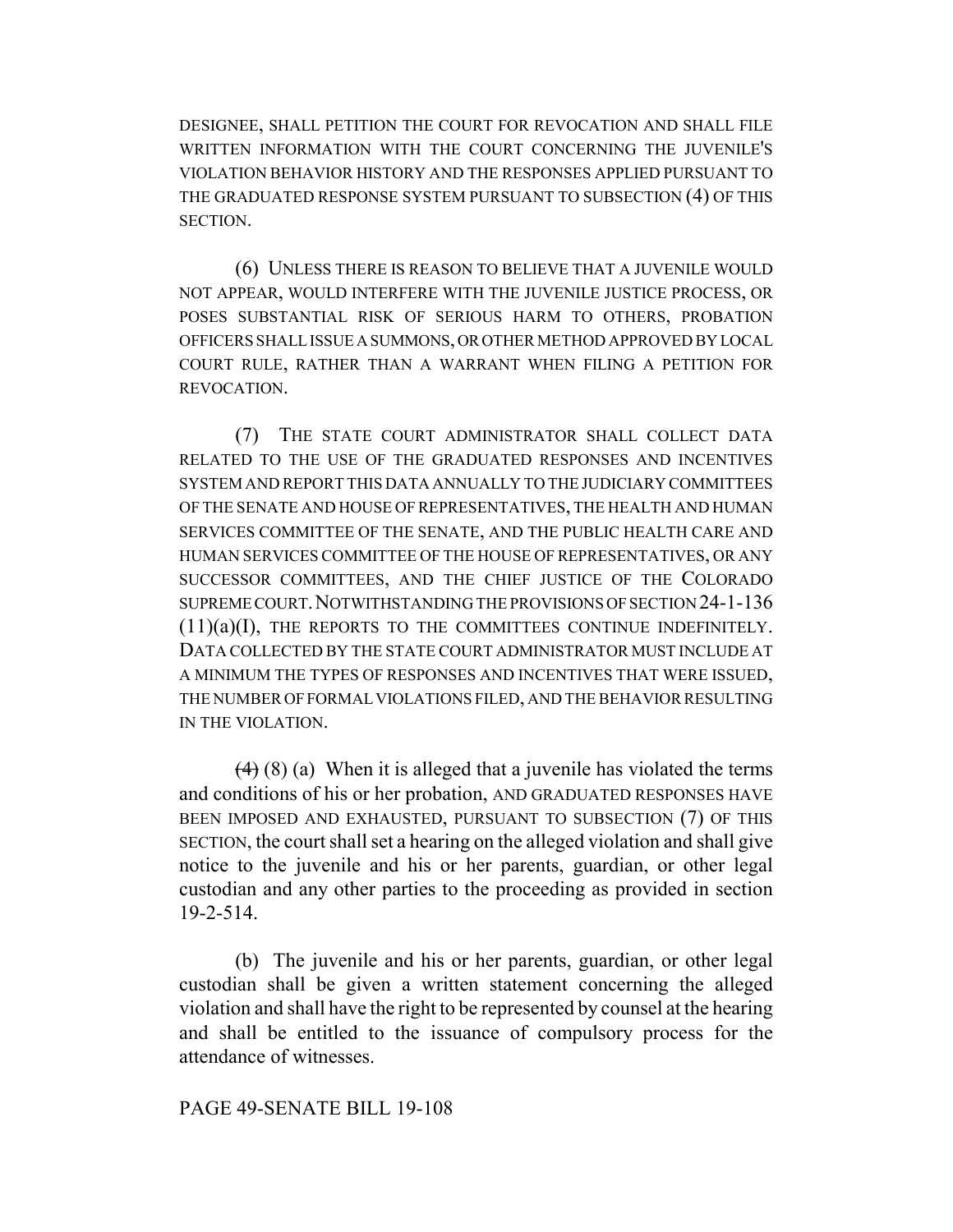DESIGNEE, SHALL PETITION THE COURT FOR REVOCATION AND SHALL FILE WRITTEN INFORMATION WITH THE COURT CONCERNING THE JUVENILE'S VIOLATION BEHAVIOR HISTORY AND THE RESPONSES APPLIED PURSUANT TO THE GRADUATED RESPONSE SYSTEM PURSUANT TO SUBSECTION (4) OF THIS SECTION.

(6) UNLESS THERE IS REASON TO BELIEVE THAT A JUVENILE WOULD NOT APPEAR, WOULD INTERFERE WITH THE JUVENILE JUSTICE PROCESS, OR POSES SUBSTANTIAL RISK OF SERIOUS HARM TO OTHERS, PROBATION OFFICERS SHALL ISSUE A SUMMONS, OR OTHER METHOD APPROVED BY LOCAL COURT RULE, RATHER THAN A WARRANT WHEN FILING A PETITION FOR REVOCATION.

(7) THE STATE COURT ADMINISTRATOR SHALL COLLECT DATA RELATED TO THE USE OF THE GRADUATED RESPONSES AND INCENTIVES SYSTEM AND REPORT THIS DATA ANNUALLY TO THE JUDICIARY COMMITTEES OF THE SENATE AND HOUSE OF REPRESENTATIVES, THE HEALTH AND HUMAN SERVICES COMMITTEE OF THE SENATE, AND THE PUBLIC HEALTH CARE AND HUMAN SERVICES COMMITTEE OF THE HOUSE OF REPRESENTATIVES, OR ANY SUCCESSOR COMMITTEES, AND THE CHIEF JUSTICE OF THE COLORADO SUPREME COURT. NOTWITHSTANDING THE PROVISIONS OF SECTION 24-1-136 (11)(a)(I), THE REPORTS TO THE COMMITTEES CONTINUE INDEFINITELY. DATA COLLECTED BY THE STATE COURT ADMINISTRATOR MUST INCLUDE AT A MINIMUM THE TYPES OF RESPONSES AND INCENTIVES THAT WERE ISSUED, THE NUMBER OF FORMAL VIOLATIONS FILED, AND THE BEHAVIOR RESULTING IN THE VIOLATION.

~~(4)~~ (8) (a) When it is alleged that a juvenile has violated the terms and conditions of his or her probation, AND GRADUATED RESPONSES HAVE BEEN IMPOSED AND EXHAUSTED, PURSUANT TO SUBSECTION (7) OF THIS SECTION, the court shall set a hearing on the alleged violation and shall give notice to the juvenile and his or her parents, guardian, or other legal custodian and any other parties to the proceeding as provided in section 19-2-514.

(b) The juvenile and his or her parents, guardian, or other legal custodian shall be given a written statement concerning the alleged violation and shall have the right to be represented by counsel at the hearing and shall be entitled to the issuance of compulsory process for the attendance of witnesses.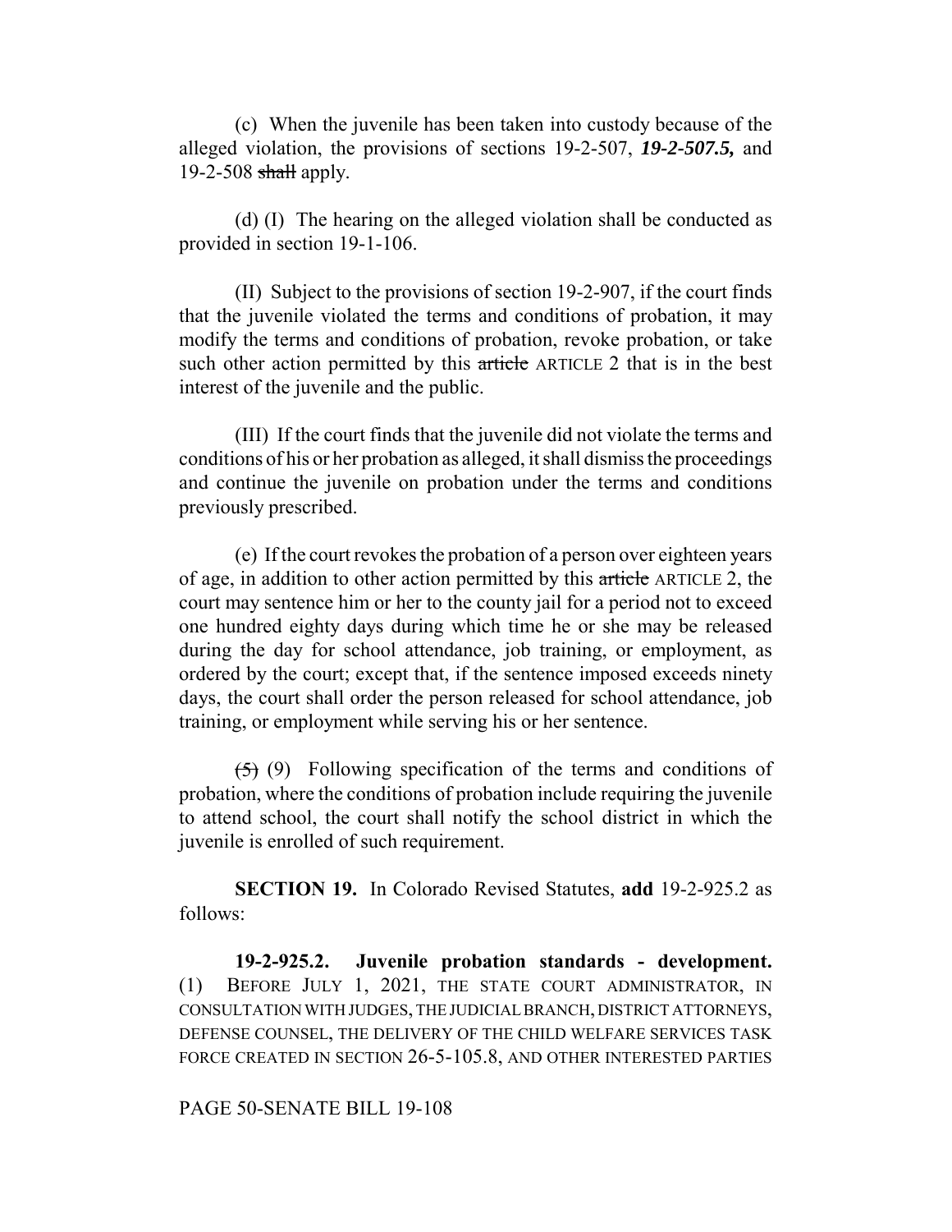(c) When the juvenile has been taken into custody because of the alleged violation, the provisions of sections 19-2-507, ***19-2-507.5,*** and 19-2-508 ~~shall~~ apply.

(d) (I) The hearing on the alleged violation shall be conducted as provided in section 19-1-106.

(II) Subject to the provisions of section 19-2-907, if the court finds that the juvenile violated the terms and conditions of probation, it may modify the terms and conditions of probation, revoke probation, or take such other action permitted by this ~~article~~ ARTICLE 2 that is in the best interest of the juvenile and the public.

(III) If the court finds that the juvenile did not violate the terms and conditions of his or her probation as alleged, it shall dismiss the proceedings and continue the juvenile on probation under the terms and conditions previously prescribed.

(e) If the court revokes the probation of a person over eighteen years of age, in addition to other action permitted by this ~~article~~ ARTICLE 2, the court may sentence him or her to the county jail for a period not to exceed one hundred eighty days during which time he or she may be released during the day for school attendance, job training, or employment, as ordered by the court; except that, if the sentence imposed exceeds ninety days, the court shall order the person released for school attendance, job training, or employment while serving his or her sentence.

~~(5)~~ (9) Following specification of the terms and conditions of probation, where the conditions of probation include requiring the juvenile to attend school, the court shall notify the school district in which the juvenile is enrolled of such requirement.

**SECTION 19.** In Colorado Revised Statutes, **add** 19-2-925.2 as follows:

**19-2-925.2. Juvenile probation standards - development.** (1) BEFORE JULY 1, 2021, THE STATE COURT ADMINISTRATOR, IN CONSULTATION WITH JUDGES, THE JUDICIAL BRANCH, DISTRICT ATTORNEYS, DEFENSE COUNSEL, THE DELIVERY OF THE CHILD WELFARE SERVICES TASK FORCE CREATED IN SECTION 26-5-105.8, AND OTHER INTERESTED PARTIES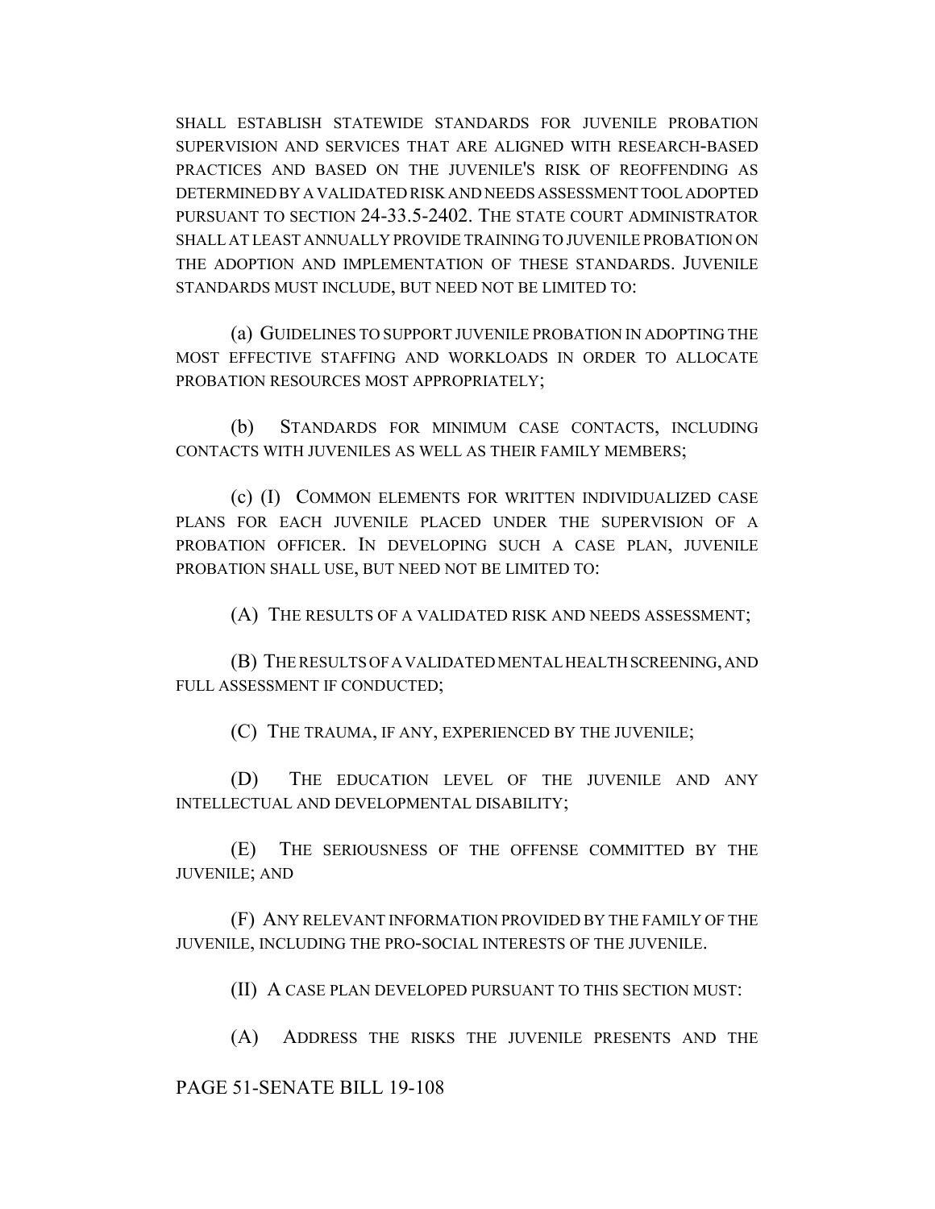SHALL ESTABLISH STATEWIDE STANDARDS FOR JUVENILE PROBATION SUPERVISION AND SERVICES THAT ARE ALIGNED WITH RESEARCH-BASED PRACTICES AND BASED ON THE JUVENILE'S RISK OF REOFFENDING AS DETERMINED BY A VALIDATED RISK AND NEEDS ASSESSMENT TOOL ADOPTED PURSUANT TO SECTION 24-33.5-2402. THE STATE COURT ADMINISTRATOR SHALL AT LEAST ANNUALLY PROVIDE TRAINING TO JUVENILE PROBATION ON THE ADOPTION AND IMPLEMENTATION OF THESE STANDARDS. JUVENILE STANDARDS MUST INCLUDE, BUT NEED NOT BE LIMITED TO:

(a) GUIDELINES TO SUPPORT JUVENILE PROBATION IN ADOPTING THE MOST EFFECTIVE STAFFING AND WORKLOADS IN ORDER TO ALLOCATE PROBATION RESOURCES MOST APPROPRIATELY;

(b) STANDARDS FOR MINIMUM CASE CONTACTS, INCLUDING CONTACTS WITH JUVENILES AS WELL AS THEIR FAMILY MEMBERS;

(c) (I) COMMON ELEMENTS FOR WRITTEN INDIVIDUALIZED CASE PLANS FOR EACH JUVENILE PLACED UNDER THE SUPERVISION OF A PROBATION OFFICER. IN DEVELOPING SUCH A CASE PLAN, JUVENILE PROBATION SHALL USE, BUT NEED NOT BE LIMITED TO:

(A) THE RESULTS OF A VALIDATED RISK AND NEEDS ASSESSMENT;

(B) THE RESULTS OF A VALIDATED MENTAL HEALTH SCREENING, AND FULL ASSESSMENT IF CONDUCTED;

(C) THE TRAUMA, IF ANY, EXPERIENCED BY THE JUVENILE;

(D) THE EDUCATION LEVEL OF THE JUVENILE AND ANY INTELLECTUAL AND DEVELOPMENTAL DISABILITY;

(E) THE SERIOUSNESS OF THE OFFENSE COMMITTED BY THE JUVENILE; AND

(F) ANY RELEVANT INFORMATION PROVIDED BY THE FAMILY OF THE JUVENILE, INCLUDING THE PRO-SOCIAL INTERESTS OF THE JUVENILE.

(II) A CASE PLAN DEVELOPED PURSUANT TO THIS SECTION MUST:

(A) ADDRESS THE RISKS THE JUVENILE PRESENTS AND THE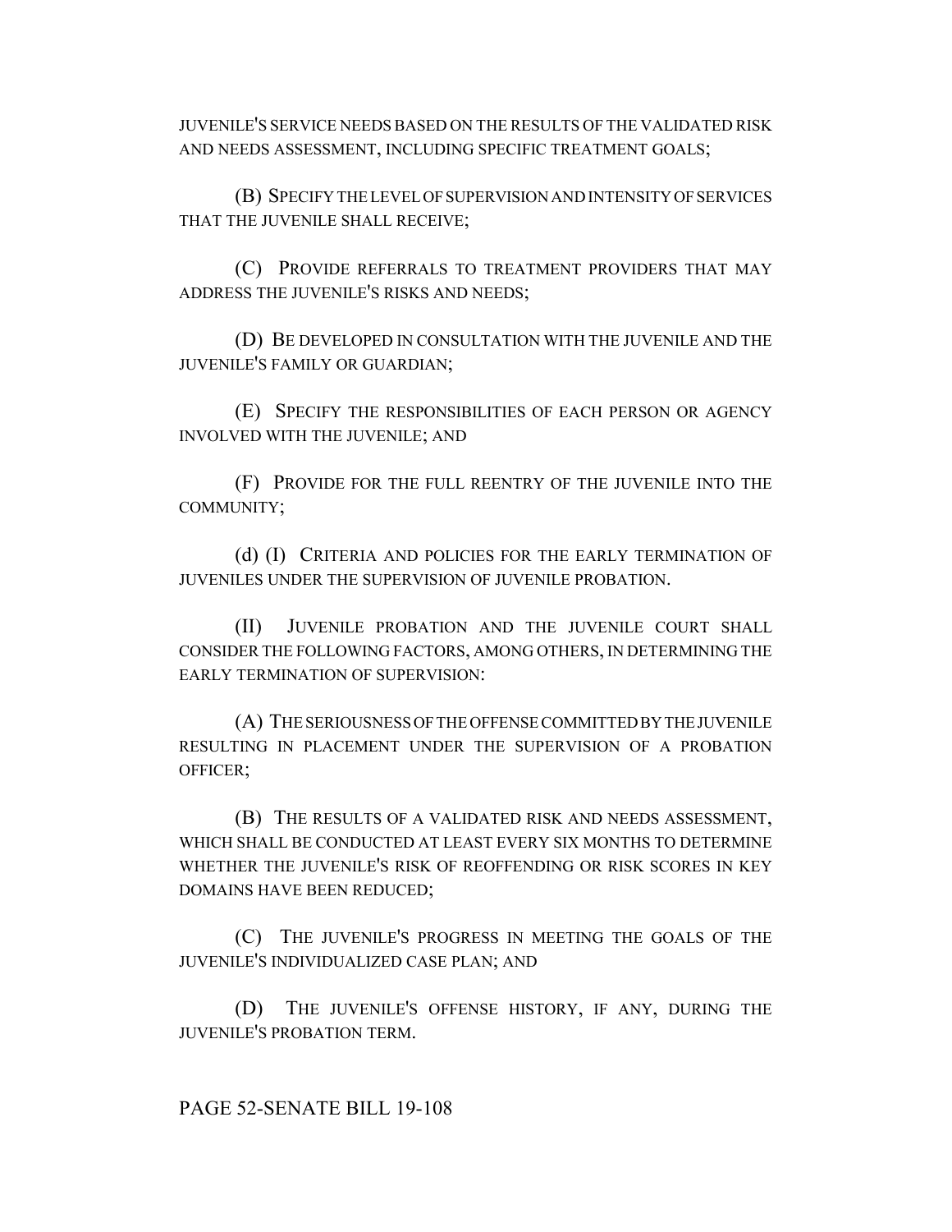JUVENILE'S SERVICE NEEDS BASED ON THE RESULTS OF THE VALIDATED RISK AND NEEDS ASSESSMENT, INCLUDING SPECIFIC TREATMENT GOALS;

(B) SPECIFY THE LEVEL OF SUPERVISION AND INTENSITY OF SERVICES THAT THE JUVENILE SHALL RECEIVE;

(C) PROVIDE REFERRALS TO TREATMENT PROVIDERS THAT MAY ADDRESS THE JUVENILE'S RISKS AND NEEDS;

(D) BE DEVELOPED IN CONSULTATION WITH THE JUVENILE AND THE JUVENILE'S FAMILY OR GUARDIAN;

(E) SPECIFY THE RESPONSIBILITIES OF EACH PERSON OR AGENCY INVOLVED WITH THE JUVENILE; AND

(F) PROVIDE FOR THE FULL REENTRY OF THE JUVENILE INTO THE COMMUNITY;

(d) (I) CRITERIA AND POLICIES FOR THE EARLY TERMINATION OF JUVENILES UNDER THE SUPERVISION OF JUVENILE PROBATION.

(II) JUVENILE PROBATION AND THE JUVENILE COURT SHALL CONSIDER THE FOLLOWING FACTORS, AMONG OTHERS, IN DETERMINING THE EARLY TERMINATION OF SUPERVISION:

(A) THE SERIOUSNESS OF THE OFFENSE COMMITTED BY THE JUVENILE RESULTING IN PLACEMENT UNDER THE SUPERVISION OF A PROBATION OFFICER;

(B) THE RESULTS OF A VALIDATED RISK AND NEEDS ASSESSMENT, WHICH SHALL BE CONDUCTED AT LEAST EVERY SIX MONTHS TO DETERMINE WHETHER THE JUVENILE'S RISK OF REOFFENDING OR RISK SCORES IN KEY DOMAINS HAVE BEEN REDUCED;

(C) THE JUVENILE'S PROGRESS IN MEETING THE GOALS OF THE JUVENILE'S INDIVIDUALIZED CASE PLAN; AND

(D) THE JUVENILE'S OFFENSE HISTORY, IF ANY, DURING THE JUVENILE'S PROBATION TERM.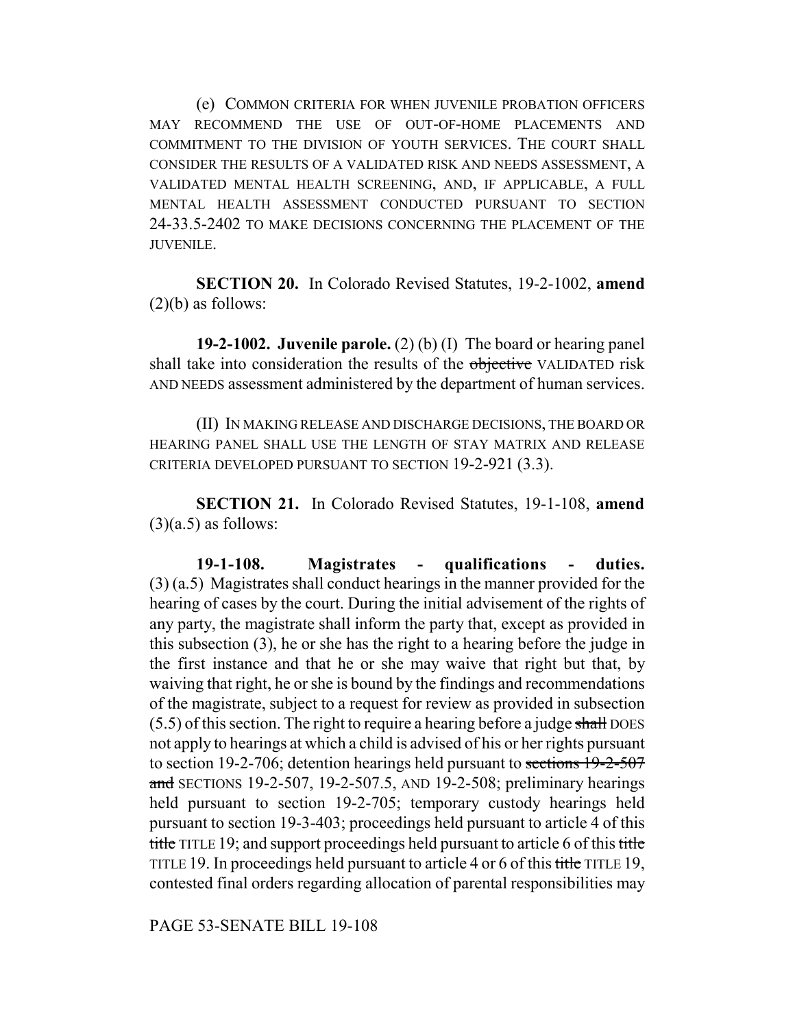(e) COMMON CRITERIA FOR WHEN JUVENILE PROBATION OFFICERS MAY RECOMMEND THE USE OF OUT-OF-HOME PLACEMENTS AND COMMITMENT TO THE DIVISION OF YOUTH SERVICES. THE COURT SHALL CONSIDER THE RESULTS OF A VALIDATED RISK AND NEEDS ASSESSMENT, A VALIDATED MENTAL HEALTH SCREENING, AND, IF APPLICABLE, A FULL MENTAL HEALTH ASSESSMENT CONDUCTED PURSUANT TO SECTION 24-33.5-2402 TO MAKE DECISIONS CONCERNING THE PLACEMENT OF THE JUVENILE.

**SECTION 20.** In Colorado Revised Statutes, 19-2-1002, **amend** (2)(b) as follows:

**19-2-1002. Juvenile parole.** (2) (b) (I) The board or hearing panel shall take into consideration the results of the ~~objective~~ VALIDATED risk AND NEEDS assessment administered by the department of human services.

(II) IN MAKING RELEASE AND DISCHARGE DECISIONS, THE BOARD OR HEARING PANEL SHALL USE THE LENGTH OF STAY MATRIX AND RELEASE CRITERIA DEVELOPED PURSUANT TO SECTION 19-2-921 (3.3).

**SECTION 21.** In Colorado Revised Statutes, 19-1-108, **amend** (3)(a.5) as follows:

**19-1-108. Magistrates - qualifications - duties.** (3) (a.5) Magistrates shall conduct hearings in the manner provided for the hearing of cases by the court. During the initial advisement of the rights of any party, the magistrate shall inform the party that, except as provided in this subsection (3), he or she has the right to a hearing before the judge in the first instance and that he or she may waive that right but that, by waiving that right, he or she is bound by the findings and recommendations of the magistrate, subject to a request for review as provided in subsection (5.5) of this section. The right to require a hearing before a judge ~~shall~~ DOES not apply to hearings at which a child is advised of his or her rights pursuant to section 19-2-706; detention hearings held pursuant to ~~sections 19-2-507 and~~ SECTIONS 19-2-507, 19-2-507.5, AND 19-2-508; preliminary hearings held pursuant to section 19-2-705; temporary custody hearings held pursuant to section 19-3-403; proceedings held pursuant to article 4 of this ~~title~~ TITLE 19; and support proceedings held pursuant to article 6 of this ~~title~~ TITLE 19. In proceedings held pursuant to article 4 or 6 of this ~~title~~ TITLE 19, contested final orders regarding allocation of parental responsibilities may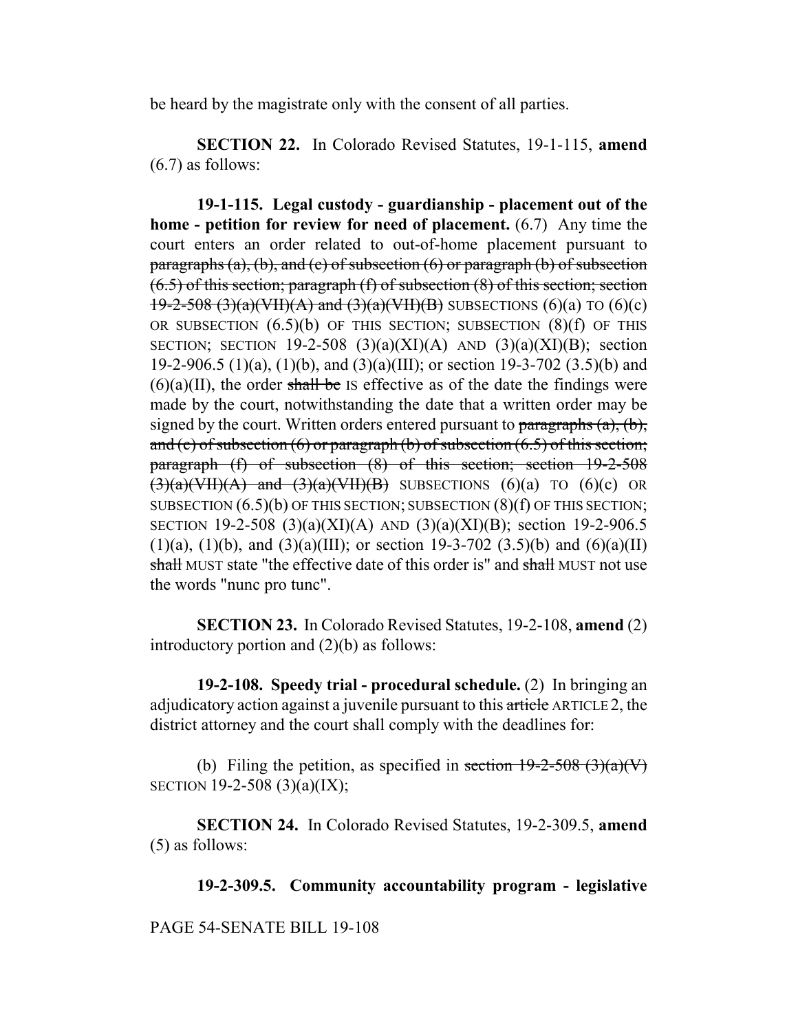be heard by the magistrate only with the consent of all parties.

**SECTION 22.** In Colorado Revised Statutes, 19-1-115, **amend** (6.7) as follows:

**19-1-115. Legal custody - guardianship - placement out of the home - petition for review for need of placement.** (6.7) Any time the court enters an order related to out-of-home placement pursuant to ~~paragraphs (a), (b), and (c) of subsection (6) or paragraph (b) of subsection (6.5) of this section; paragraph (f) of subsection (8) of this section; section 19-2-508 (3)(a)(VII)(A) and (3)(a)(VII)(B)~~ SUBSECTIONS (6)(a) TO (6)(c) OR SUBSECTION (6.5)(b) OF THIS SECTION; SUBSECTION (8)(f) OF THIS SECTION; SECTION 19-2-508 (3)(a)(XI)(A) AND (3)(a)(XI)(B); section 19-2-906.5 (1)(a), (1)(b), and (3)(a)(III); or section 19-3-702 (3.5)(b) and (6)(a)(II), the order ~~shall be~~ IS effective as of the date the findings were made by the court, notwithstanding the date that a written order may be signed by the court. Written orders entered pursuant to ~~paragraphs (a), (b), and (c) of subsection (6) or paragraph (b) of subsection (6.5) of this section; paragraph (f) of subsection (8) of this section; section 19-2-508 (3)(a)(VII)(A) and (3)(a)(VII)(B)~~ SUBSECTIONS (6)(a) TO (6)(c) OR SUBSECTION (6.5)(b) OF THIS SECTION; SUBSECTION (8)(f) OF THIS SECTION; SECTION 19-2-508 (3)(a)(XI)(A) AND (3)(a)(XI)(B); section 19-2-906.5 (1)(a), (1)(b), and (3)(a)(III); or section 19-3-702 (3.5)(b) and (6)(a)(II) ~~shall~~ MUST state "the effective date of this order is" and ~~shall~~ MUST not use the words "nunc pro tunc".

**SECTION 23.** In Colorado Revised Statutes, 19-2-108, **amend** (2) introductory portion and (2)(b) as follows:

**19-2-108. Speedy trial - procedural schedule.** (2) In bringing an adjudicatory action against a juvenile pursuant to this ~~article~~ ARTICLE 2, the district attorney and the court shall comply with the deadlines for:

(b) Filing the petition, as specified in ~~section 19-2-508 (3)(a)(V)~~ SECTION 19-2-508 (3)(a)(IX);

**SECTION 24.** In Colorado Revised Statutes, 19-2-309.5, **amend** (5) as follows:

**19-2-309.5. Community accountability program - legislative**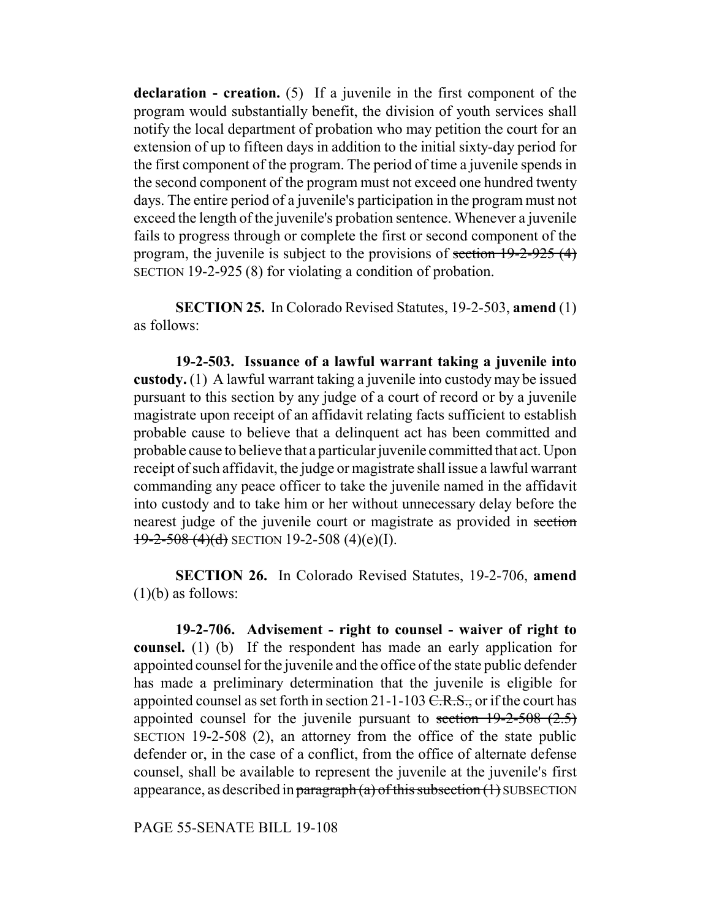**declaration - creation.** (5) If a juvenile in the first component of the program would substantially benefit, the division of youth services shall notify the local department of probation who may petition the court for an extension of up to fifteen days in addition to the initial sixty-day period for the first component of the program. The period of time a juvenile spends in the second component of the program must not exceed one hundred twenty days. The entire period of a juvenile's participation in the program must not exceed the length of the juvenile's probation sentence. Whenever a juvenile fails to progress through or complete the first or second component of the program, the juvenile is subject to the provisions of ~~section 19-2-925 (4)~~ SECTION 19-2-925 (8) for violating a condition of probation.

**SECTION 25.** In Colorado Revised Statutes, 19-2-503, **amend** (1) as follows:

**19-2-503. Issuance of a lawful warrant taking a juvenile into custody.** (1) A lawful warrant taking a juvenile into custody may be issued pursuant to this section by any judge of a court of record or by a juvenile magistrate upon receipt of an affidavit relating facts sufficient to establish probable cause to believe that a delinquent act has been committed and probable cause to believe that a particular juvenile committed that act. Upon receipt of such affidavit, the judge or magistrate shall issue a lawful warrant commanding any peace officer to take the juvenile named in the affidavit into custody and to take him or her without unnecessary delay before the nearest judge of the juvenile court or magistrate as provided in ~~section 19-2-508 (4)(d)~~ SECTION 19-2-508 (4)(e)(I).

**SECTION 26.** In Colorado Revised Statutes, 19-2-706, **amend** (1)(b) as follows:

**19-2-706. Advisement - right to counsel - waiver of right to counsel.** (1) (b) If the respondent has made an early application for appointed counsel for the juvenile and the office of the state public defender has made a preliminary determination that the juvenile is eligible for appointed counsel as set forth in section 21-1-103 ~~C.R.S.,~~ or if the court has appointed counsel for the juvenile pursuant to ~~section 19-2-508 (2.5)~~ SECTION 19-2-508 (2), an attorney from the office of the state public defender or, in the case of a conflict, from the office of alternate defense counsel, shall be available to represent the juvenile at the juvenile's first appearance, as described in ~~paragraph (a) of this subsection (1)~~ SUBSECTION

PAGE 55-SENATE BILL 19-108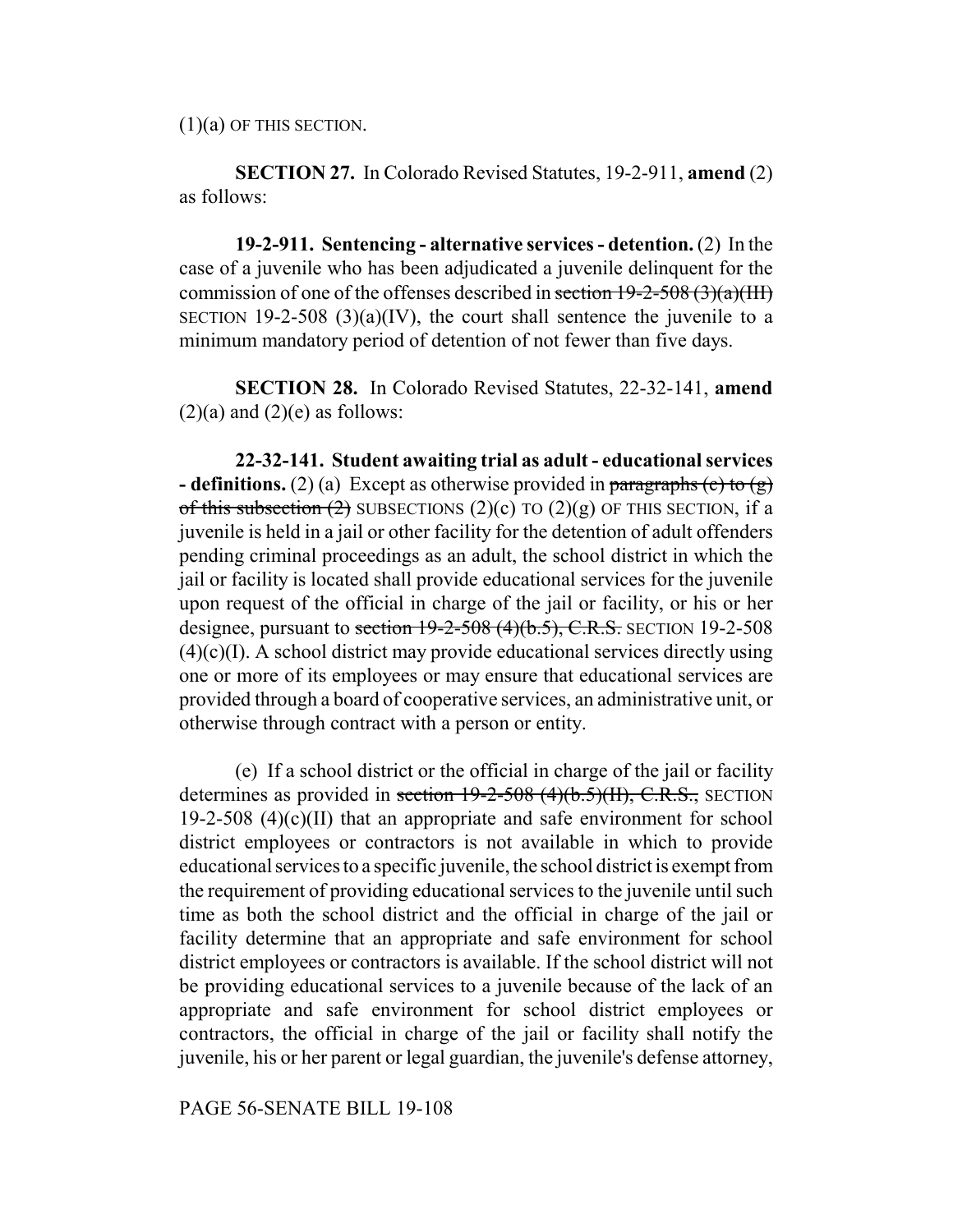(1)(a) OF THIS SECTION.

**SECTION 27.** In Colorado Revised Statutes, 19-2-911, **amend** (2) as follows:

**19-2-911. Sentencing - alternative services - detention.** (2) In the case of a juvenile who has been adjudicated a juvenile delinquent for the commission of one of the offenses described in ~~section 19-2-508 (3)(a)(III)~~ SECTION 19-2-508 (3)(a)(IV), the court shall sentence the juvenile to a minimum mandatory period of detention of not fewer than five days.

**SECTION 28.** In Colorado Revised Statutes, 22-32-141, **amend** (2)(a) and (2)(e) as follows:

**22-32-141. Student awaiting trial as adult - educational services - definitions.** (2) (a) Except as otherwise provided in ~~paragraphs (c) to (g) of this subsection (2)~~ SUBSECTIONS (2)(c) TO (2)(g) OF THIS SECTION, if a juvenile is held in a jail or other facility for the detention of adult offenders pending criminal proceedings as an adult, the school district in which the jail or facility is located shall provide educational services for the juvenile upon request of the official in charge of the jail or facility, or his or her designee, pursuant to ~~section 19-2-508 (4)(b.5), C.R.S.~~ SECTION 19-2-508 (4)(c)(I). A school district may provide educational services directly using one or more of its employees or may ensure that educational services are provided through a board of cooperative services, an administrative unit, or otherwise through contract with a person or entity.

(e) If a school district or the official in charge of the jail or facility determines as provided in ~~section 19-2-508 (4)(b.5)(II), C.R.S.,~~ SECTION 19-2-508 (4)(c)(II) that an appropriate and safe environment for school district employees or contractors is not available in which to provide educational services to a specific juvenile, the school district is exempt from the requirement of providing educational services to the juvenile until such time as both the school district and the official in charge of the jail or facility determine that an appropriate and safe environment for school district employees or contractors is available. If the school district will not be providing educational services to a juvenile because of the lack of an appropriate and safe environment for school district employees or contractors, the official in charge of the jail or facility shall notify the juvenile, his or her parent or legal guardian, the juvenile's defense attorney,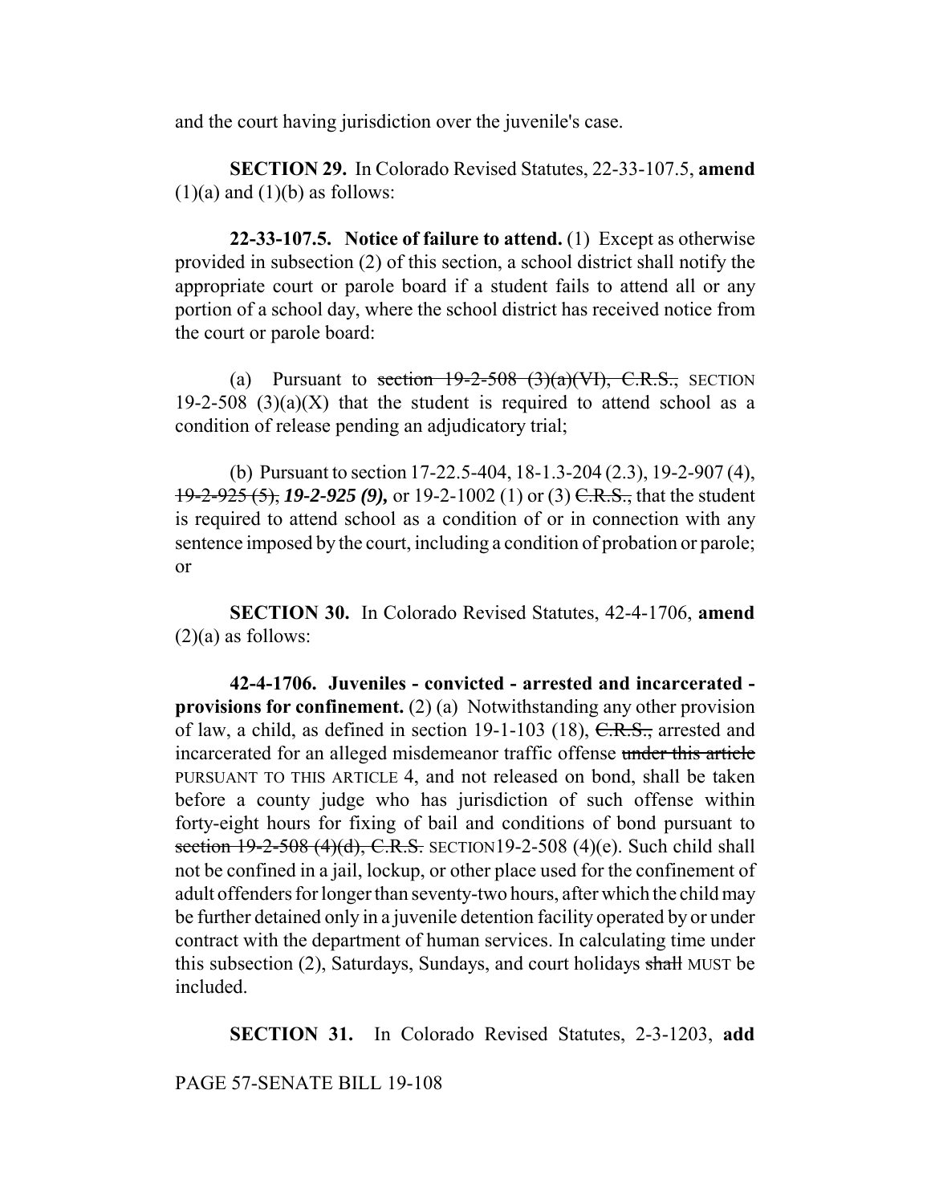and the court having jurisdiction over the juvenile's case.

**SECTION 29.** In Colorado Revised Statutes, 22-33-107.5, **amend** (1)(a) and (1)(b) as follows:

**22-33-107.5. Notice of failure to attend.** (1) Except as otherwise provided in subsection (2) of this section, a school district shall notify the appropriate court or parole board if a student fails to attend all or any portion of a school day, where the school district has received notice from the court or parole board:

(a) Pursuant to ~~section 19-2-508 (3)(a)(VI), C.R.S.,~~ SECTION 19-2-508 (3)(a)(X) that the student is required to attend school as a condition of release pending an adjudicatory trial;

(b) Pursuant to section 17-22.5-404, 18-1.3-204 (2.3), 19-2-907 (4), ~~19-2-925 (5),~~ ***19-2-925 (9),*** or 19-2-1002 (1) or (3) ~~C.R.S.,~~ that the student is required to attend school as a condition of or in connection with any sentence imposed by the court, including a condition of probation or parole; or

**SECTION 30.** In Colorado Revised Statutes, 42-4-1706, **amend** (2)(a) as follows:

**42-4-1706. Juveniles - convicted - arrested and incarcerated - provisions for confinement.** (2) (a) Notwithstanding any other provision of law, a child, as defined in section 19-1-103 (18), ~~C.R.S.,~~ arrested and incarcerated for an alleged misdemeanor traffic offense ~~under this article~~ PURSUANT TO THIS ARTICLE 4, and not released on bond, shall be taken before a county judge who has jurisdiction of such offense within forty-eight hours for fixing of bail and conditions of bond pursuant to ~~section 19-2-508 (4)(d), C.R.S.~~ SECTION19-2-508 (4)(e). Such child shall not be confined in a jail, lockup, or other place used for the confinement of adult offenders for longer than seventy-two hours, after which the child may be further detained only in a juvenile detention facility operated by or under contract with the department of human services. In calculating time under this subsection (2), Saturdays, Sundays, and court holidays ~~shall~~ MUST be included.

**SECTION 31.** In Colorado Revised Statutes, 2-3-1203, **add**

PAGE 57-SENATE BILL 19-108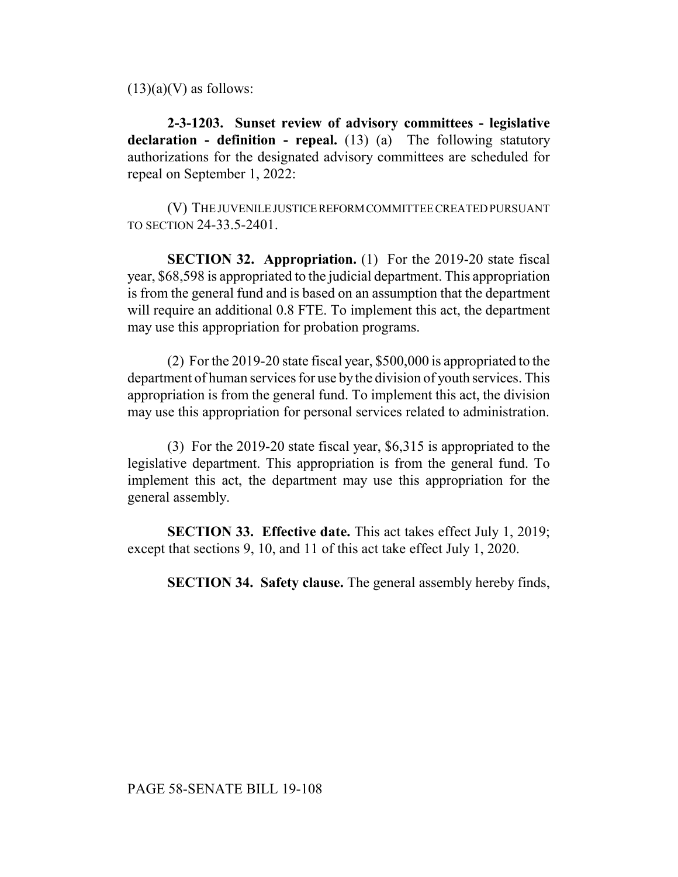(13)(a)(V) as follows:

**2-3-1203. Sunset review of advisory committees - legislative declaration - definition - repeal.** (13) (a) The following statutory authorizations for the designated advisory committees are scheduled for repeal on September 1, 2022:

(V) THE JUVENILE JUSTICE REFORM COMMITTEE CREATED PURSUANT TO SECTION 24-33.5-2401.

**SECTION 32. Appropriation.** (1) For the 2019-20 state fiscal year, $68,598 is appropriated to the judicial department. This appropriation is from the general fund and is based on an assumption that the department will require an additional 0.8 FTE. To implement this act, the department may use this appropriation for probation programs.

(2) For the 2019-20 state fiscal year, $500,000 is appropriated to the department of human services for use by the division of youth services. This appropriation is from the general fund. To implement this act, the division may use this appropriation for personal services related to administration.

(3) For the 2019-20 state fiscal year, $6,315 is appropriated to the legislative department. This appropriation is from the general fund. To implement this act, the department may use this appropriation for the general assembly.

**SECTION 33. Effective date.** This act takes effect July 1, 2019; except that sections 9, 10, and 11 of this act take effect July 1, 2020.

**SECTION 34. Safety clause.** The general assembly hereby finds,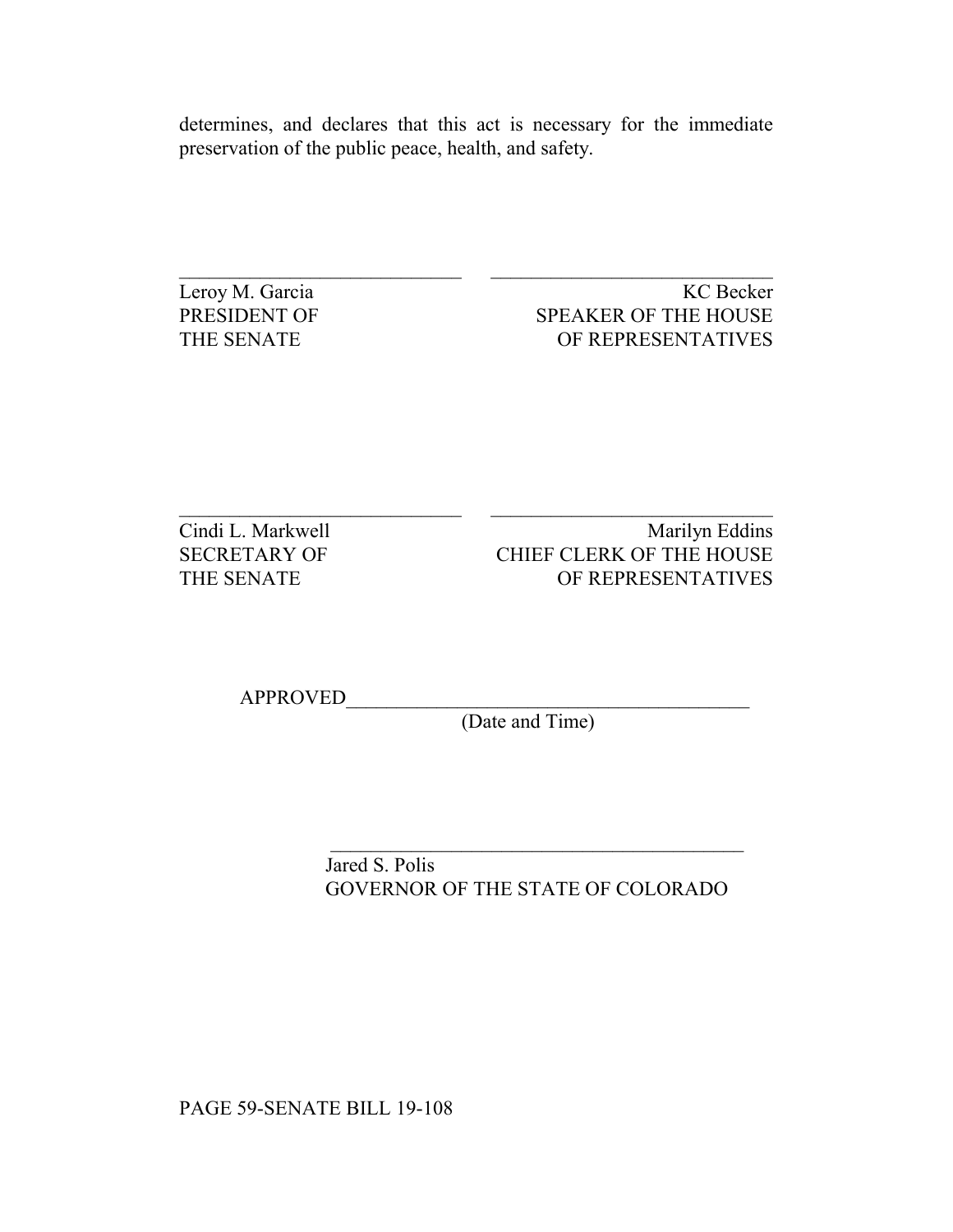determines, and declares that this act is necessary for the immediate preservation of the public peace, health, and safety.

| | |
|---|---|
| ____________________________ | ____________________________ |
| Leroy M. Garcia | KC Becker |
| PRESIDENT OF | SPEAKER OF THE HOUSE |
| THE SENATE | OF REPRESENTATIVES |

| | |
|---|---|
| ____________________________ | ____________________________ |
| Cindi L. Markwell | Marilyn Eddins |
| SECRETARY OF | CHIEF CLERK OF THE HOUSE |
| THE SENATE | OF REPRESENTATIVES |

APPROVED________________________________________
(Date and Time)

_________________________________________

Jared S. Polis
GOVERNOR OF THE STATE OF COLORADO

PAGE 59-SENATE BILL 19-108